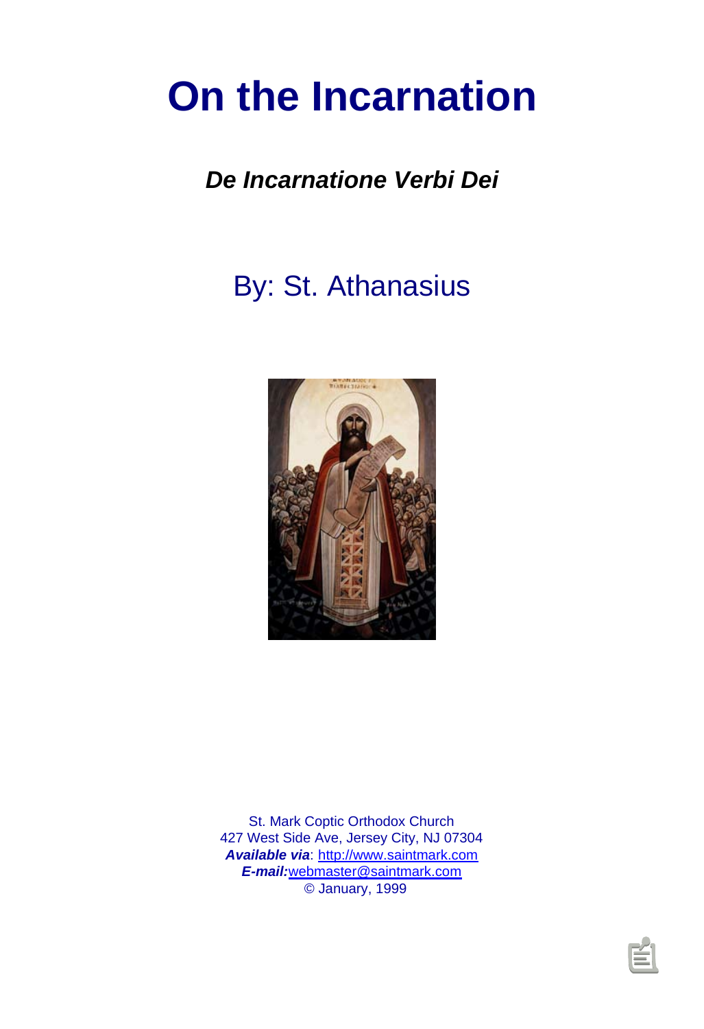# On the Incarnation

***De Incarnatione Verbi Dei***

## By: St. Athanasius

St. Mark Coptic Orthodox Church
427 West Side Ave, Jersey City, NJ 07304
***Available via***: http://www.saintmark.com
***E-mail:***webmaster@saintmark.com
© January, 1999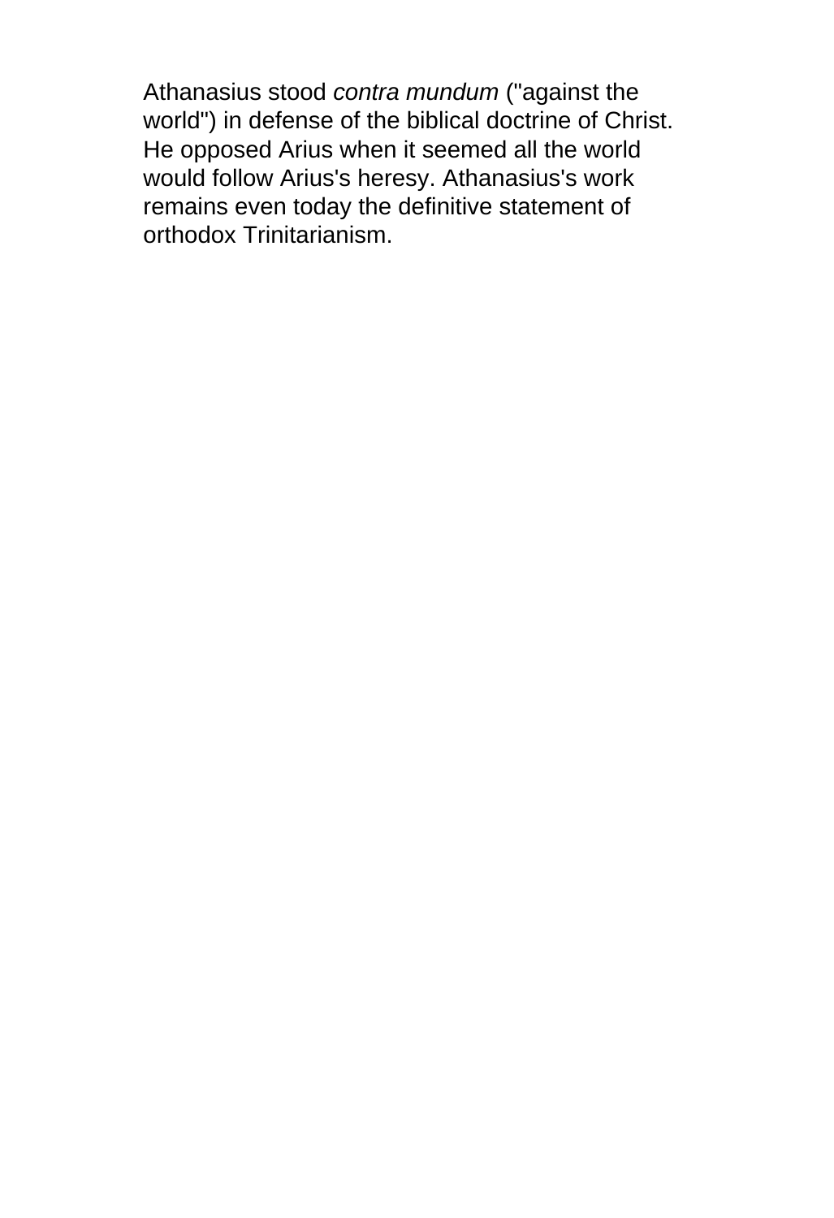Athanasius stood *contra mundum* ("against the world") in defense of the biblical doctrine of Christ. He opposed Arius when it seemed all the world would follow Arius's heresy. Athanasius's work remains even today the definitive statement of orthodox Trinitarianism.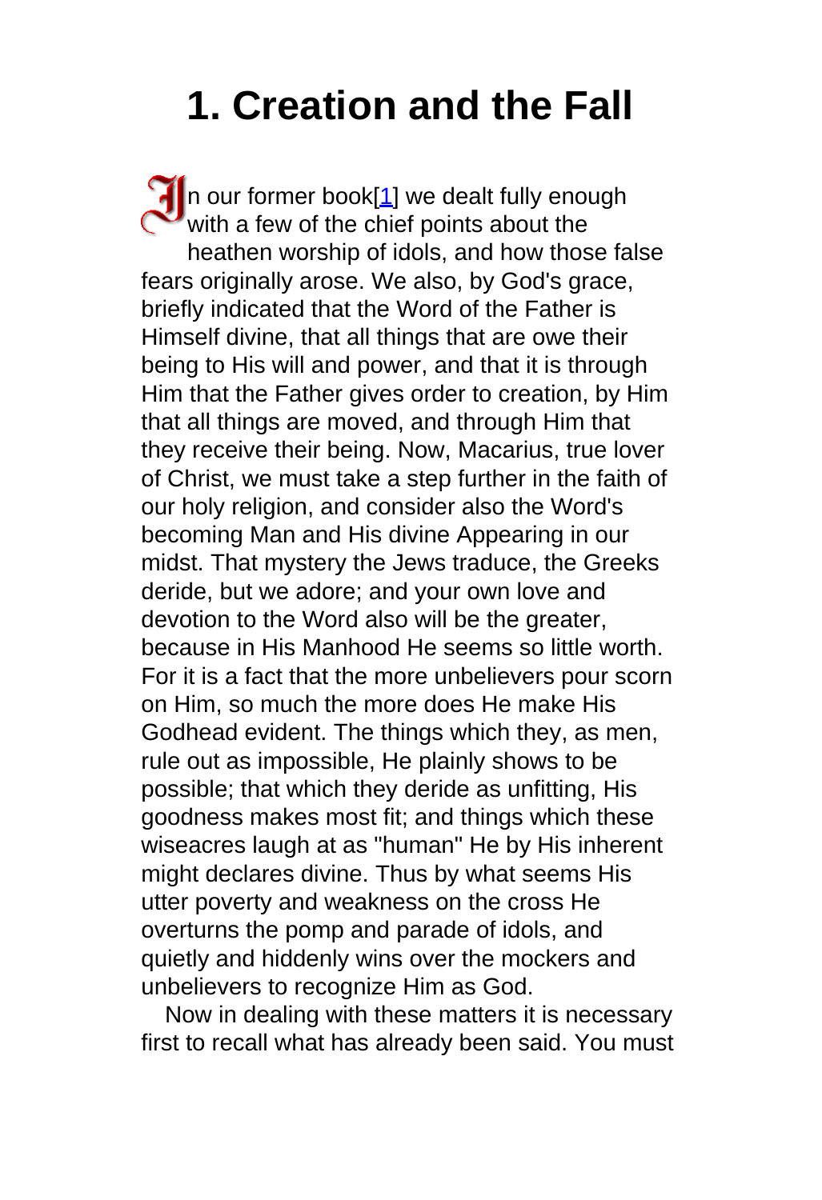# 1. Creation and the Fall

In our former book[1] we dealt fully enough with a few of the chief points about the heathen worship of idols, and how those false fears originally arose. We also, by God's grace, briefly indicated that the Word of the Father is Himself divine, that all things that are owe their being to His will and power, and that it is through Him that the Father gives order to creation, by Him that all things are moved, and through Him that they receive their being. Now, Macarius, true lover of Christ, we must take a step further in the faith of our holy religion, and consider also the Word's becoming Man and His divine Appearing in our midst. That mystery the Jews traduce, the Greeks deride, but we adore; and your own love and devotion to the Word also will be the greater, because in His Manhood He seems so little worth. For it is a fact that the more unbelievers pour scorn on Him, so much the more does He make His Godhead evident. The things which they, as men, rule out as impossible, He plainly shows to be possible; that which they deride as unfitting, His goodness makes most fit; and things which these wiseacres laugh at as "human" He by His inherent might declares divine. Thus by what seems His utter poverty and weakness on the cross He overturns the pomp and parade of idols, and quietly and hiddenly wins over the mockers and unbelievers to recognize Him as God.

Now in dealing with these matters it is necessary first to recall what has already been said. You must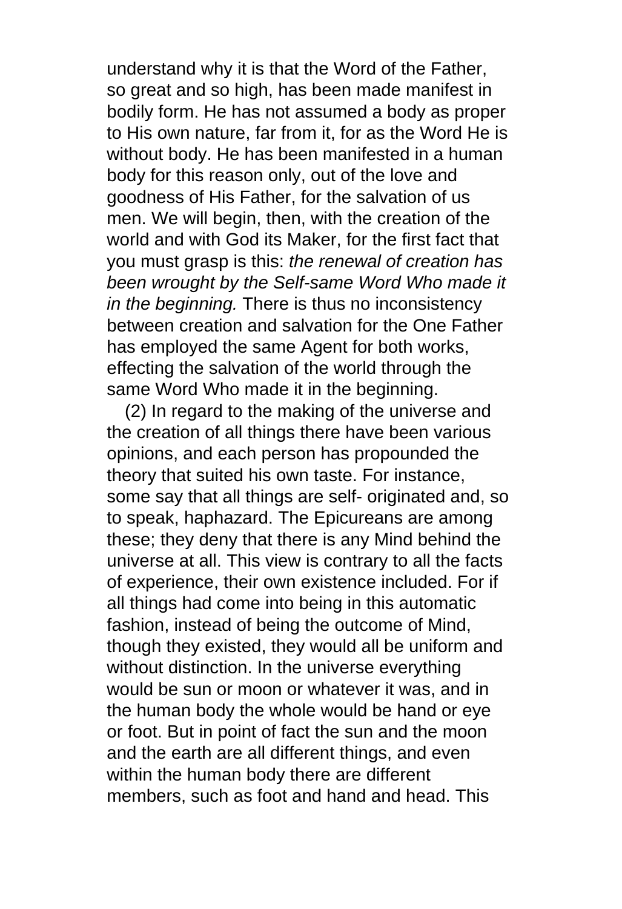understand why it is that the Word of the Father, so great and so high, has been made manifest in bodily form. He has not assumed a body as proper to His own nature, far from it, for as the Word He is without body. He has been manifested in a human body for this reason only, out of the love and goodness of His Father, for the salvation of us men. We will begin, then, with the creation of the world and with God its Maker, for the first fact that you must grasp is this: *the renewal of creation has been wrought by the Self-same Word Who made it in the beginning.* There is thus no inconsistency between creation and salvation for the One Father has employed the same Agent for both works, effecting the salvation of the world through the same Word Who made it in the beginning.

(2) In regard to the making of the universe and the creation of all things there have been various opinions, and each person has propounded the theory that suited his own taste. For instance, some say that all things are self- originated and, so to speak, haphazard. The Epicureans are among these; they deny that there is any Mind behind the universe at all. This view is contrary to all the facts of experience, their own existence included. For if all things had come into being in this automatic fashion, instead of being the outcome of Mind, though they existed, they would all be uniform and without distinction. In the universe everything would be sun or moon or whatever it was, and in the human body the whole would be hand or eye or foot. But in point of fact the sun and the moon and the earth are all different things, and even within the human body there are different members, such as foot and hand and head. This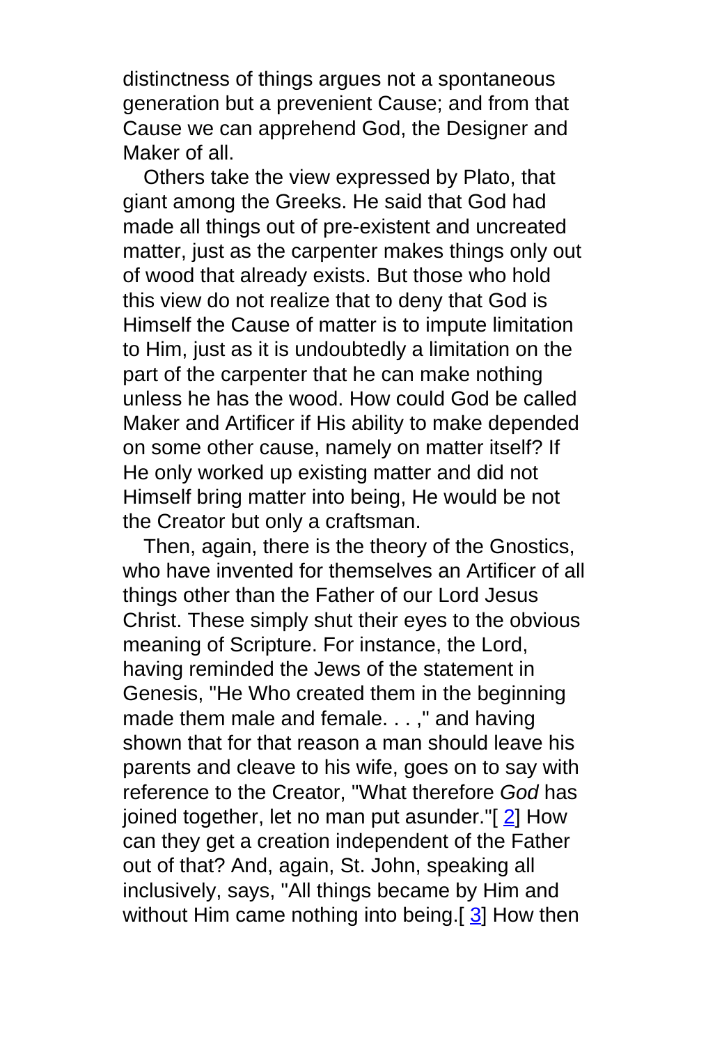distinctness of things argues not a spontaneous generation but a prevenient Cause; and from that Cause we can apprehend God, the Designer and Maker of all.

Others take the view expressed by Plato, that giant among the Greeks. He said that God had made all things out of pre-existent and uncreated matter, just as the carpenter makes things only out of wood that already exists. But those who hold this view do not realize that to deny that God is Himself the Cause of matter is to impute limitation to Him, just as it is undoubtedly a limitation on the part of the carpenter that he can make nothing unless he has the wood. How could God be called Maker and Artificer if His ability to make depended on some other cause, namely on matter itself? If He only worked up existing matter and did not Himself bring matter into being, He would be not the Creator but only a craftsman.

Then, again, there is the theory of the Gnostics, who have invented for themselves an Artificer of all things other than the Father of our Lord Jesus Christ. These simply shut their eyes to the obvious meaning of Scripture. For instance, the Lord, having reminded the Jews of the statement in Genesis, "He Who created them in the beginning made them male and female. . . ," and having shown that for that reason a man should leave his parents and cleave to his wife, goes on to say with reference to the Creator, "What therefore *God* has joined together, let no man put asunder."[ 2] How can they get a creation independent of the Father out of that? And, again, St. John, speaking all inclusively, says, "All things became by Him and without Him came nothing into being.[ 3] How then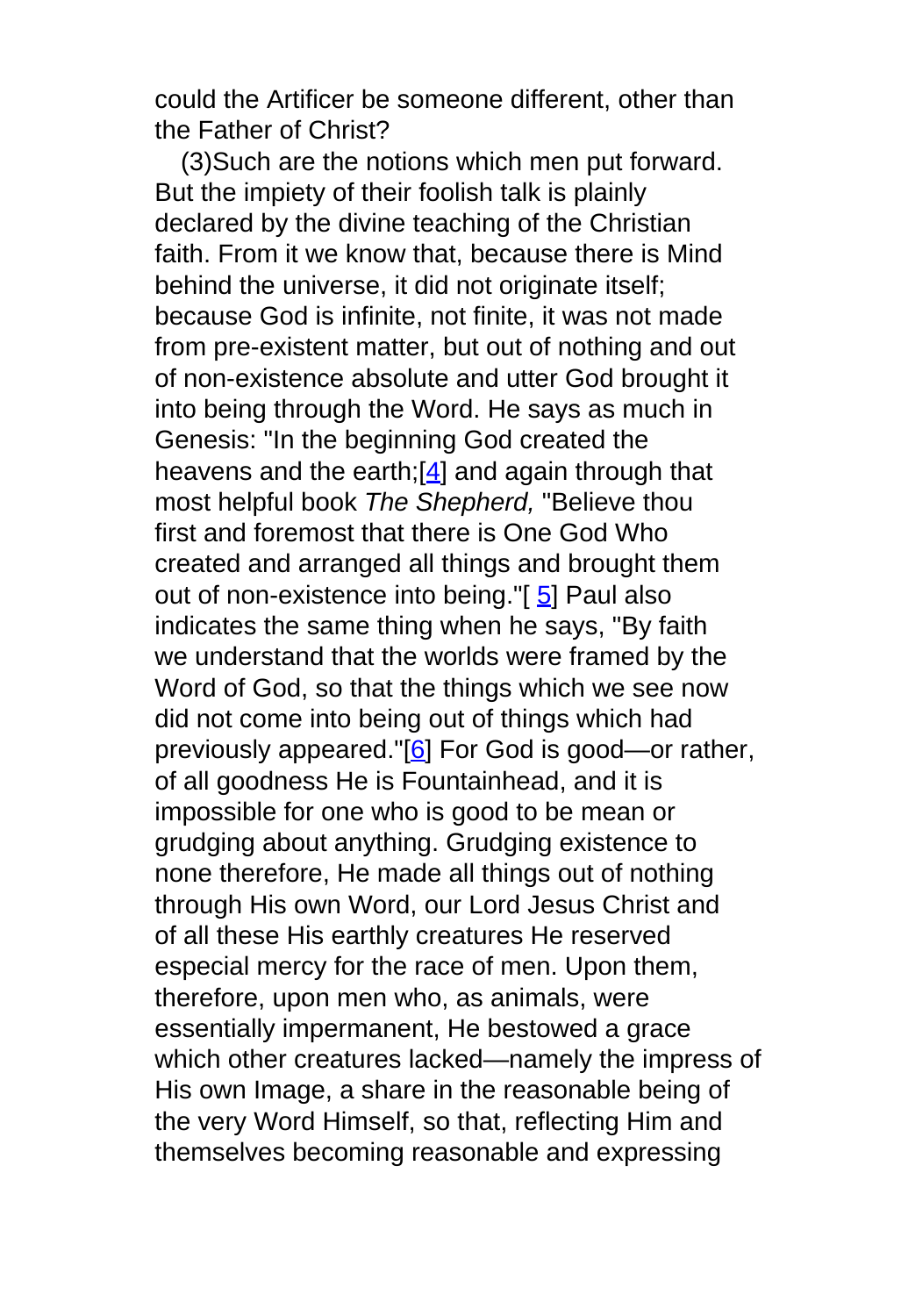could the Artificer be someone different, other than the Father of Christ?

(3)Such are the notions which men put forward. But the impiety of their foolish talk is plainly declared by the divine teaching of the Christian faith. From it we know that, because there is Mind behind the universe, it did not originate itself; because God is infinite, not finite, it was not made from pre-existent matter, but out of nothing and out of non-existence absolute and utter God brought it into being through the Word. He says as much in Genesis: "In the beginning God created the heavens and the earth;[4] and again through that most helpful book *The Shepherd,* "Believe thou first and foremost that there is One God Who created and arranged all things and brought them out of non-existence into being."[5] Paul also indicates the same thing when he says, "By faith we understand that the worlds were framed by the Word of God, so that the things which we see now did not come into being out of things which had previously appeared."[6] For God is good—or rather, of all goodness He is Fountainhead, and it is impossible for one who is good to be mean or grudging about anything. Grudging existence to none therefore, He made all things out of nothing through His own Word, our Lord Jesus Christ and of all these His earthly creatures He reserved especial mercy for the race of men. Upon them, therefore, upon men who, as animals, were essentially impermanent, He bestowed a grace which other creatures lacked—namely the impress of His own Image, a share in the reasonable being of the very Word Himself, so that, reflecting Him and themselves becoming reasonable and expressing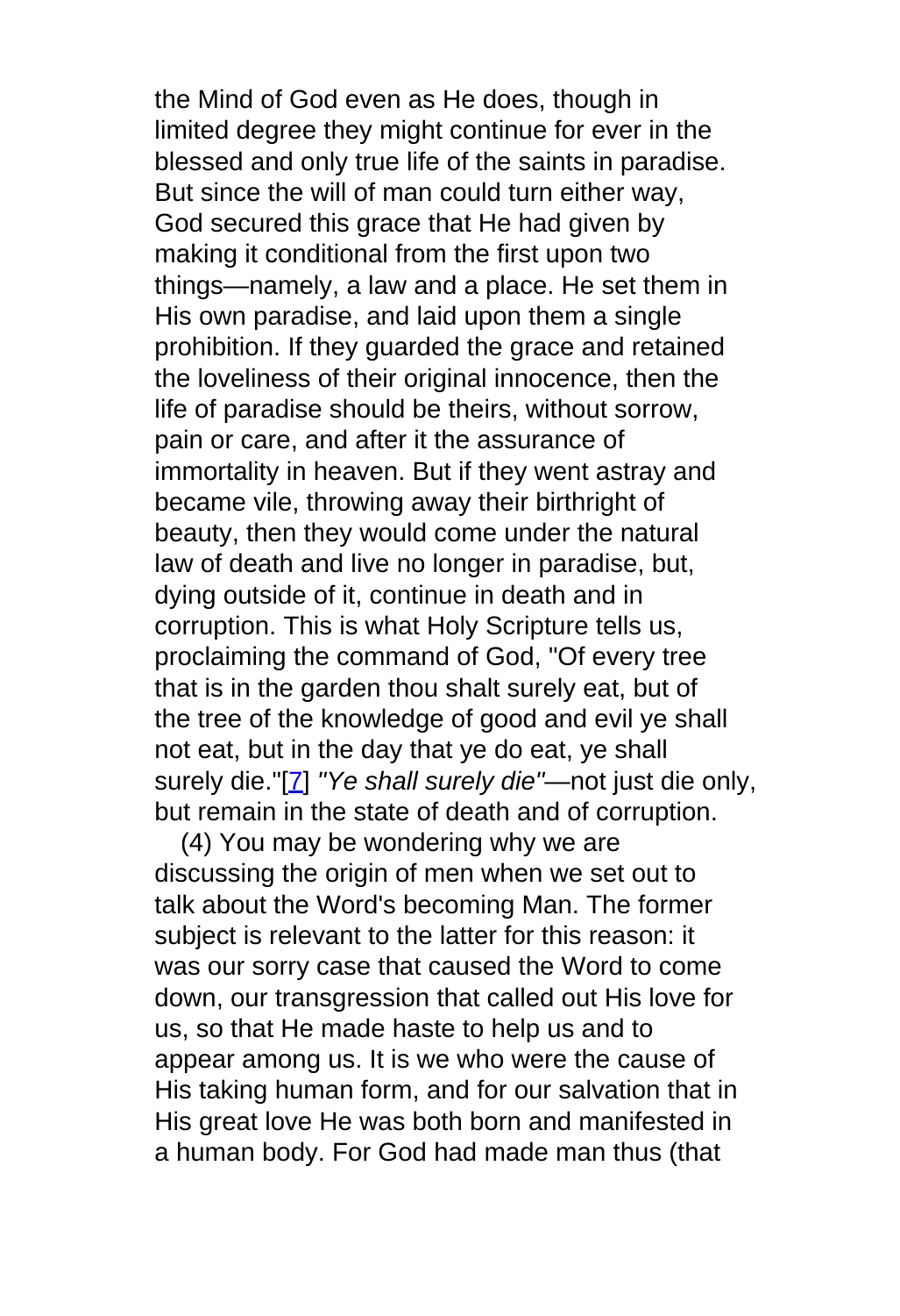the Mind of God even as He does, though in limited degree they might continue for ever in the blessed and only true life of the saints in paradise. But since the will of man could turn either way, God secured this grace that He had given by making it conditional from the first upon two things—namely, a law and a place. He set them in His own paradise, and laid upon them a single prohibition. If they guarded the grace and retained the loveliness of their original innocence, then the life of paradise should be theirs, without sorrow, pain or care, and after it the assurance of immortality in heaven. But if they went astray and became vile, throwing away their birthright of beauty, then they would come under the natural law of death and live no longer in paradise, but, dying outside of it, continue in death and in corruption. This is what Holy Scripture tells us, proclaiming the command of God, "Of every tree that is in the garden thou shalt surely eat, but of the tree of the knowledge of good and evil ye shall not eat, but in the day that ye do eat, ye shall surely die."[7] *"Ye shall surely die"*—not just die only, but remain in the state of death and of corruption.

(4) You may be wondering why we are discussing the origin of men when we set out to talk about the Word's becoming Man. The former subject is relevant to the latter for this reason: it was our sorry case that caused the Word to come down, our transgression that called out His love for us, so that He made haste to help us and to appear among us. It is we who were the cause of His taking human form, and for our salvation that in His great love He was both born and manifested in a human body. For God had made man thus (that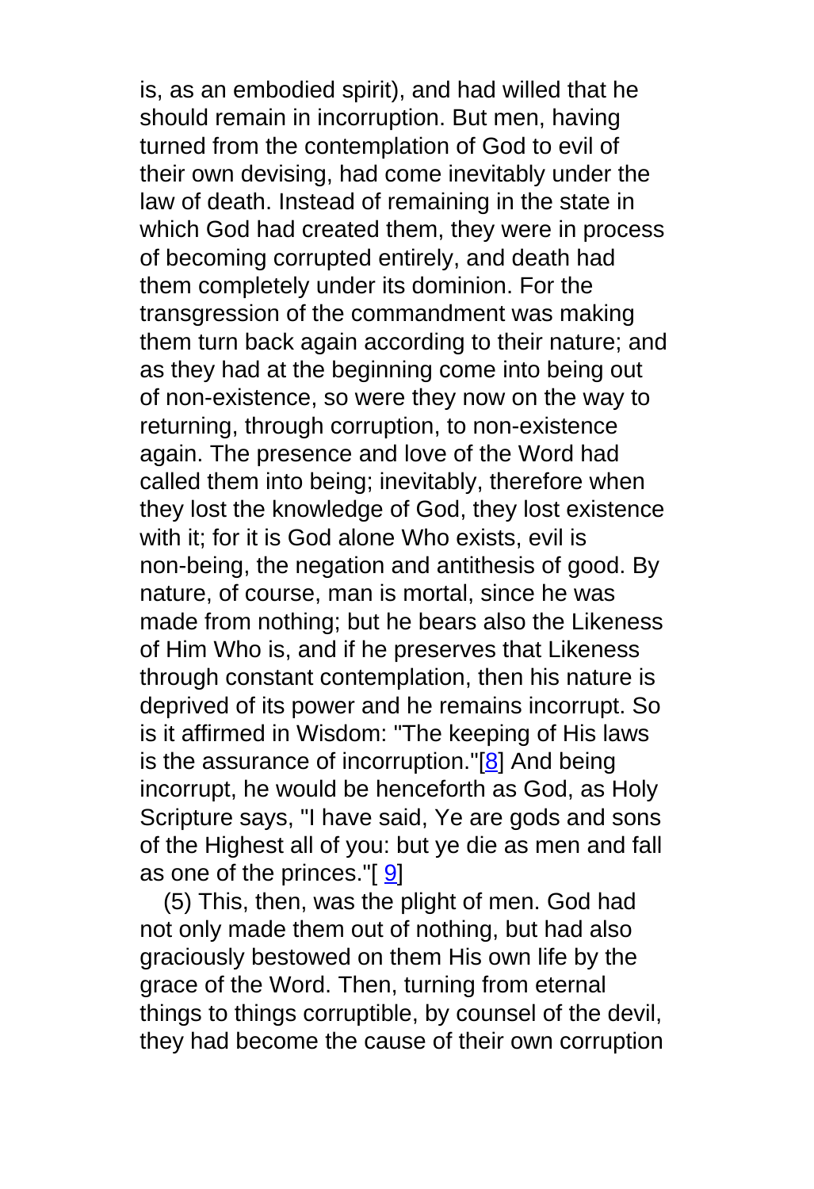is, as an embodied spirit), and had willed that he should remain in incorruption. But men, having turned from the contemplation of God to evil of their own devising, had come inevitably under the law of death. Instead of remaining in the state in which God had created them, they were in process of becoming corrupted entirely, and death had them completely under its dominion. For the transgression of the commandment was making them turn back again according to their nature; and as they had at the beginning come into being out of non-existence, so were they now on the way to returning, through corruption, to non-existence again. The presence and love of the Word had called them into being; inevitably, therefore when they lost the knowledge of God, they lost existence with it; for it is God alone Who exists, evil is non-being, the negation and antithesis of good. By nature, of course, man is mortal, since he was made from nothing; but he bears also the Likeness of Him Who is, and if he preserves that Likeness through constant contemplation, then his nature is deprived of its power and he remains incorrupt. So is it affirmed in Wisdom: "The keeping of His laws is the assurance of incorruption."[8] And being incorrupt, he would be henceforth as God, as Holy Scripture says, "I have said, Ye are gods and sons of the Highest all of you: but ye die as men and fall as one of the princes."[9]

(5) This, then, was the plight of men. God had not only made them out of nothing, but had also graciously bestowed on them His own life by the grace of the Word. Then, turning from eternal things to things corruptible, by counsel of the devil, they had become the cause of their own corruption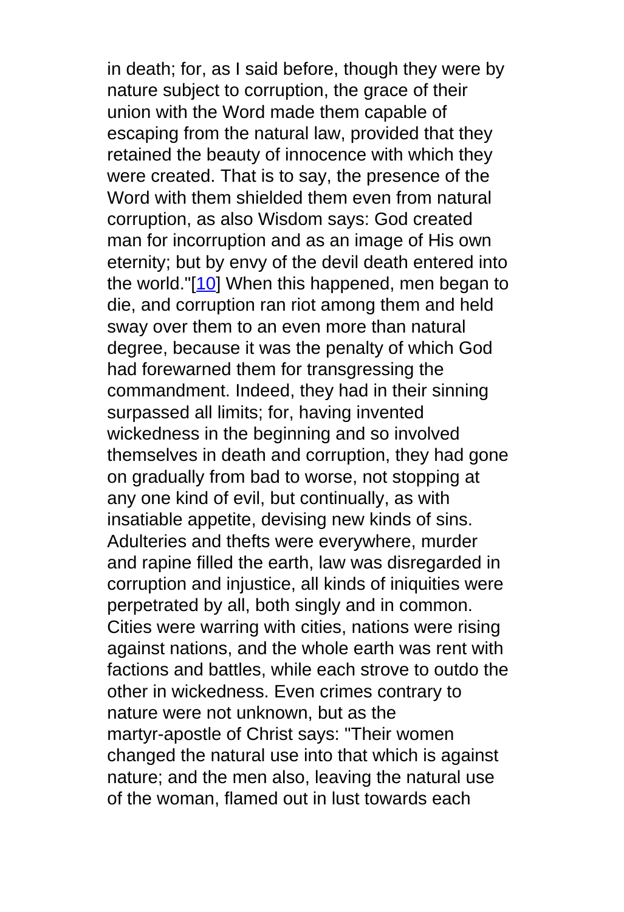in death; for, as I said before, though they were by nature subject to corruption, the grace of their union with the Word made them capable of escaping from the natural law, provided that they retained the beauty of innocence with which they were created. That is to say, the presence of the Word with them shielded them even from natural corruption, as also Wisdom says: God created man for incorruption and as an image of His own eternity; but by envy of the devil death entered into the world."[10] When this happened, men began to die, and corruption ran riot among them and held sway over them to an even more than natural degree, because it was the penalty of which God had forewarned them for transgressing the commandment. Indeed, they had in their sinning surpassed all limits; for, having invented wickedness in the beginning and so involved themselves in death and corruption, they had gone on gradually from bad to worse, not stopping at any one kind of evil, but continually, as with insatiable appetite, devising new kinds of sins. Adulteries and thefts were everywhere, murder and rapine filled the earth, law was disregarded in corruption and injustice, all kinds of iniquities were perpetrated by all, both singly and in common. Cities were warring with cities, nations were rising against nations, and the whole earth was rent with factions and battles, while each strove to outdo the other in wickedness. Even crimes contrary to nature were not unknown, but as the martyr-apostle of Christ says: "Their women changed the natural use into that which is against nature; and the men also, leaving the natural use of the woman, flamed out in lust towards each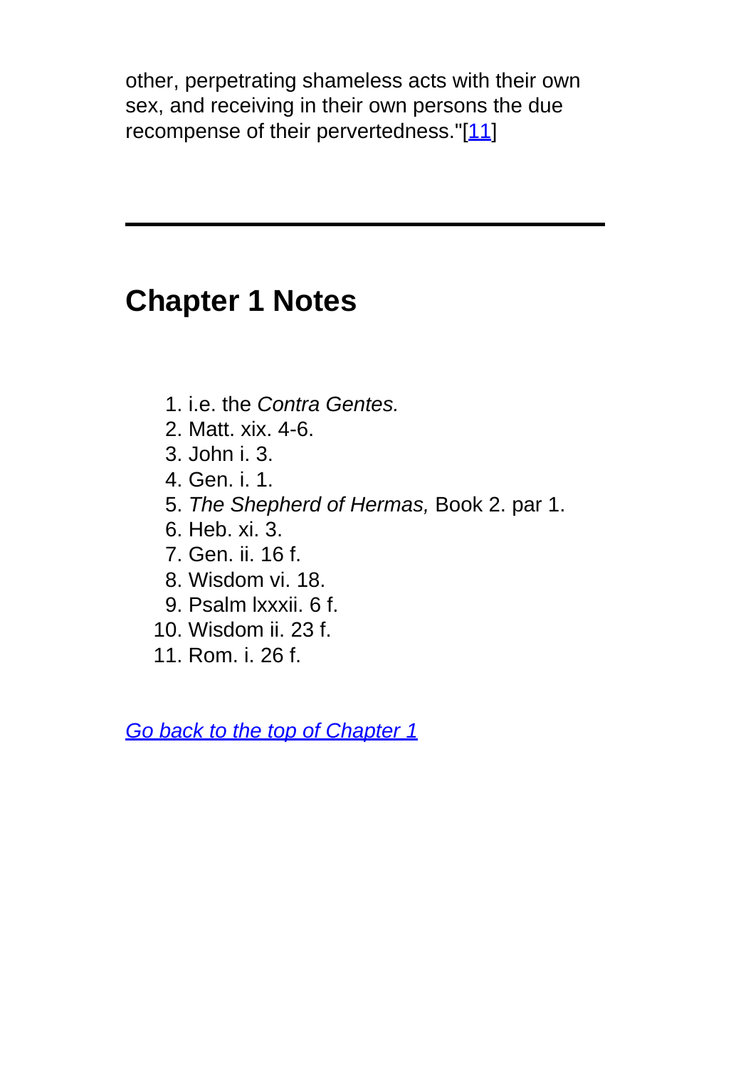other, perpetrating shameless acts with their own sex, and receiving in their own persons the due recompense of their pervertedness."[11]

---

## Chapter 1 Notes

1. i.e. the *Contra Gentes.*
2. Matt. xix. 4-6.
3. John i. 3.
4. Gen. i. 1.
5. *The Shepherd of Hermas,* Book 2. par 1.
6. Heb. xi. 3.
7. Gen. ii. 16 f.
8. Wisdom vi. 18.
9. Psalm lxxxii. 6 f.
10. Wisdom ii. 23 f.
11. Rom. i. 26 f.

*Go back to the top of Chapter 1*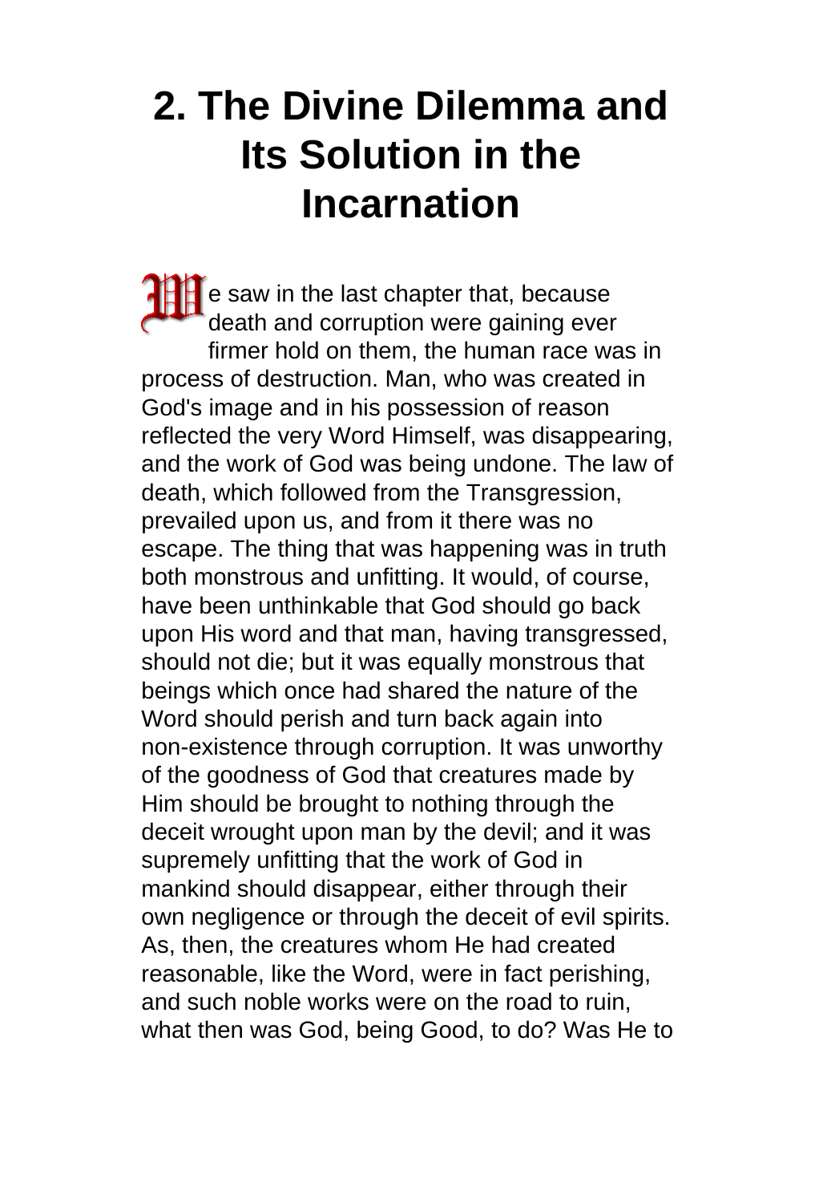# 2. The Divine Dilemma and Its Solution in the Incarnation

We saw in the last chapter that, because death and corruption were gaining ever firmer hold on them, the human race was in process of destruction. Man, who was created in God's image and in his possession of reason reflected the very Word Himself, was disappearing, and the work of God was being undone. The law of death, which followed from the Transgression, prevailed upon us, and from it there was no escape. The thing that was happening was in truth both monstrous and unfitting. It would, of course, have been unthinkable that God should go back upon His word and that man, having transgressed, should not die; but it was equally monstrous that beings which once had shared the nature of the Word should perish and turn back again into non-existence through corruption. It was unworthy of the goodness of God that creatures made by Him should be brought to nothing through the deceit wrought upon man by the devil; and it was supremely unfitting that the work of God in mankind should disappear, either through their own negligence or through the deceit of evil spirits. As, then, the creatures whom He had created reasonable, like the Word, were in fact perishing, and such noble works were on the road to ruin, what then was God, being Good, to do? Was He to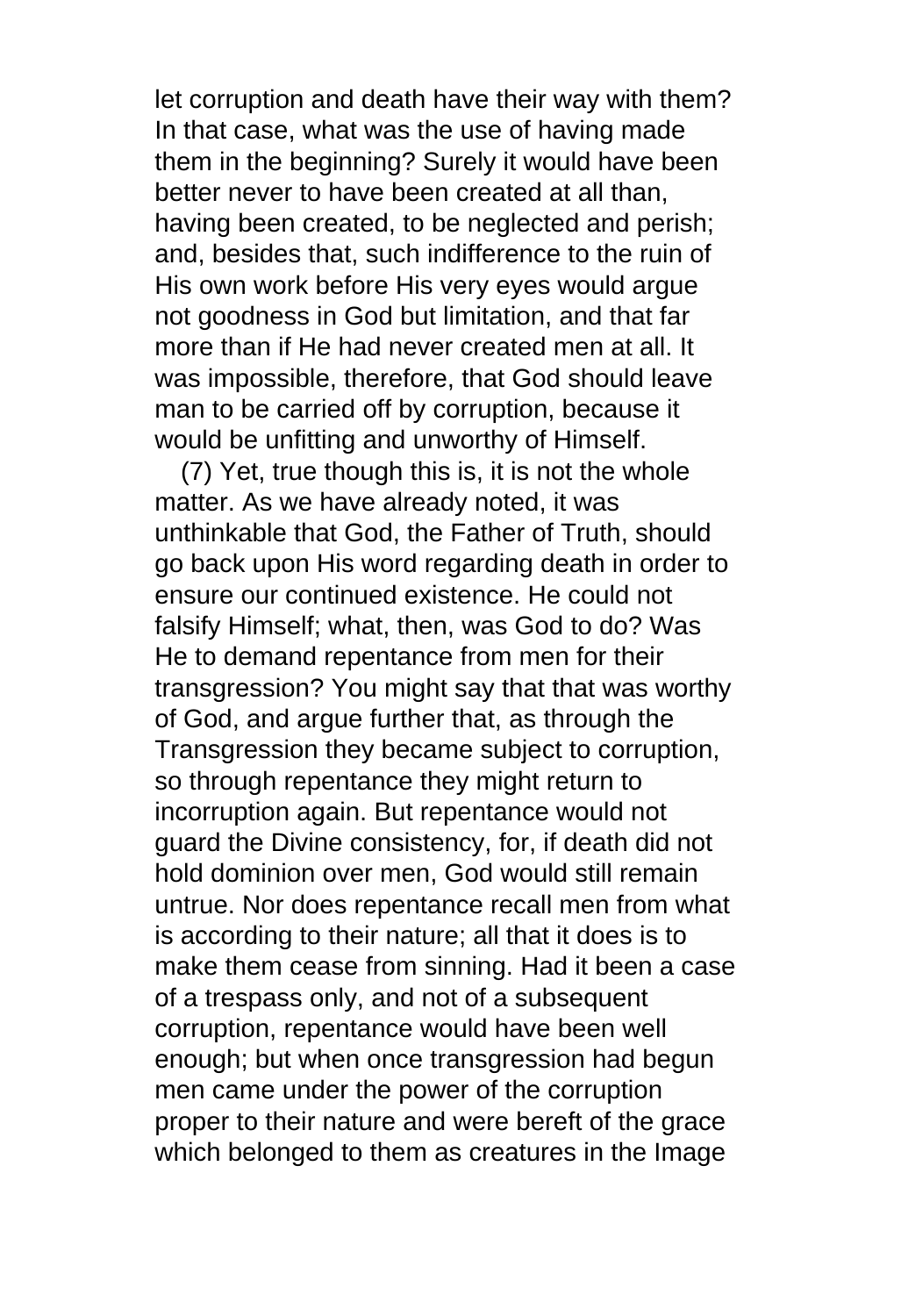let corruption and death have their way with them? In that case, what was the use of having made them in the beginning? Surely it would have been better never to have been created at all than, having been created, to be neglected and perish; and, besides that, such indifference to the ruin of His own work before His very eyes would argue not goodness in God but limitation, and that far more than if He had never created men at all. It was impossible, therefore, that God should leave man to be carried off by corruption, because it would be unfitting and unworthy of Himself.

(7) Yet, true though this is, it is not the whole matter. As we have already noted, it was unthinkable that God, the Father of Truth, should go back upon His word regarding death in order to ensure our continued existence. He could not falsify Himself; what, then, was God to do? Was He to demand repentance from men for their transgression? You might say that that was worthy of God, and argue further that, as through the Transgression they became subject to corruption, so through repentance they might return to incorruption again. But repentance would not guard the Divine consistency, for, if death did not hold dominion over men, God would still remain untrue. Nor does repentance recall men from what is according to their nature; all that it does is to make them cease from sinning. Had it been a case of a trespass only, and not of a subsequent corruption, repentance would have been well enough; but when once transgression had begun men came under the power of the corruption proper to their nature and were bereft of the grace which belonged to them as creatures in the Image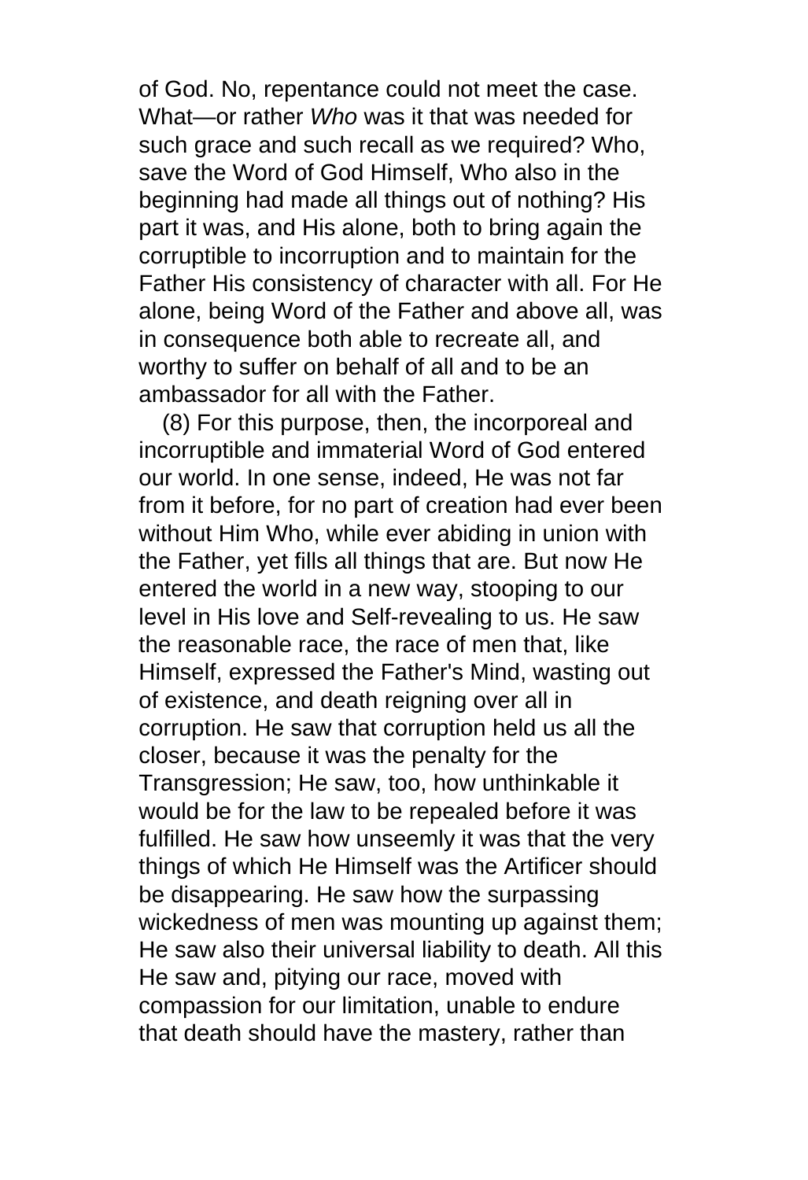of God. No, repentance could not meet the case. What—or rather *Who* was it that was needed for such grace and such recall as we required? Who, save the Word of God Himself, Who also in the beginning had made all things out of nothing? His part it was, and His alone, both to bring again the corruptible to incorruption and to maintain for the Father His consistency of character with all. For He alone, being Word of the Father and above all, was in consequence both able to recreate all, and worthy to suffer on behalf of all and to be an ambassador for all with the Father.

(8) For this purpose, then, the incorporeal and incorruptible and immaterial Word of God entered our world. In one sense, indeed, He was not far from it before, for no part of creation had ever been without Him Who, while ever abiding in union with the Father, yet fills all things that are. But now He entered the world in a new way, stooping to our level in His love and Self-revealing to us. He saw the reasonable race, the race of men that, like Himself, expressed the Father's Mind, wasting out of existence, and death reigning over all in corruption. He saw that corruption held us all the closer, because it was the penalty for the Transgression; He saw, too, how unthinkable it would be for the law to be repealed before it was fulfilled. He saw how unseemly it was that the very things of which He Himself was the Artificer should be disappearing. He saw how the surpassing wickedness of men was mounting up against them; He saw also their universal liability to death. All this He saw and, pitying our race, moved with compassion for our limitation, unable to endure that death should have the mastery, rather than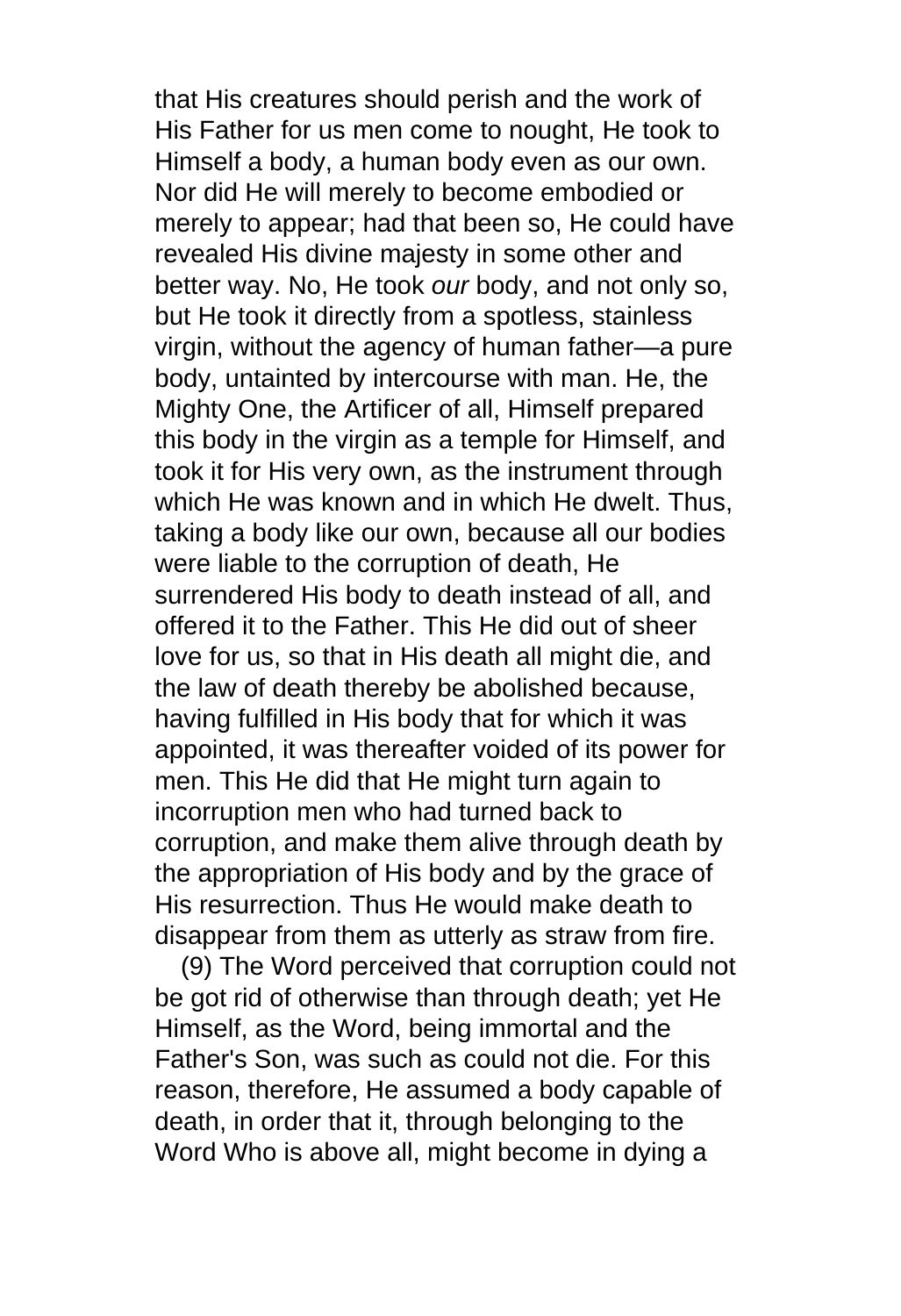that His creatures should perish and the work of His Father for us men come to nought, He took to Himself a body, a human body even as our own. Nor did He will merely to become embodied or merely to appear; had that been so, He could have revealed His divine majesty in some other and better way. No, He took *our* body, and not only so, but He took it directly from a spotless, stainless virgin, without the agency of human father—a pure body, untainted by intercourse with man. He, the Mighty One, the Artificer of all, Himself prepared this body in the virgin as a temple for Himself, and took it for His very own, as the instrument through which He was known and in which He dwelt. Thus, taking a body like our own, because all our bodies were liable to the corruption of death, He surrendered His body to death instead of all, and offered it to the Father. This He did out of sheer love for us, so that in His death all might die, and the law of death thereby be abolished because, having fulfilled in His body that for which it was appointed, it was thereafter voided of its power for men. This He did that He might turn again to incorruption men who had turned back to corruption, and make them alive through death by the appropriation of His body and by the grace of His resurrection. Thus He would make death to disappear from them as utterly as straw from fire.

(9) The Word perceived that corruption could not be got rid of otherwise than through death; yet He Himself, as the Word, being immortal and the Father's Son, was such as could not die. For this reason, therefore, He assumed a body capable of death, in order that it, through belonging to the Word Who is above all, might become in dying a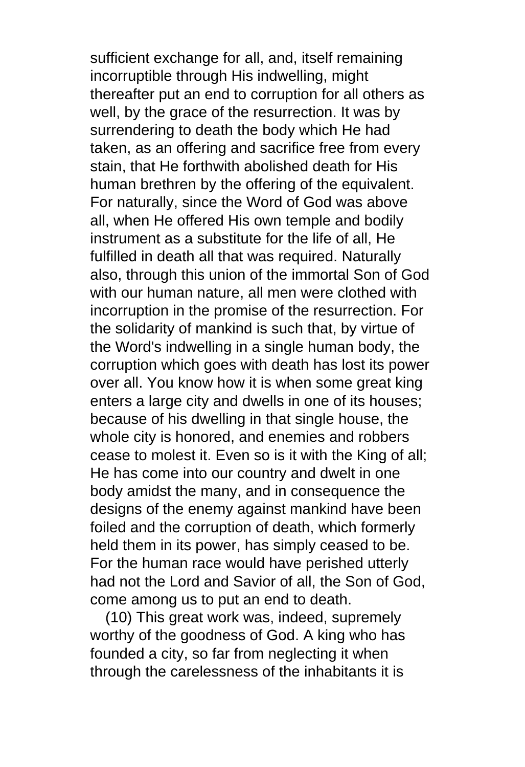sufficient exchange for all, and, itself remaining incorruptible through His indwelling, might thereafter put an end to corruption for all others as well, by the grace of the resurrection. It was by surrendering to death the body which He had taken, as an offering and sacrifice free from every stain, that He forthwith abolished death for His human brethren by the offering of the equivalent. For naturally, since the Word of God was above all, when He offered His own temple and bodily instrument as a substitute for the life of all, He fulfilled in death all that was required. Naturally also, through this union of the immortal Son of God with our human nature, all men were clothed with incorruption in the promise of the resurrection. For the solidarity of mankind is such that, by virtue of the Word's indwelling in a single human body, the corruption which goes with death has lost its power over all. You know how it is when some great king enters a large city and dwells in one of its houses; because of his dwelling in that single house, the whole city is honored, and enemies and robbers cease to molest it. Even so is it with the King of all; He has come into our country and dwelt in one body amidst the many, and in consequence the designs of the enemy against mankind have been foiled and the corruption of death, which formerly held them in its power, has simply ceased to be. For the human race would have perished utterly had not the Lord and Savior of all, the Son of God, come among us to put an end to death.

(10) This great work was, indeed, supremely worthy of the goodness of God. A king who has founded a city, so far from neglecting it when through the carelessness of the inhabitants it is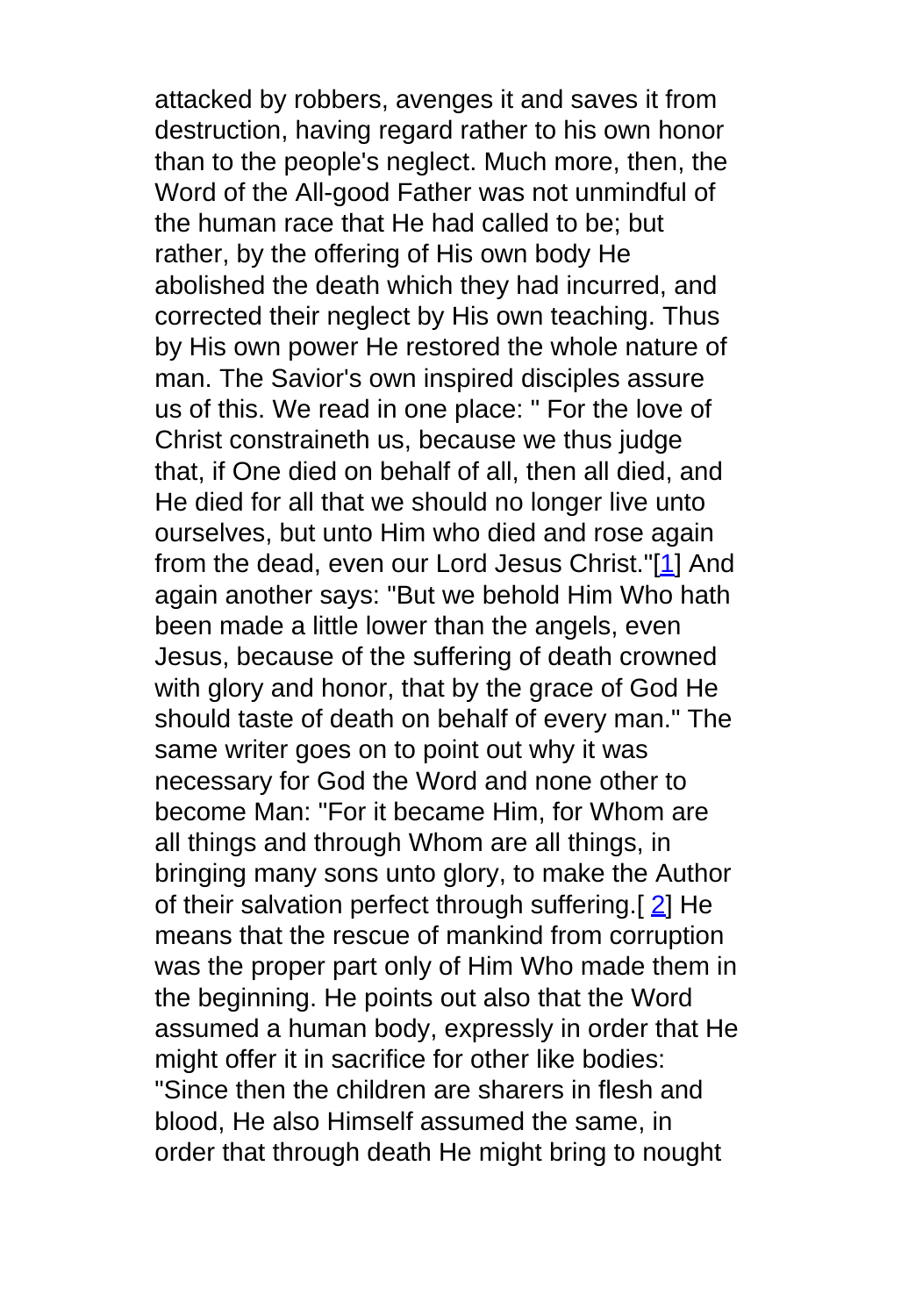attacked by robbers, avenges it and saves it from destruction, having regard rather to his own honor than to the people's neglect. Much more, then, the Word of the All-good Father was not unmindful of the human race that He had called to be; but rather, by the offering of His own body He abolished the death which they had incurred, and corrected their neglect by His own teaching. Thus by His own power He restored the whole nature of man. The Savior's own inspired disciples assure us of this. We read in one place: " For the love of Christ constraineth us, because we thus judge that, if One died on behalf of all, then all died, and He died for all that we should no longer live unto ourselves, but unto Him who died and rose again from the dead, even our Lord Jesus Christ."[1] And again another says: "But we behold Him Who hath been made a little lower than the angels, even Jesus, because of the suffering of death crowned with glory and honor, that by the grace of God He should taste of death on behalf of every man." The same writer goes on to point out why it was necessary for God the Word and none other to become Man: "For it became Him, for Whom are all things and through Whom are all things, in bringing many sons unto glory, to make the Author of their salvation perfect through suffering.[ 2] He means that the rescue of mankind from corruption was the proper part only of Him Who made them in the beginning. He points out also that the Word assumed a human body, expressly in order that He might offer it in sacrifice for other like bodies: "Since then the children are sharers in flesh and blood, He also Himself assumed the same, in order that through death He might bring to nought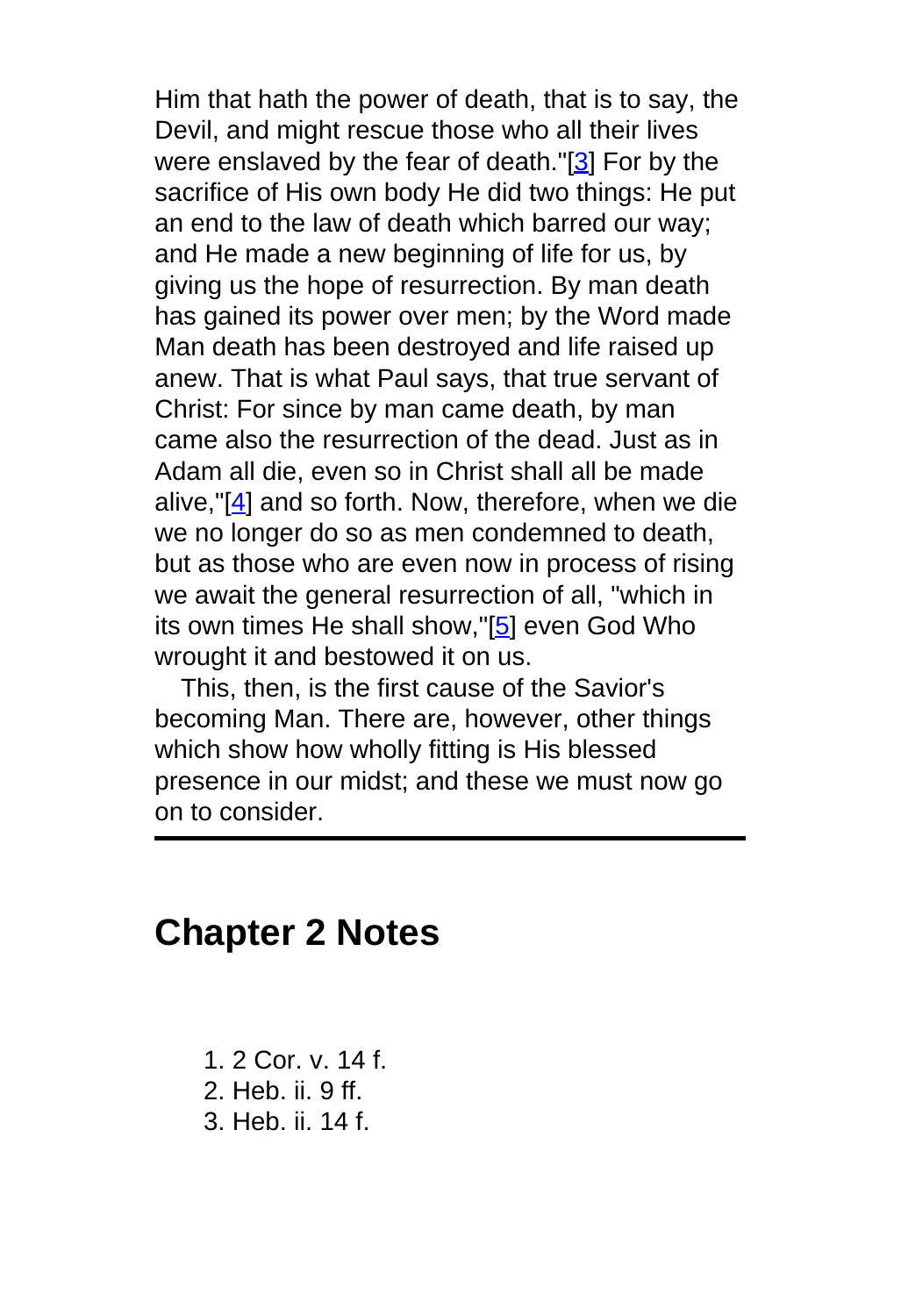Him that hath the power of death, that is to say, the Devil, and might rescue those who all their lives were enslaved by the fear of death."[3] For by the sacrifice of His own body He did two things: He put an end to the law of death which barred our way; and He made a new beginning of life for us, by giving us the hope of resurrection. By man death has gained its power over men; by the Word made Man death has been destroyed and life raised up anew. That is what Paul says, that true servant of Christ: For since by man came death, by man came also the resurrection of the dead. Just as in Adam all die, even so in Christ shall all be made alive,"[4] and so forth. Now, therefore, when we die we no longer do so as men condemned to death, but as those who are even now in process of rising we await the general resurrection of all, "which in its own times He shall show,"[5] even God Who wrought it and bestowed it on us.

This, then, is the first cause of the Savior's becoming Man. There are, however, other things which show how wholly fitting is His blessed presence in our midst; and these we must now go on to consider.

---

## Chapter 2 Notes

1. 2 Cor. v. 14 f.
2. Heb. ii. 9 ff.
3. Heb. ii. 14 f.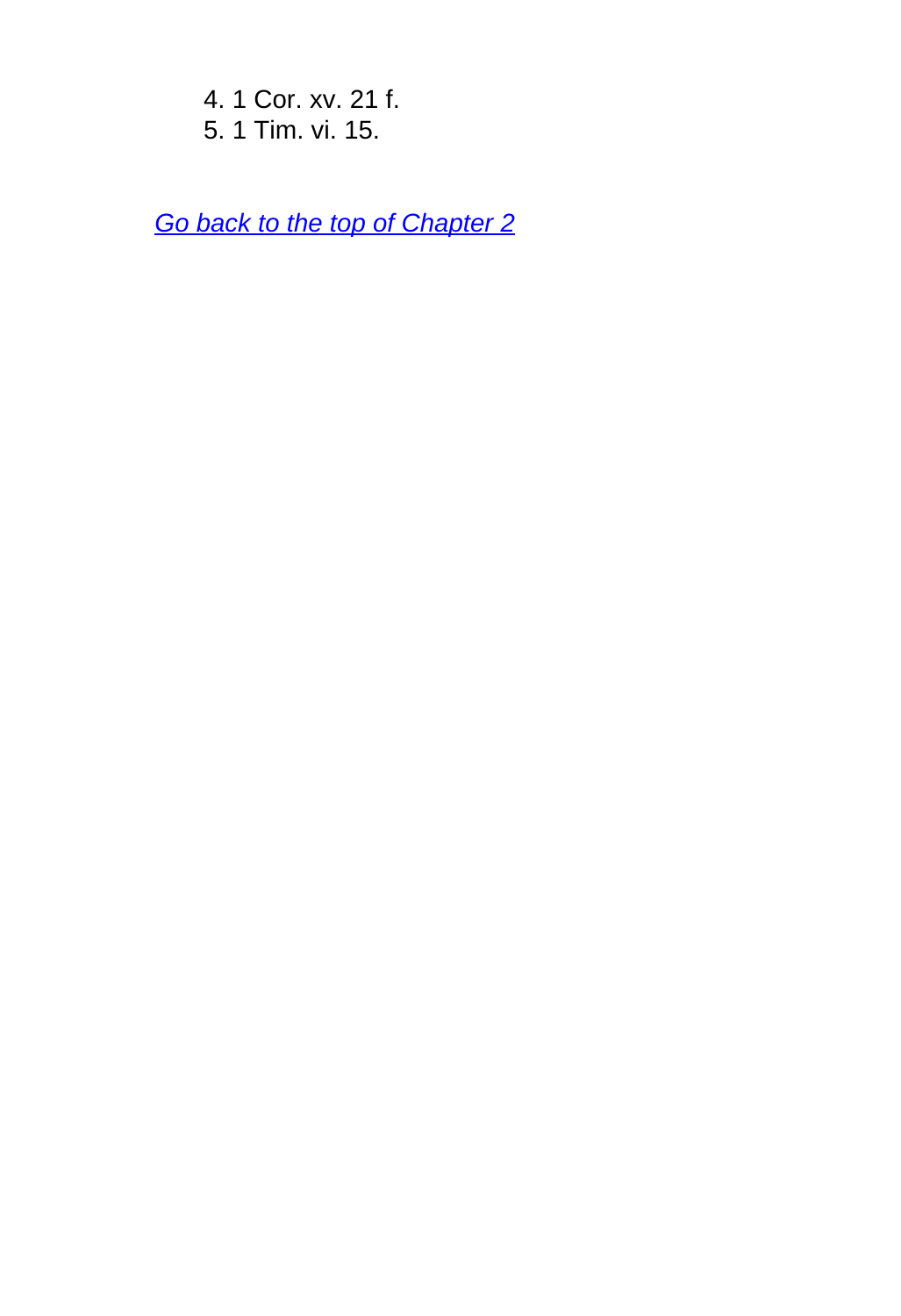4. 1 Cor. xv. 21 f.
5. 1 Tim. vi. 15.

*Go back to the top of Chapter 2*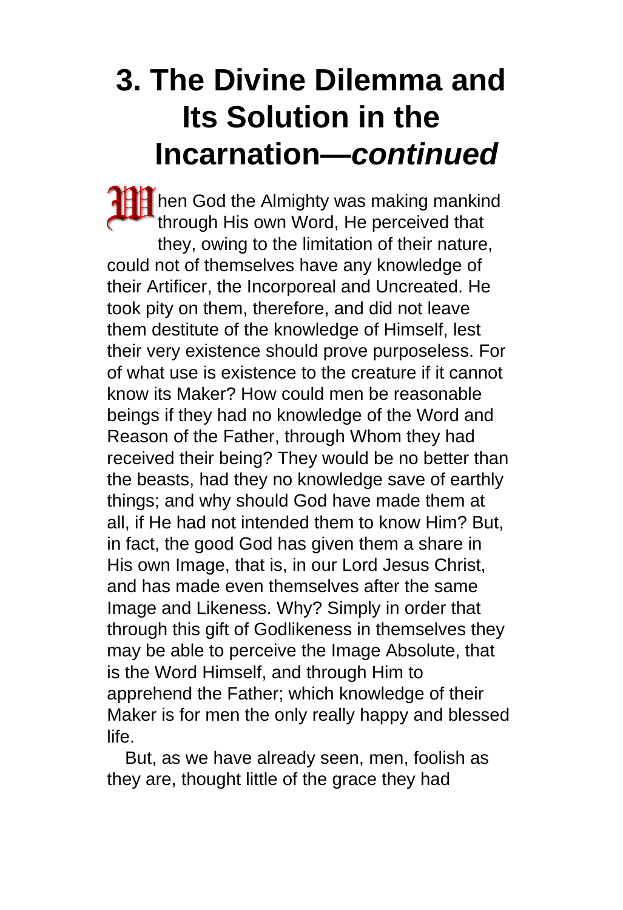# 3. The Divine Dilemma and Its Solution in the Incarnation—*continued*

When God the Almighty was making mankind through His own Word, He perceived that they, owing to the limitation of their nature, could not of themselves have any knowledge of their Artificer, the Incorporeal and Uncreated. He took pity on them, therefore, and did not leave them destitute of the knowledge of Himself, lest their very existence should prove purposeless. For of what use is existence to the creature if it cannot know its Maker? How could men be reasonable beings if they had no knowledge of the Word and Reason of the Father, through Whom they had received their being? They would be no better than the beasts, had they no knowledge save of earthly things; and why should God have made them at all, if He had not intended them to know Him? But, in fact, the good God has given them a share in His own Image, that is, in our Lord Jesus Christ, and has made even themselves after the same Image and Likeness. Why? Simply in order that through this gift of Godlikeness in themselves they may be able to perceive the Image Absolute, that is the Word Himself, and through Him to apprehend the Father; which knowledge of their Maker is for men the only really happy and blessed life.

But, as we have already seen, men, foolish as they are, thought little of the grace they had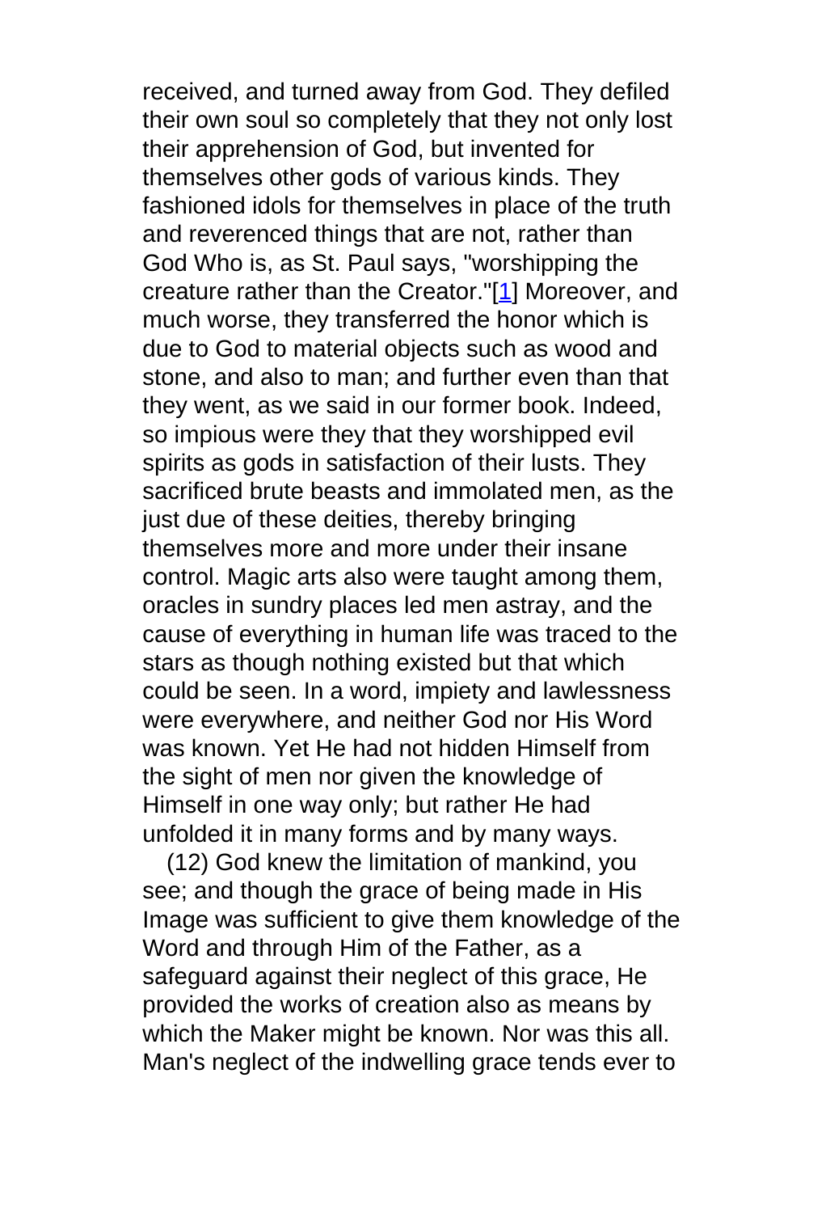received, and turned away from God. They defiled their own soul so completely that they not only lost their apprehension of God, but invented for themselves other gods of various kinds. They fashioned idols for themselves in place of the truth and reverenced things that are not, rather than God Who is, as St. Paul says, "worshipping the creature rather than the Creator."[1] Moreover, and much worse, they transferred the honor which is due to God to material objects such as wood and stone, and also to man; and further even than that they went, as we said in our former book. Indeed, so impious were they that they worshipped evil spirits as gods in satisfaction of their lusts. They sacrificed brute beasts and immolated men, as the just due of these deities, thereby bringing themselves more and more under their insane control. Magic arts also were taught among them, oracles in sundry places led men astray, and the cause of everything in human life was traced to the stars as though nothing existed but that which could be seen. In a word, impiety and lawlessness were everywhere, and neither God nor His Word was known. Yet He had not hidden Himself from the sight of men nor given the knowledge of Himself in one way only; but rather He had unfolded it in many forms and by many ways.

(12) God knew the limitation of mankind, you see; and though the grace of being made in His Image was sufficient to give them knowledge of the Word and through Him of the Father, as a safeguard against their neglect of this grace, He provided the works of creation also as means by which the Maker might be known. Nor was this all. Man's neglect of the indwelling grace tends ever to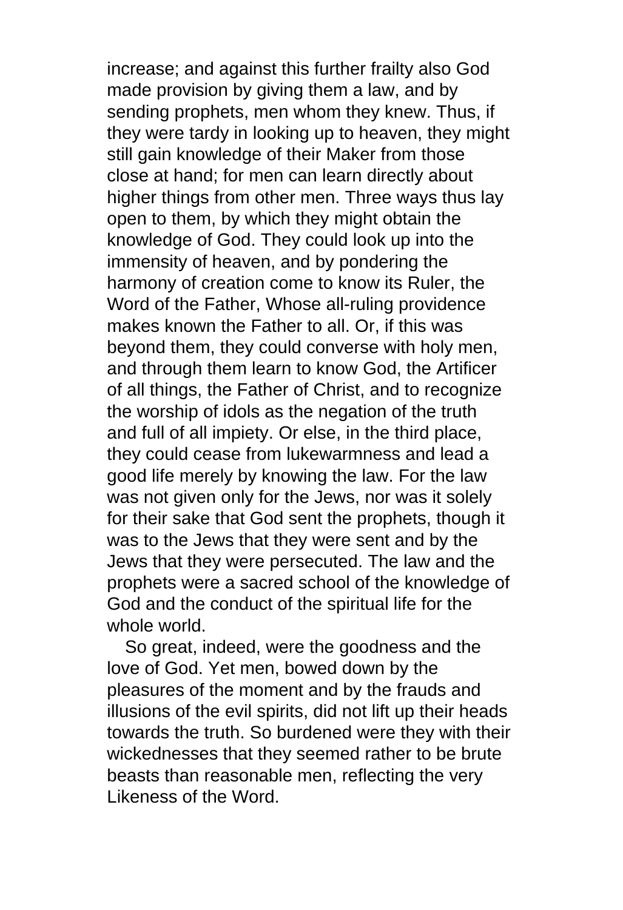increase; and against this further frailty also God made provision by giving them a law, and by sending prophets, men whom they knew. Thus, if they were tardy in looking up to heaven, they might still gain knowledge of their Maker from those close at hand; for men can learn directly about higher things from other men. Three ways thus lay open to them, by which they might obtain the knowledge of God. They could look up into the immensity of heaven, and by pondering the harmony of creation come to know its Ruler, the Word of the Father, Whose all-ruling providence makes known the Father to all. Or, if this was beyond them, they could converse with holy men, and through them learn to know God, the Artificer of all things, the Father of Christ, and to recognize the worship of idols as the negation of the truth and full of all impiety. Or else, in the third place, they could cease from lukewarmness and lead a good life merely by knowing the law. For the law was not given only for the Jews, nor was it solely for their sake that God sent the prophets, though it was to the Jews that they were sent and by the Jews that they were persecuted. The law and the prophets were a sacred school of the knowledge of God and the conduct of the spiritual life for the whole world.

So great, indeed, were the goodness and the love of God. Yet men, bowed down by the pleasures of the moment and by the frauds and illusions of the evil spirits, did not lift up their heads towards the truth. So burdened were they with their wickednesses that they seemed rather to be brute beasts than reasonable men, reflecting the very Likeness of the Word.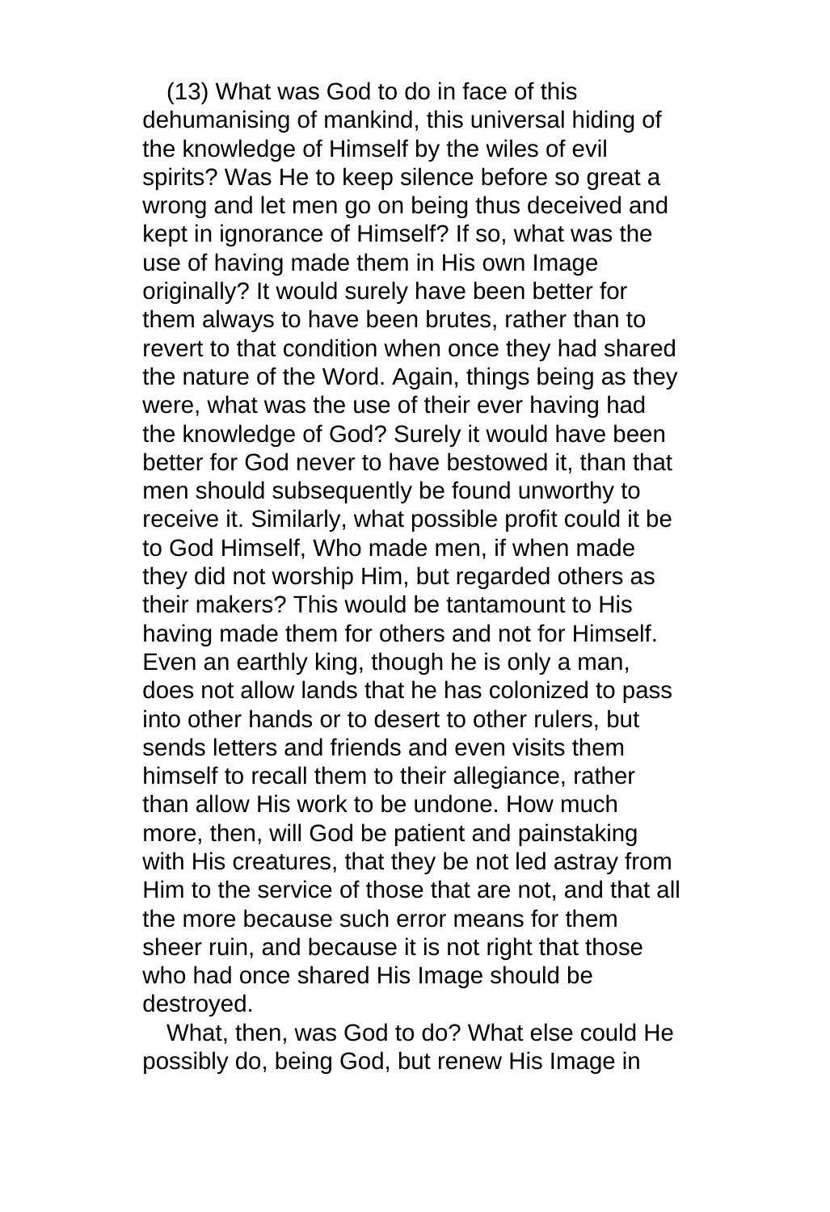(13) What was God to do in face of this dehumanising of mankind, this universal hiding of the knowledge of Himself by the wiles of evil spirits? Was He to keep silence before so great a wrong and let men go on being thus deceived and kept in ignorance of Himself? If so, what was the use of having made them in His own Image originally? It would surely have been better for them always to have been brutes, rather than to revert to that condition when once they had shared the nature of the Word. Again, things being as they were, what was the use of their ever having had the knowledge of God? Surely it would have been better for God never to have bestowed it, than that men should subsequently be found unworthy to receive it. Similarly, what possible profit could it be to God Himself, Who made men, if when made they did not worship Him, but regarded others as their makers? This would be tantamount to His having made them for others and not for Himself. Even an earthly king, though he is only a man, does not allow lands that he has colonized to pass into other hands or to desert to other rulers, but sends letters and friends and even visits them himself to recall them to their allegiance, rather than allow His work to be undone. How much more, then, will God be patient and painstaking with His creatures, that they be not led astray from Him to the service of those that are not, and that all the more because such error means for them sheer ruin, and because it is not right that those who had once shared His Image should be destroyed.

What, then, was God to do? What else could He possibly do, being God, but renew His Image in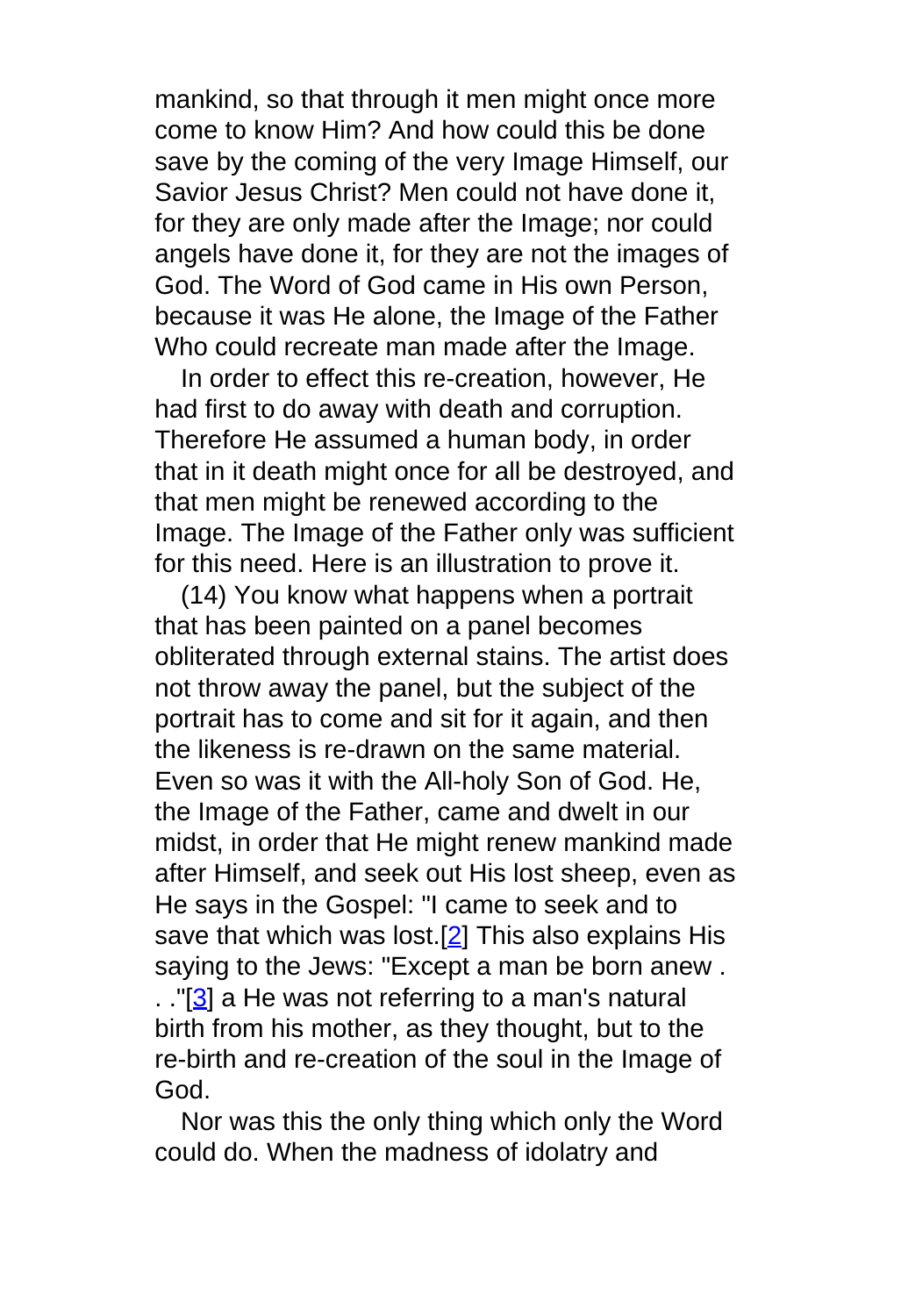mankind, so that through it men might once more come to know Him? And how could this be done save by the coming of the very Image Himself, our Savior Jesus Christ? Men could not have done it, for they are only made after the Image; nor could angels have done it, for they are not the images of God. The Word of God came in His own Person, because it was He alone, the Image of the Father Who could recreate man made after the Image.

In order to effect this re-creation, however, He had first to do away with death and corruption. Therefore He assumed a human body, in order that in it death might once for all be destroyed, and that men might be renewed according to the Image. The Image of the Father only was sufficient for this need. Here is an illustration to prove it.

(14) You know what happens when a portrait that has been painted on a panel becomes obliterated through external stains. The artist does not throw away the panel, but the subject of the portrait has to come and sit for it again, and then the likeness is re-drawn on the same material. Even so was it with the All-holy Son of God. He, the Image of the Father, came and dwelt in our midst, in order that He might renew mankind made after Himself, and seek out His lost sheep, even as He says in the Gospel: "I came to seek and to save that which was lost.[2] This also explains His saying to the Jews: "Except a man be born anew . . ."[3] a He was not referring to a man's natural birth from his mother, as they thought, but to the re-birth and re-creation of the soul in the Image of God.

Nor was this the only thing which only the Word could do. When the madness of idolatry and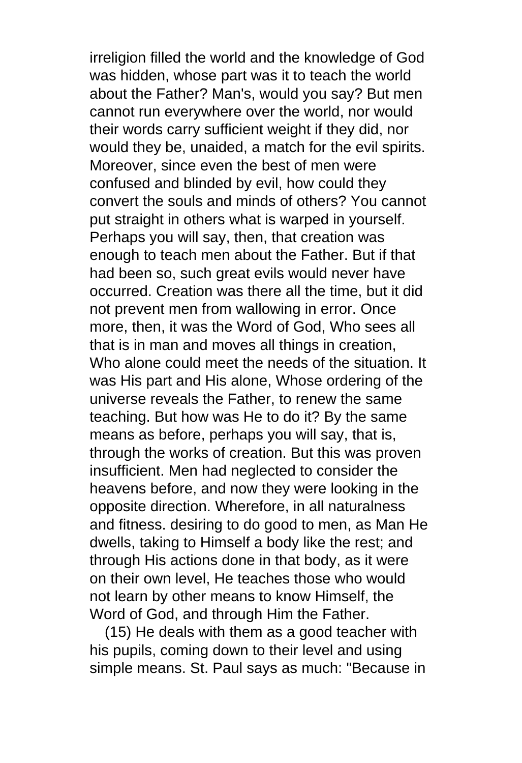irreligion filled the world and the knowledge of God was hidden, whose part was it to teach the world about the Father? Man's, would you say? But men cannot run everywhere over the world, nor would their words carry sufficient weight if they did, nor would they be, unaided, a match for the evil spirits. Moreover, since even the best of men were confused and blinded by evil, how could they convert the souls and minds of others? You cannot put straight in others what is warped in yourself. Perhaps you will say, then, that creation was enough to teach men about the Father. But if that had been so, such great evils would never have occurred. Creation was there all the time, but it did not prevent men from wallowing in error. Once more, then, it was the Word of God, Who sees all that is in man and moves all things in creation, Who alone could meet the needs of the situation. It was His part and His alone, Whose ordering of the universe reveals the Father, to renew the same teaching. But how was He to do it? By the same means as before, perhaps you will say, that is, through the works of creation. But this was proven insufficient. Men had neglected to consider the heavens before, and now they were looking in the opposite direction. Wherefore, in all naturalness and fitness. desiring to do good to men, as Man He dwells, taking to Himself a body like the rest; and through His actions done in that body, as it were on their own level, He teaches those who would not learn by other means to know Himself, the Word of God, and through Him the Father.

(15) He deals with them as a good teacher with his pupils, coming down to their level and using simple means. St. Paul says as much: "Because in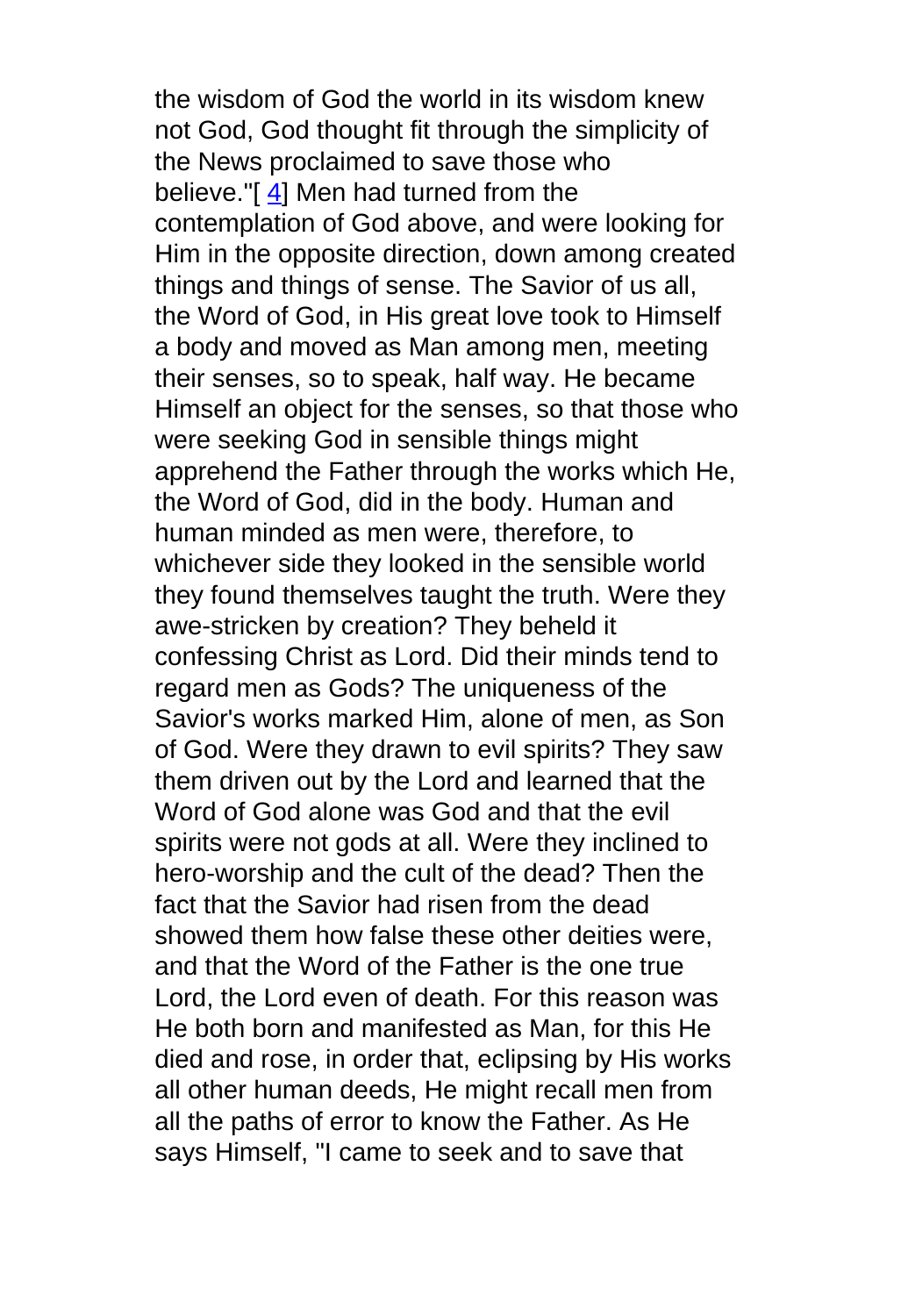the wisdom of God the world in its wisdom knew not God, God thought fit through the simplicity of the News proclaimed to save those who believe."[4] Men had turned from the contemplation of God above, and were looking for Him in the opposite direction, down among created things and things of sense. The Savior of us all, the Word of God, in His great love took to Himself a body and moved as Man among men, meeting their senses, so to speak, half way. He became Himself an object for the senses, so that those who were seeking God in sensible things might apprehend the Father through the works which He, the Word of God, did in the body. Human and human minded as men were, therefore, to whichever side they looked in the sensible world they found themselves taught the truth. Were they awe-stricken by creation? They beheld it confessing Christ as Lord. Did their minds tend to regard men as Gods? The uniqueness of the Savior's works marked Him, alone of men, as Son of God. Were they drawn to evil spirits? They saw them driven out by the Lord and learned that the Word of God alone was God and that the evil spirits were not gods at all. Were they inclined to hero-worship and the cult of the dead? Then the fact that the Savior had risen from the dead showed them how false these other deities were, and that the Word of the Father is the one true Lord, the Lord even of death. For this reason was He both born and manifested as Man, for this He died and rose, in order that, eclipsing by His works all other human deeds, He might recall men from all the paths of error to know the Father. As He says Himself, "I came to seek and to save that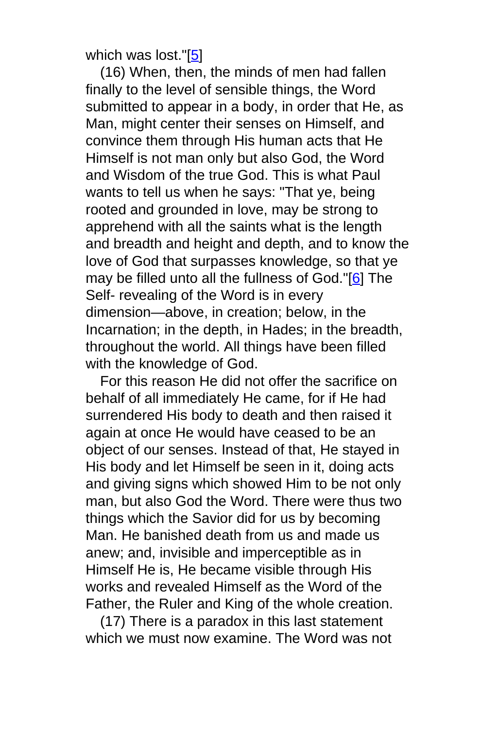which was lost."[5]

(16) When, then, the minds of men had fallen finally to the level of sensible things, the Word submitted to appear in a body, in order that He, as Man, might center their senses on Himself, and convince them through His human acts that He Himself is not man only but also God, the Word and Wisdom of the true God. This is what Paul wants to tell us when he says: "That ye, being rooted and grounded in love, may be strong to apprehend with all the saints what is the length and breadth and height and depth, and to know the love of God that surpasses knowledge, so that ye may be filled unto all the fullness of God."[6] The Self- revealing of the Word is in every dimension—above, in creation; below, in the Incarnation; in the depth, in Hades; in the breadth, throughout the world. All things have been filled with the knowledge of God.

For this reason He did not offer the sacrifice on behalf of all immediately He came, for if He had surrendered His body to death and then raised it again at once He would have ceased to be an object of our senses. Instead of that, He stayed in His body and let Himself be seen in it, doing acts and giving signs which showed Him to be not only man, but also God the Word. There were thus two things which the Savior did for us by becoming Man. He banished death from us and made us anew; and, invisible and imperceptible as in Himself He is, He became visible through His works and revealed Himself as the Word of the Father, the Ruler and King of the whole creation.

(17) There is a paradox in this last statement which we must now examine. The Word was not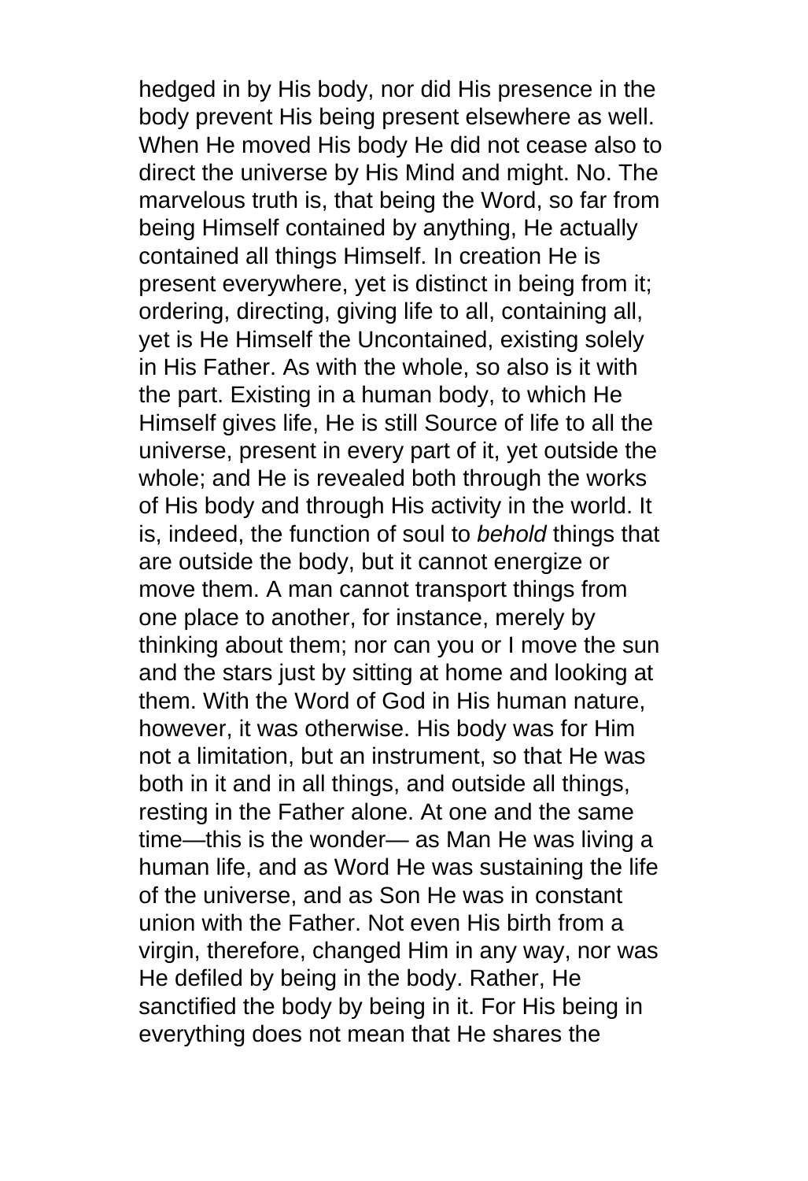hedged in by His body, nor did His presence in the body prevent His being present elsewhere as well. When He moved His body He did not cease also to direct the universe by His Mind and might. No. The marvelous truth is, that being the Word, so far from being Himself contained by anything, He actually contained all things Himself. In creation He is present everywhere, yet is distinct in being from it; ordering, directing, giving life to all, containing all, yet is He Himself the Uncontained, existing solely in His Father. As with the whole, so also is it with the part. Existing in a human body, to which He Himself gives life, He is still Source of life to all the universe, present in every part of it, yet outside the whole; and He is revealed both through the works of His body and through His activity in the world. It is, indeed, the function of soul to *behold* things that are outside the body, but it cannot energize or move them. A man cannot transport things from one place to another, for instance, merely by thinking about them; nor can you or I move the sun and the stars just by sitting at home and looking at them. With the Word of God in His human nature, however, it was otherwise. His body was for Him not a limitation, but an instrument, so that He was both in it and in all things, and outside all things, resting in the Father alone. At one and the same time—this is the wonder— as Man He was living a human life, and as Word He was sustaining the life of the universe, and as Son He was in constant union with the Father. Not even His birth from a virgin, therefore, changed Him in any way, nor was He defiled by being in the body. Rather, He sanctified the body by being in it. For His being in everything does not mean that He shares the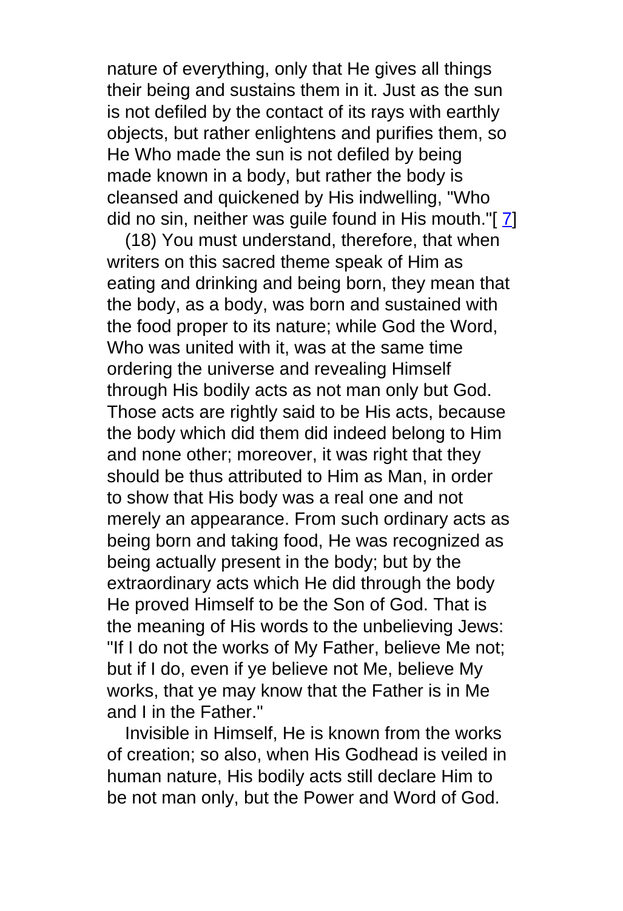nature of everything, only that He gives all things their being and sustains them in it. Just as the sun is not defiled by the contact of its rays with earthly objects, but rather enlightens and purifies them, so He Who made the sun is not defiled by being made known in a body, but rather the body is cleansed and quickened by His indwelling, "Who did no sin, neither was guile found in His mouth."[7]

(18) You must understand, therefore, that when writers on this sacred theme speak of Him as eating and drinking and being born, they mean that the body, as a body, was born and sustained with the food proper to its nature; while God the Word, Who was united with it, was at the same time ordering the universe and revealing Himself through His bodily acts as not man only but God. Those acts are rightly said to be His acts, because the body which did them did indeed belong to Him and none other; moreover, it was right that they should be thus attributed to Him as Man, in order to show that His body was a real one and not merely an appearance. From such ordinary acts as being born and taking food, He was recognized as being actually present in the body; but by the extraordinary acts which He did through the body He proved Himself to be the Son of God. That is the meaning of His words to the unbelieving Jews: "If I do not the works of My Father, believe Me not; but if I do, even if ye believe not Me, believe My works, that ye may know that the Father is in Me and I in the Father."

Invisible in Himself, He is known from the works of creation; so also, when His Godhead is veiled in human nature, His bodily acts still declare Him to be not man only, but the Power and Word of God.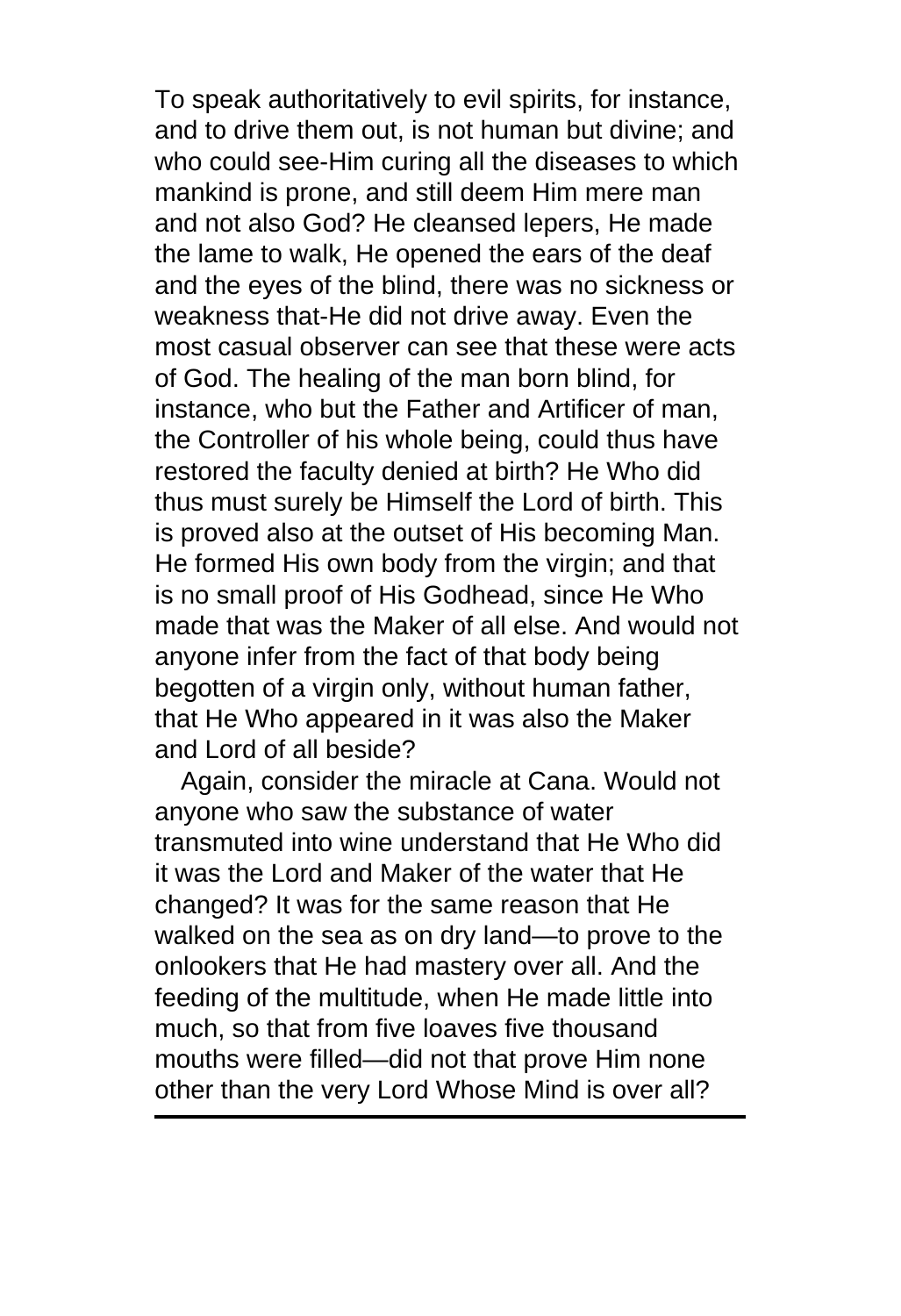To speak authoritatively to evil spirits, for instance, and to drive them out, is not human but divine; and who could see-Him curing all the diseases to which mankind is prone, and still deem Him mere man and not also God? He cleansed lepers, He made the lame to walk, He opened the ears of the deaf and the eyes of the blind, there was no sickness or weakness that-He did not drive away. Even the most casual observer can see that these were acts of God. The healing of the man born blind, for instance, who but the Father and Artificer of man, the Controller of his whole being, could thus have restored the faculty denied at birth? He Who did thus must surely be Himself the Lord of birth. This is proved also at the outset of His becoming Man. He formed His own body from the virgin; and that is no small proof of His Godhead, since He Who made that was the Maker of all else. And would not anyone infer from the fact of that body being begotten of a virgin only, without human father, that He Who appeared in it was also the Maker and Lord of all beside?

Again, consider the miracle at Cana. Would not anyone who saw the substance of water transmuted into wine understand that He Who did it was the Lord and Maker of the water that He changed? It was for the same reason that He walked on the sea as on dry land—to prove to the onlookers that He had mastery over all. And the feeding of the multitude, when He made little into much, so that from five loaves five thousand mouths were filled—did not that prove Him none other than the very Lord Whose Mind is over all?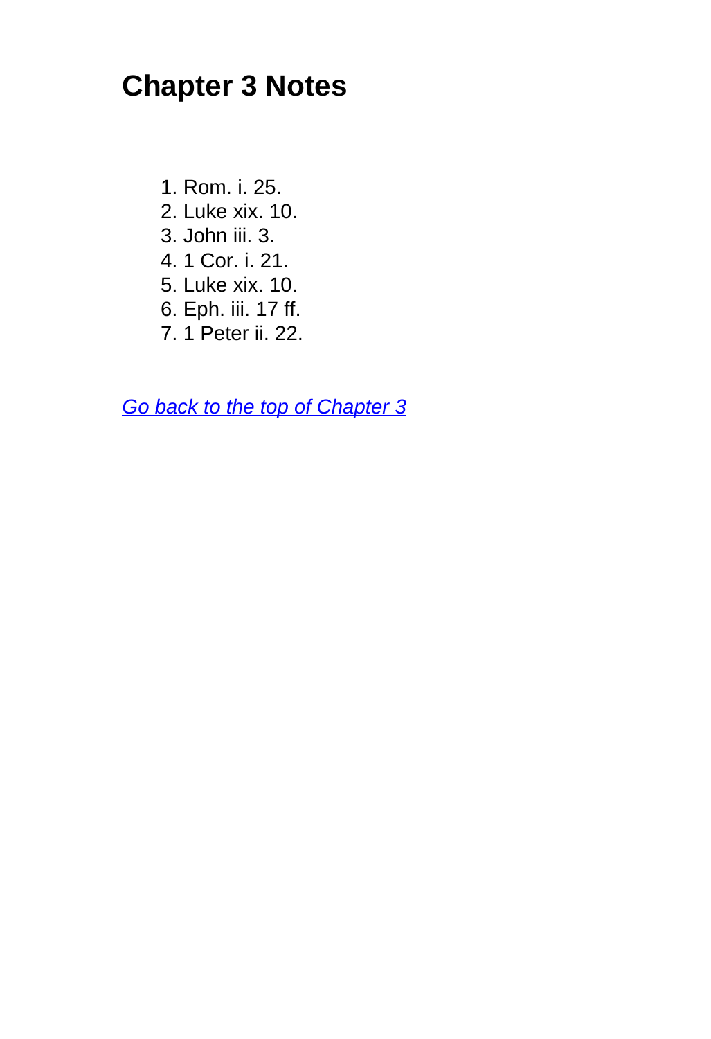# Chapter 3 Notes

1. Rom. i. 25.
2. Luke xix. 10.
3. John iii. 3.
4. 1 Cor. i. 21.
5. Luke xix. 10.
6. Eph. iii. 17 ff.
7. 1 Peter ii. 22.

*Go back to the top of Chapter 3*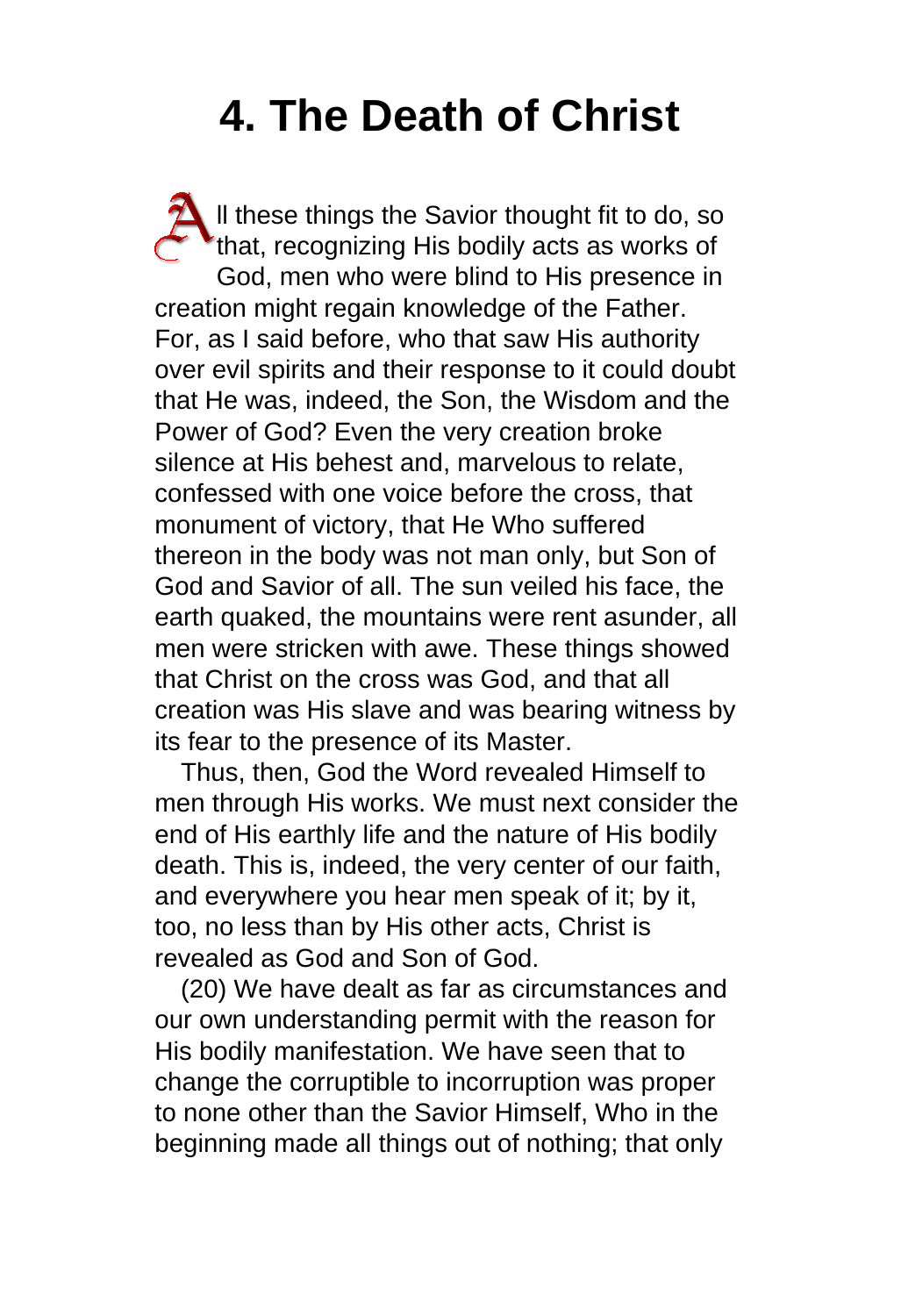# 4. The Death of Christ

All these things the Savior thought fit to do, so that, recognizing His bodily acts as works of God, men who were blind to His presence in creation might regain knowledge of the Father. For, as I said before, who that saw His authority over evil spirits and their response to it could doubt that He was, indeed, the Son, the Wisdom and the Power of God? Even the very creation broke silence at His behest and, marvelous to relate, confessed with one voice before the cross, that monument of victory, that He Who suffered thereon in the body was not man only, but Son of God and Savior of all. The sun veiled his face, the earth quaked, the mountains were rent asunder, all men were stricken with awe. These things showed that Christ on the cross was God, and that all creation was His slave and was bearing witness by its fear to the presence of its Master.

Thus, then, God the Word revealed Himself to men through His works. We must next consider the end of His earthly life and the nature of His bodily death. This is, indeed, the very center of our faith, and everywhere you hear men speak of it; by it, too, no less than by His other acts, Christ is revealed as God and Son of God.

(20) We have dealt as far as circumstances and our own understanding permit with the reason for His bodily manifestation. We have seen that to change the corruptible to incorruption was proper to none other than the Savior Himself, Who in the beginning made all things out of nothing; that only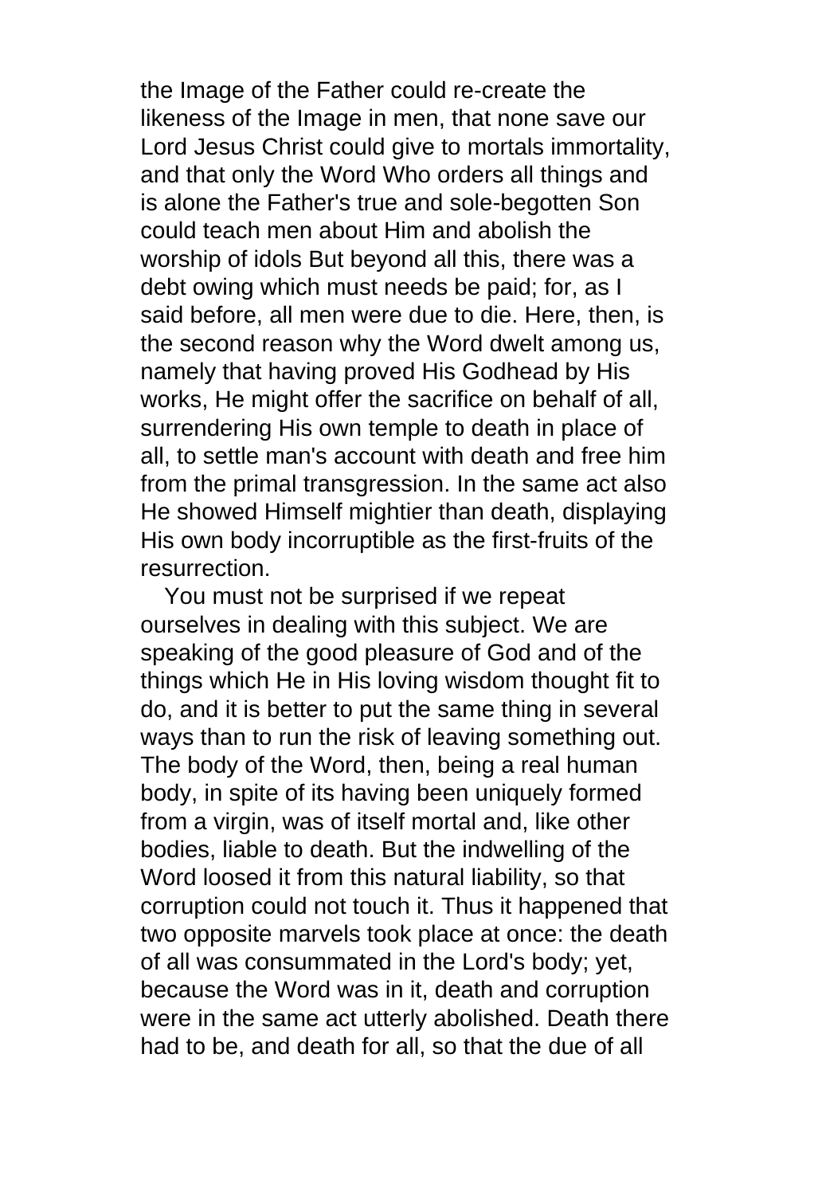the Image of the Father could re-create the likeness of the Image in men, that none save our Lord Jesus Christ could give to mortals immortality, and that only the Word Who orders all things and is alone the Father's true and sole-begotten Son could teach men about Him and abolish the worship of idols But beyond all this, there was a debt owing which must needs be paid; for, as I said before, all men were due to die. Here, then, is the second reason why the Word dwelt among us, namely that having proved His Godhead by His works, He might offer the sacrifice on behalf of all, surrendering His own temple to death in place of all, to settle man's account with death and free him from the primal transgression. In the same act also He showed Himself mightier than death, displaying His own body incorruptible as the first-fruits of the resurrection.

You must not be surprised if we repeat ourselves in dealing with this subject. We are speaking of the good pleasure of God and of the things which He in His loving wisdom thought fit to do, and it is better to put the same thing in several ways than to run the risk of leaving something out. The body of the Word, then, being a real human body, in spite of its having been uniquely formed from a virgin, was of itself mortal and, like other bodies, liable to death. But the indwelling of the Word loosed it from this natural liability, so that corruption could not touch it. Thus it happened that two opposite marvels took place at once: the death of all was consummated in the Lord's body; yet, because the Word was in it, death and corruption were in the same act utterly abolished. Death there had to be, and death for all, so that the due of all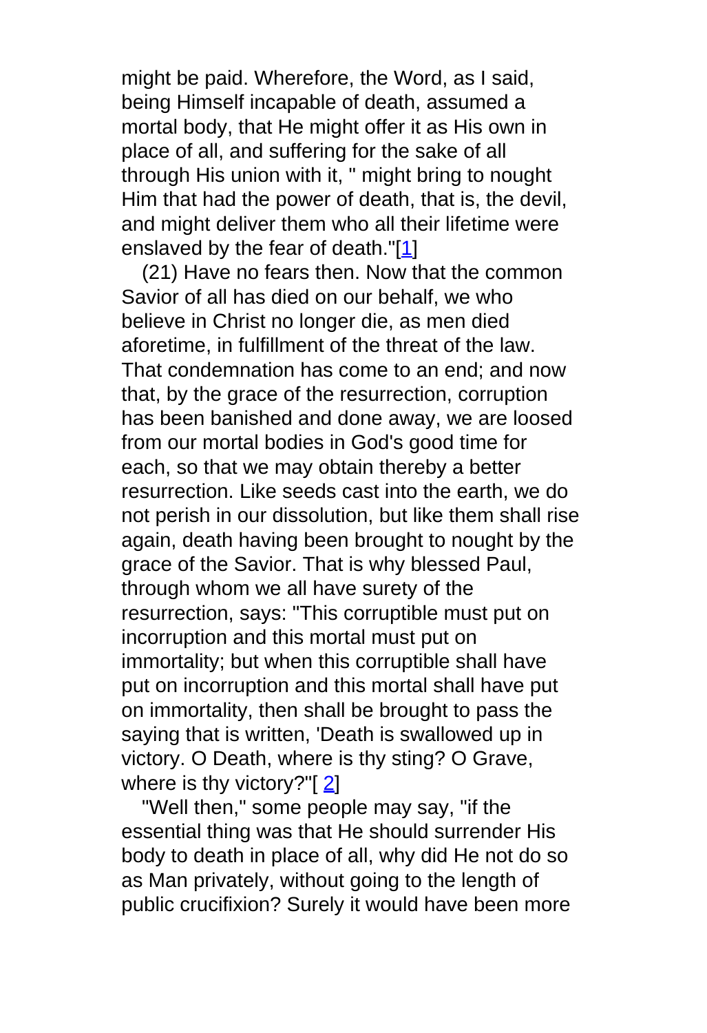might be paid. Wherefore, the Word, as I said, being Himself incapable of death, assumed a mortal body, that He might offer it as His own in place of all, and suffering for the sake of all through His union with it, " might bring to nought Him that had the power of death, that is, the devil, and might deliver them who all their lifetime were enslaved by the fear of death."[1]

(21) Have no fears then. Now that the common Savior of all has died on our behalf, we who believe in Christ no longer die, as men died aforetime, in fulfillment of the threat of the law. That condemnation has come to an end; and now that, by the grace of the resurrection, corruption has been banished and done away, we are loosed from our mortal bodies in God's good time for each, so that we may obtain thereby a better resurrection. Like seeds cast into the earth, we do not perish in our dissolution, but like them shall rise again, death having been brought to nought by the grace of the Savior. That is why blessed Paul, through whom we all have surety of the resurrection, says: "This corruptible must put on incorruption and this mortal must put on immortality; but when this corruptible shall have put on incorruption and this mortal shall have put on immortality, then shall be brought to pass the saying that is written, 'Death is swallowed up in victory. O Death, where is thy sting? O Grave, where is thy victory?"[2]

"Well then," some people may say, "if the essential thing was that He should surrender His body to death in place of all, why did He not do so as Man privately, without going to the length of public crucifixion? Surely it would have been more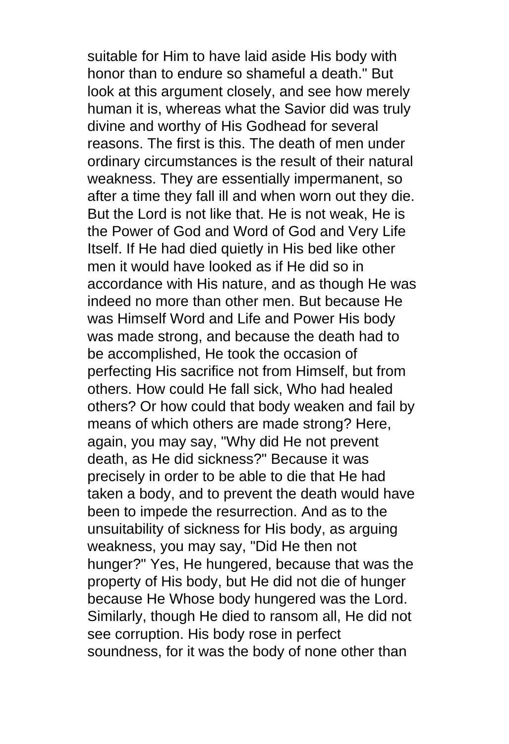suitable for Him to have laid aside His body with honor than to endure so shameful a death." But look at this argument closely, and see how merely human it is, whereas what the Savior did was truly divine and worthy of His Godhead for several reasons. The first is this. The death of men under ordinary circumstances is the result of their natural weakness. They are essentially impermanent, so after a time they fall ill and when worn out they die. But the Lord is not like that. He is not weak, He is the Power of God and Word of God and Very Life Itself. If He had died quietly in His bed like other men it would have looked as if He did so in accordance with His nature, and as though He was indeed no more than other men. But because He was Himself Word and Life and Power His body was made strong, and because the death had to be accomplished, He took the occasion of perfecting His sacrifice not from Himself, but from others. How could He fall sick, Who had healed others? Or how could that body weaken and fail by means of which others are made strong? Here, again, you may say, "Why did He not prevent death, as He did sickness?" Because it was precisely in order to be able to die that He had taken a body, and to prevent the death would have been to impede the resurrection. And as to the unsuitability of sickness for His body, as arguing weakness, you may say, "Did He then not hunger?" Yes, He hungered, because that was the property of His body, but He did not die of hunger because He Whose body hungered was the Lord. Similarly, though He died to ransom all, He did not see corruption. His body rose in perfect soundness, for it was the body of none other than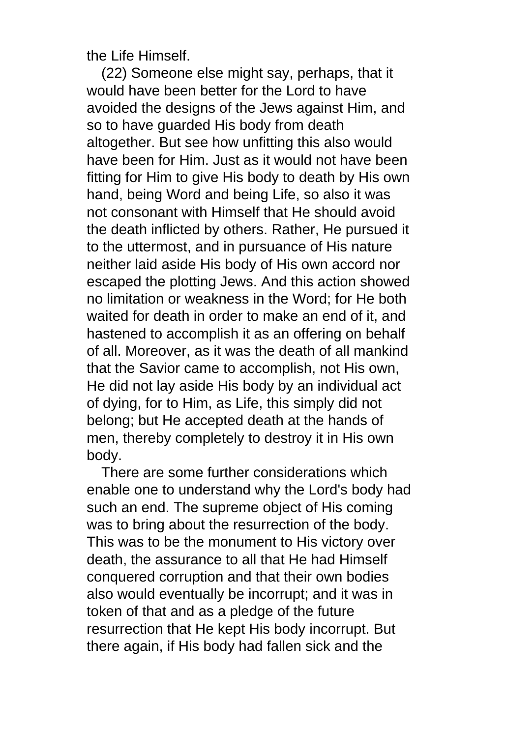the Life Himself.

(22) Someone else might say, perhaps, that it would have been better for the Lord to have avoided the designs of the Jews against Him, and so to have guarded His body from death altogether. But see how unfitting this also would have been for Him. Just as it would not have been fitting for Him to give His body to death by His own hand, being Word and being Life, so also it was not consonant with Himself that He should avoid the death inflicted by others. Rather, He pursued it to the uttermost, and in pursuance of His nature neither laid aside His body of His own accord nor escaped the plotting Jews. And this action showed no limitation or weakness in the Word; for He both waited for death in order to make an end of it, and hastened to accomplish it as an offering on behalf of all. Moreover, as it was the death of all mankind that the Savior came to accomplish, not His own, He did not lay aside His body by an individual act of dying, for to Him, as Life, this simply did not belong; but He accepted death at the hands of men, thereby completely to destroy it in His own body.

There are some further considerations which enable one to understand why the Lord's body had such an end. The supreme object of His coming was to bring about the resurrection of the body. This was to be the monument to His victory over death, the assurance to all that He had Himself conquered corruption and that their own bodies also would eventually be incorrupt; and it was in token of that and as a pledge of the future resurrection that He kept His body incorrupt. But there again, if His body had fallen sick and the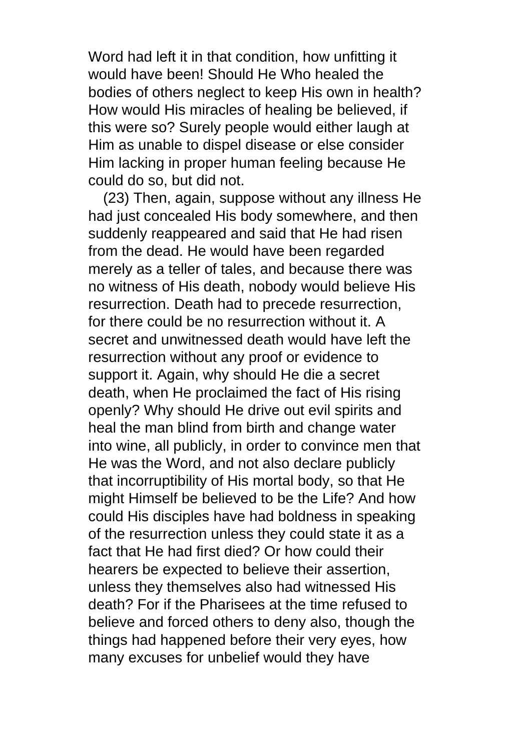Word had left it in that condition, how unfitting it would have been! Should He Who healed the bodies of others neglect to keep His own in health? How would His miracles of healing be believed, if this were so? Surely people would either laugh at Him as unable to dispel disease or else consider Him lacking in proper human feeling because He could do so, but did not.

(23) Then, again, suppose without any illness He had just concealed His body somewhere, and then suddenly reappeared and said that He had risen from the dead. He would have been regarded merely as a teller of tales, and because there was no witness of His death, nobody would believe His resurrection. Death had to precede resurrection, for there could be no resurrection without it. A secret and unwitnessed death would have left the resurrection without any proof or evidence to support it. Again, why should He die a secret death, when He proclaimed the fact of His rising openly? Why should He drive out evil spirits and heal the man blind from birth and change water into wine, all publicly, in order to convince men that He was the Word, and not also declare publicly that incorruptibility of His mortal body, so that He might Himself be believed to be the Life? And how could His disciples have had boldness in speaking of the resurrection unless they could state it as a fact that He had first died? Or how could their hearers be expected to believe their assertion, unless they themselves also had witnessed His death? For if the Pharisees at the time refused to believe and forced others to deny also, though the things had happened before their very eyes, how many excuses for unbelief would they have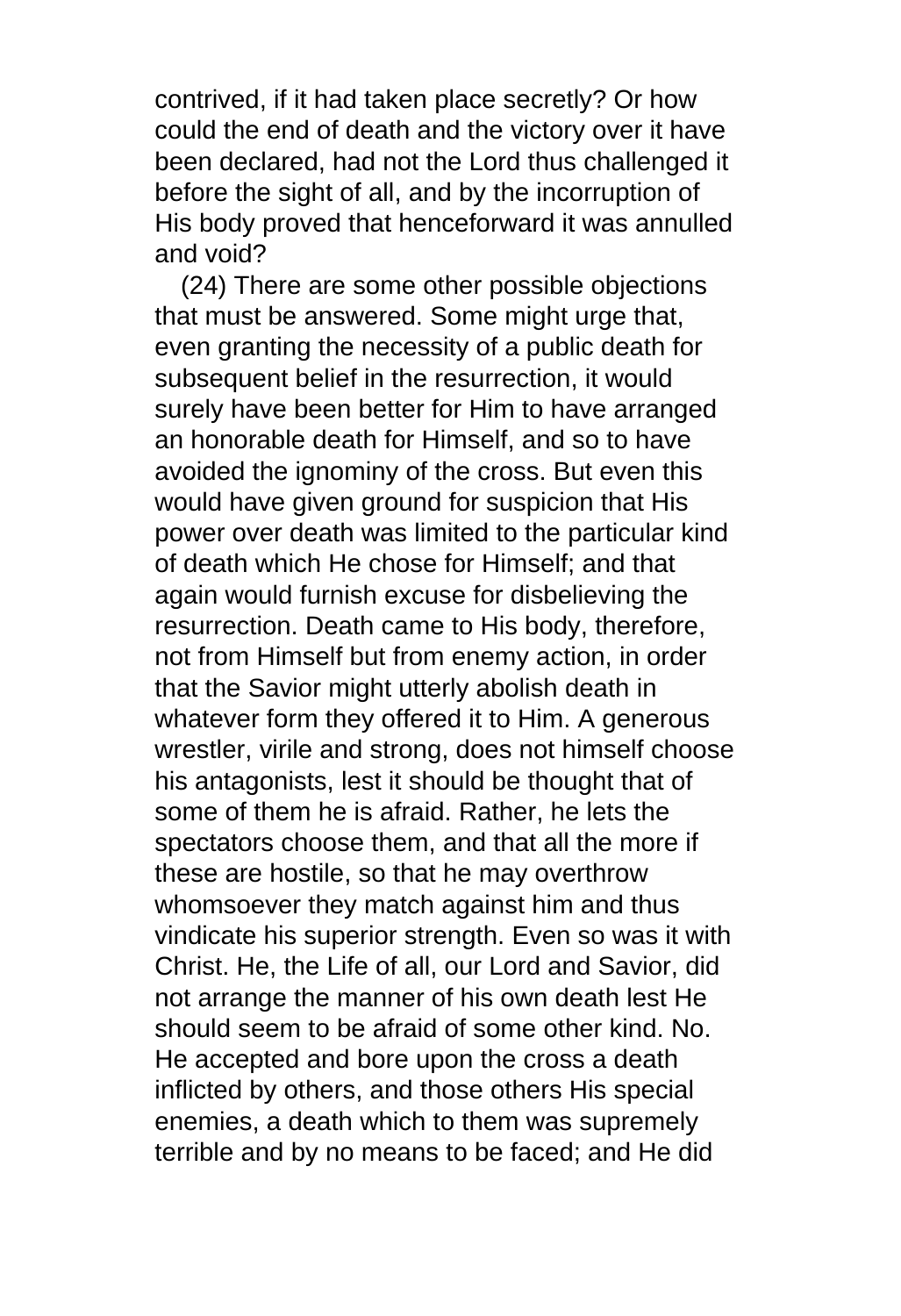contrived, if it had taken place secretly? Or how could the end of death and the victory over it have been declared, had not the Lord thus challenged it before the sight of all, and by the incorruption of His body proved that henceforward it was annulled and void?

(24) There are some other possible objections that must be answered. Some might urge that, even granting the necessity of a public death for subsequent belief in the resurrection, it would surely have been better for Him to have arranged an honorable death for Himself, and so to have avoided the ignominy of the cross. But even this would have given ground for suspicion that His power over death was limited to the particular kind of death which He chose for Himself; and that again would furnish excuse for disbelieving the resurrection. Death came to His body, therefore, not from Himself but from enemy action, in order that the Savior might utterly abolish death in whatever form they offered it to Him. A generous wrestler, virile and strong, does not himself choose his antagonists, lest it should be thought that of some of them he is afraid. Rather, he lets the spectators choose them, and that all the more if these are hostile, so that he may overthrow whomsoever they match against him and thus vindicate his superior strength. Even so was it with Christ. He, the Life of all, our Lord and Savior, did not arrange the manner of his own death lest He should seem to be afraid of some other kind. No. He accepted and bore upon the cross a death inflicted by others, and those others His special enemies, a death which to them was supremely terrible and by no means to be faced; and He did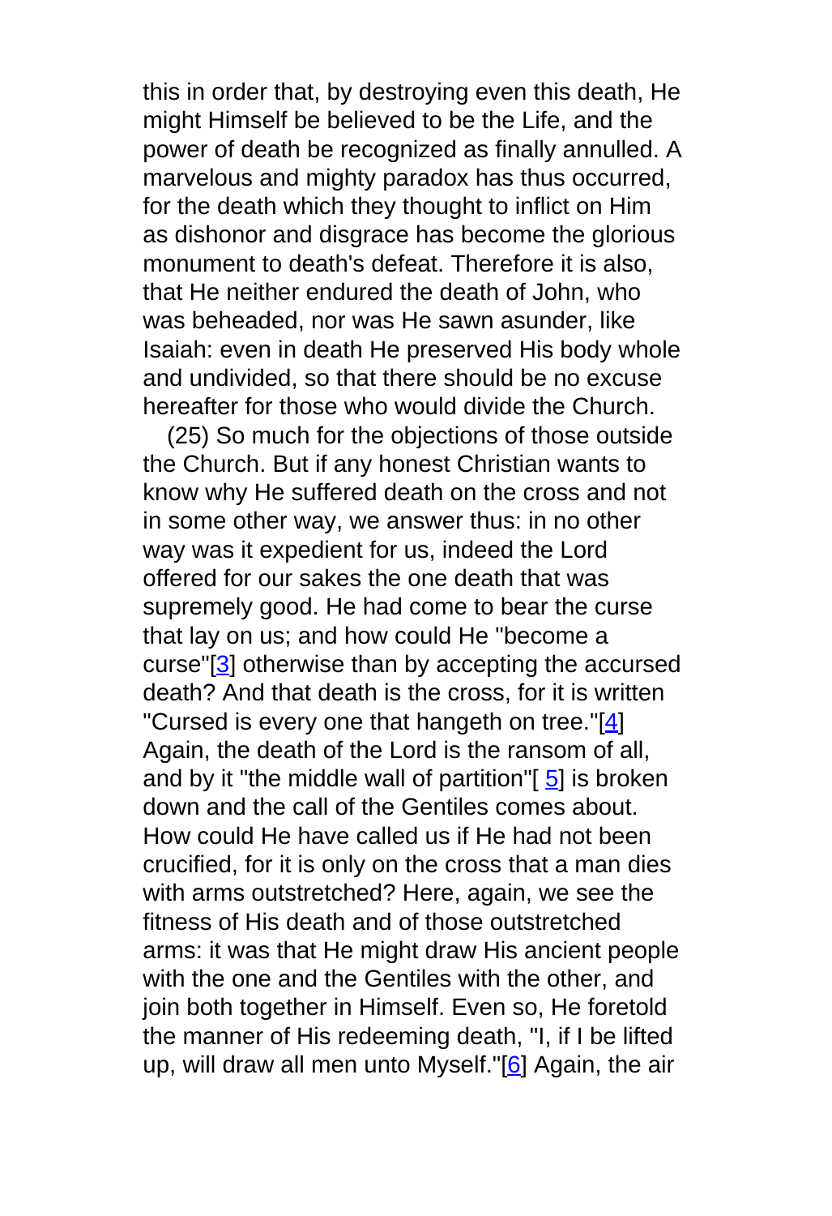this in order that, by destroying even this death, He might Himself be believed to be the Life, and the power of death be recognized as finally annulled. A marvelous and mighty paradox has thus occurred, for the death which they thought to inflict on Him as dishonor and disgrace has become the glorious monument to death's defeat. Therefore it is also, that He neither endured the death of John, who was beheaded, nor was He sawn asunder, like Isaiah: even in death He preserved His body whole and undivided, so that there should be no excuse hereafter for those who would divide the Church.

(25) So much for the objections of those outside the Church. But if any honest Christian wants to know why He suffered death on the cross and not in some other way, we answer thus: in no other way was it expedient for us, indeed the Lord offered for our sakes the one death that was supremely good. He had come to bear the curse that lay on us; and how could He "become a curse"[3] otherwise than by accepting the accursed death? And that death is the cross, for it is written "Cursed is every one that hangeth on tree."[4] Again, the death of the Lord is the ransom of all, and by it "the middle wall of partition"[5] is broken down and the call of the Gentiles comes about. How could He have called us if He had not been crucified, for it is only on the cross that a man dies with arms outstretched? Here, again, we see the fitness of His death and of those outstretched arms: it was that He might draw His ancient people with the one and the Gentiles with the other, and join both together in Himself. Even so, He foretold the manner of His redeeming death, "I, if I be lifted up, will draw all men unto Myself."[6] Again, the air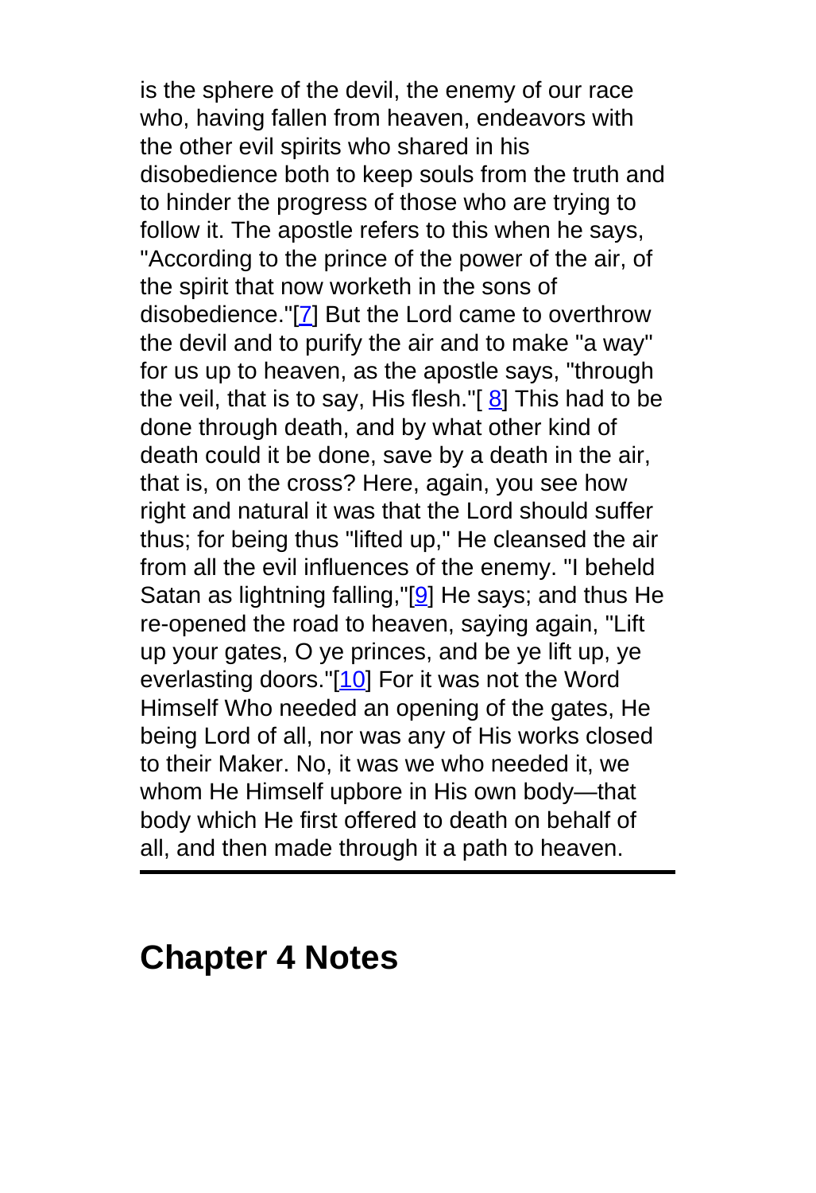is the sphere of the devil, the enemy of our race who, having fallen from heaven, endeavors with the other evil spirits who shared in his disobedience both to keep souls from the truth and to hinder the progress of those who are trying to follow it. The apostle refers to this when he says, "According to the prince of the power of the air, of the spirit that now worketh in the sons of disobedience."[7] But the Lord came to overthrow the devil and to purify the air and to make "a way" for us up to heaven, as the apostle says, "through the veil, that is to say, His flesh."[8] This had to be done through death, and by what other kind of death could it be done, save by a death in the air, that is, on the cross? Here, again, you see how right and natural it was that the Lord should suffer thus; for being thus "lifted up," He cleansed the air from all the evil influences of the enemy. "I beheld Satan as lightning falling,"[9] He says; and thus He re-opened the road to heaven, saying again, "Lift up your gates, O ye princes, and be ye lift up, ye everlasting doors."[10] For it was not the Word Himself Who needed an opening of the gates, He being Lord of all, nor was any of His works closed to their Maker. No, it was we who needed it, we whom He Himself upbore in His own body—that body which He first offered to death on behalf of all, and then made through it a path to heaven.

---

## Chapter 4 Notes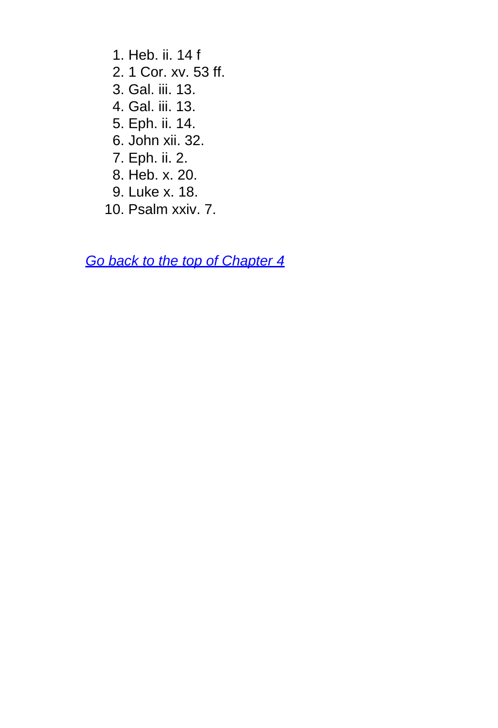1. Heb. ii. 14 f
2. 1 Cor. xv. 53 ff.
3. Gal. iii. 13.
4. Gal. iii. 13.
5. Eph. ii. 14.
6. John xii. 32.
7. Eph. ii. 2.
8. Heb. x. 20.
9. Luke x. 18.
10. Psalm xxiv. 7.

*Go back to the top of Chapter 4*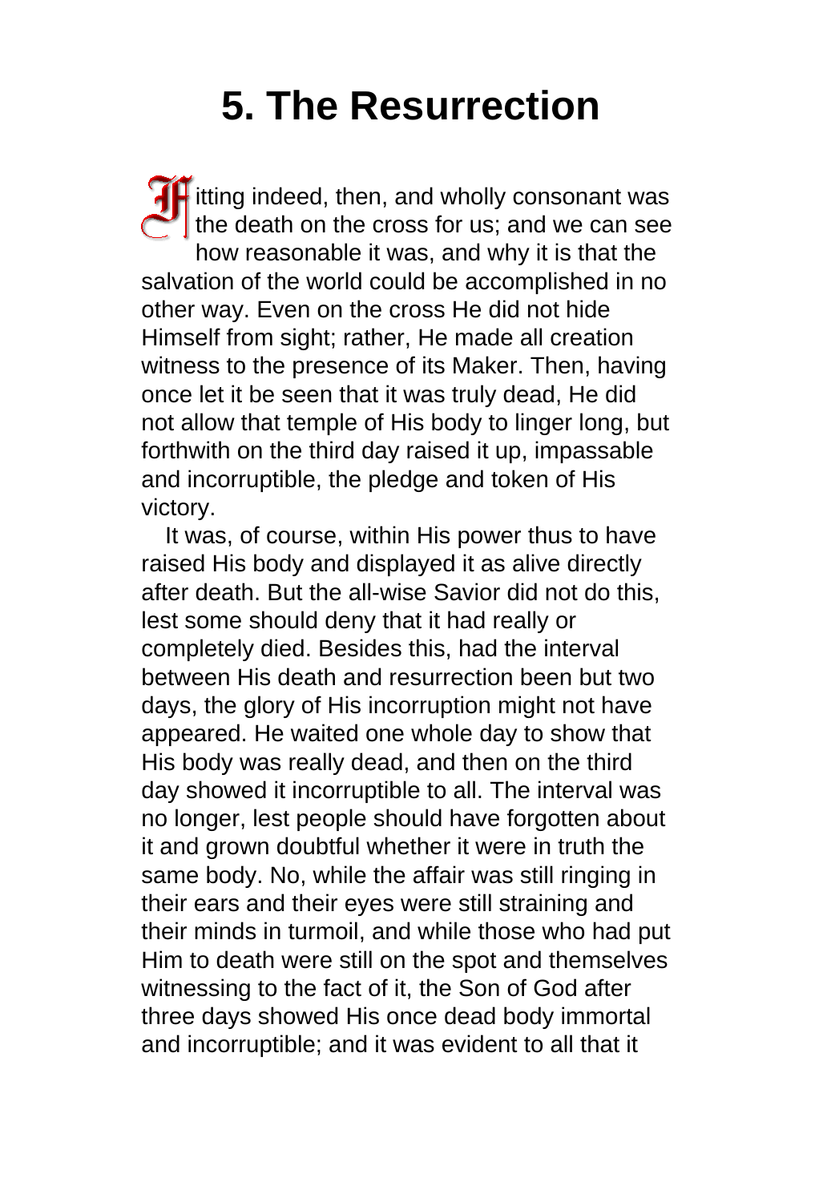# 5. The Resurrection

Fitting indeed, then, and wholly consonant was the death on the cross for us; and we can see how reasonable it was, and why it is that the salvation of the world could be accomplished in no other way. Even on the cross He did not hide Himself from sight; rather, He made all creation witness to the presence of its Maker. Then, having once let it be seen that it was truly dead, He did not allow that temple of His body to linger long, but forthwith on the third day raised it up, impassable and incorruptible, the pledge and token of His victory.

It was, of course, within His power thus to have raised His body and displayed it as alive directly after death. But the all-wise Savior did not do this, lest some should deny that it had really or completely died. Besides this, had the interval between His death and resurrection been but two days, the glory of His incorruption might not have appeared. He waited one whole day to show that His body was really dead, and then on the third day showed it incorruptible to all. The interval was no longer, lest people should have forgotten about it and grown doubtful whether it were in truth the same body. No, while the affair was still ringing in their ears and their eyes were still straining and their minds in turmoil, and while those who had put Him to death were still on the spot and themselves witnessing to the fact of it, the Son of God after three days showed His once dead body immortal and incorruptible; and it was evident to all that it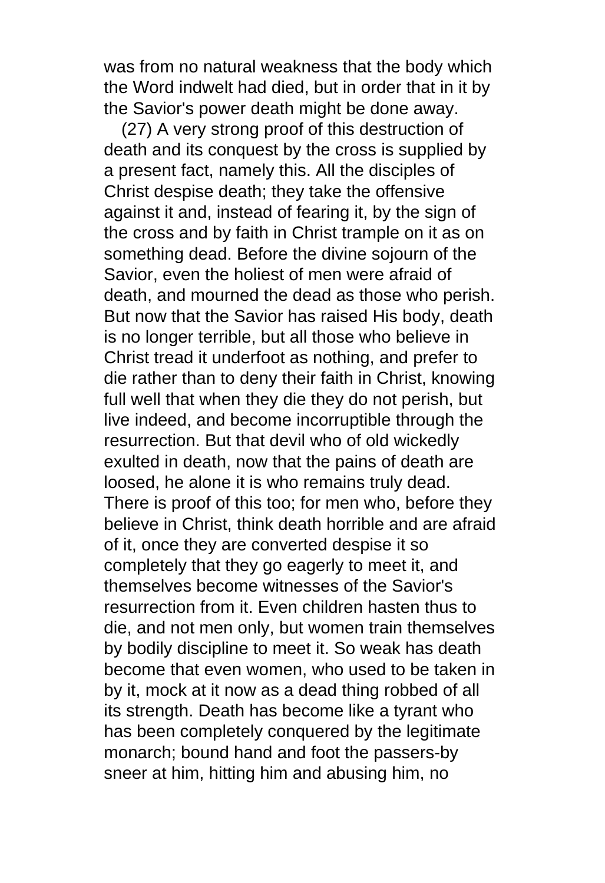was from no natural weakness that the body which the Word indwelt had died, but in order that in it by the Savior's power death might be done away.

(27) A very strong proof of this destruction of death and its conquest by the cross is supplied by a present fact, namely this. All the disciples of Christ despise death; they take the offensive against it and, instead of fearing it, by the sign of the cross and by faith in Christ trample on it as on something dead. Before the divine sojourn of the Savior, even the holiest of men were afraid of death, and mourned the dead as those who perish. But now that the Savior has raised His body, death is no longer terrible, but all those who believe in Christ tread it underfoot as nothing, and prefer to die rather than to deny their faith in Christ, knowing full well that when they die they do not perish, but live indeed, and become incorruptible through the resurrection. But that devil who of old wickedly exulted in death, now that the pains of death are loosed, he alone it is who remains truly dead. There is proof of this too; for men who, before they believe in Christ, think death horrible and are afraid of it, once they are converted despise it so completely that they go eagerly to meet it, and themselves become witnesses of the Savior's resurrection from it. Even children hasten thus to die, and not men only, but women train themselves by bodily discipline to meet it. So weak has death become that even women, who used to be taken in by it, mock at it now as a dead thing robbed of all its strength. Death has become like a tyrant who has been completely conquered by the legitimate monarch; bound hand and foot the passers-by sneer at him, hitting him and abusing him, no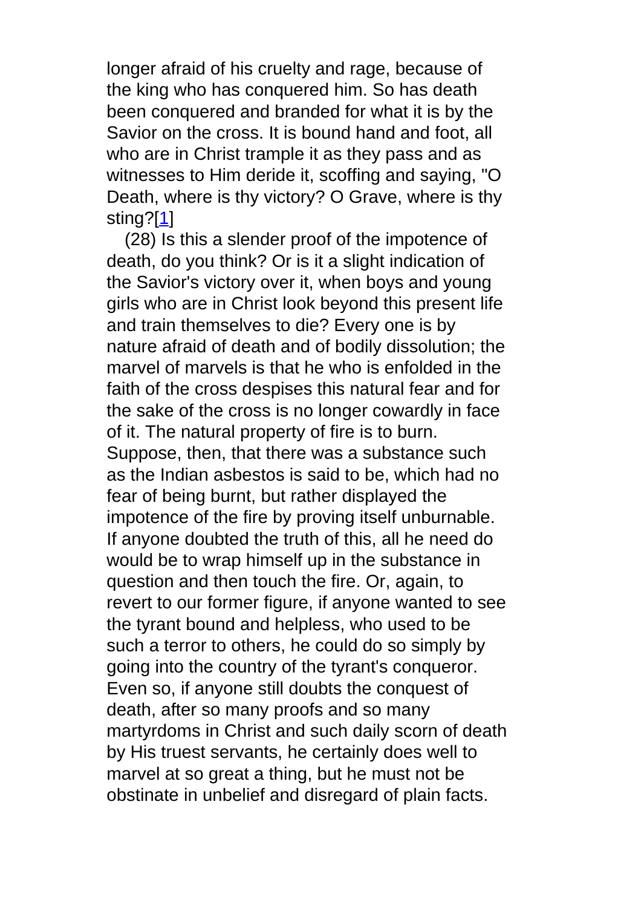longer afraid of his cruelty and rage, because of the king who has conquered him. So has death been conquered and branded for what it is by the Savior on the cross. It is bound hand and foot, all who are in Christ trample it as they pass and as witnesses to Him deride it, scoffing and saying, "O Death, where is thy victory? O Grave, where is thy sting?[1]

(28) Is this a slender proof of the impotence of death, do you think? Or is it a slight indication of the Savior's victory over it, when boys and young girls who are in Christ look beyond this present life and train themselves to die? Every one is by nature afraid of death and of bodily dissolution; the marvel of marvels is that he who is enfolded in the faith of the cross despises this natural fear and for the sake of the cross is no longer cowardly in face of it. The natural property of fire is to burn. Suppose, then, that there was a substance such as the Indian asbestos is said to be, which had no fear of being burnt, but rather displayed the impotence of the fire by proving itself unburnable. If anyone doubted the truth of this, all he need do would be to wrap himself up in the substance in question and then touch the fire. Or, again, to revert to our former figure, if anyone wanted to see the tyrant bound and helpless, who used to be such a terror to others, he could do so simply by going into the country of the tyrant's conqueror. Even so, if anyone still doubts the conquest of death, after so many proofs and so many martyrdoms in Christ and such daily scorn of death by His truest servants, he certainly does well to marvel at so great a thing, but he must not be obstinate in unbelief and disregard of plain facts.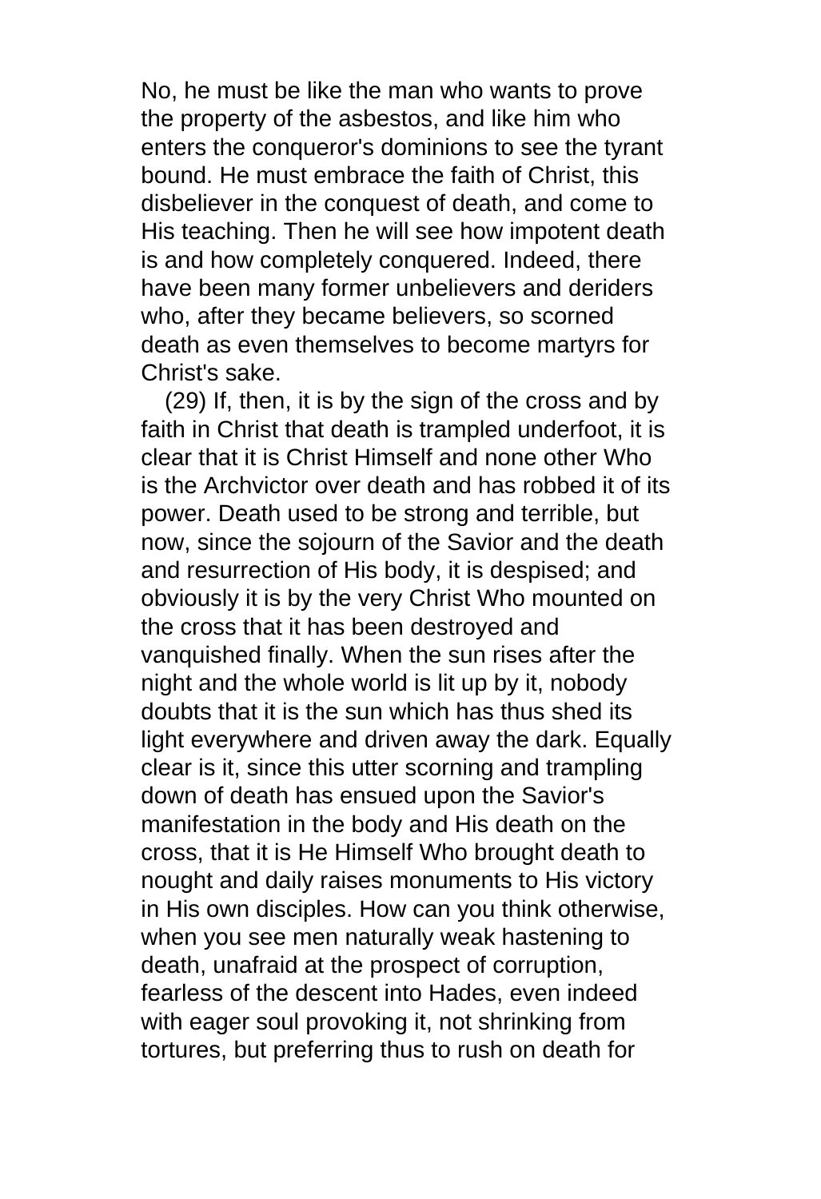No, he must be like the man who wants to prove the property of the asbestos, and like him who enters the conqueror's dominions to see the tyrant bound. He must embrace the faith of Christ, this disbeliever in the conquest of death, and come to His teaching. Then he will see how impotent death is and how completely conquered. Indeed, there have been many former unbelievers and deriders who, after they became believers, so scorned death as even themselves to become martyrs for Christ's sake.

(29) If, then, it is by the sign of the cross and by faith in Christ that death is trampled underfoot, it is clear that it is Christ Himself and none other Who is the Archvictor over death and has robbed it of its power. Death used to be strong and terrible, but now, since the sojourn of the Savior and the death and resurrection of His body, it is despised; and obviously it is by the very Christ Who mounted on the cross that it has been destroyed and vanquished finally. When the sun rises after the night and the whole world is lit up by it, nobody doubts that it is the sun which has thus shed its light everywhere and driven away the dark. Equally clear is it, since this utter scorning and trampling down of death has ensued upon the Savior's manifestation in the body and His death on the cross, that it is He Himself Who brought death to nought and daily raises monuments to His victory in His own disciples. How can you think otherwise, when you see men naturally weak hastening to death, unafraid at the prospect of corruption, fearless of the descent into Hades, even indeed with eager soul provoking it, not shrinking from tortures, but preferring thus to rush on death for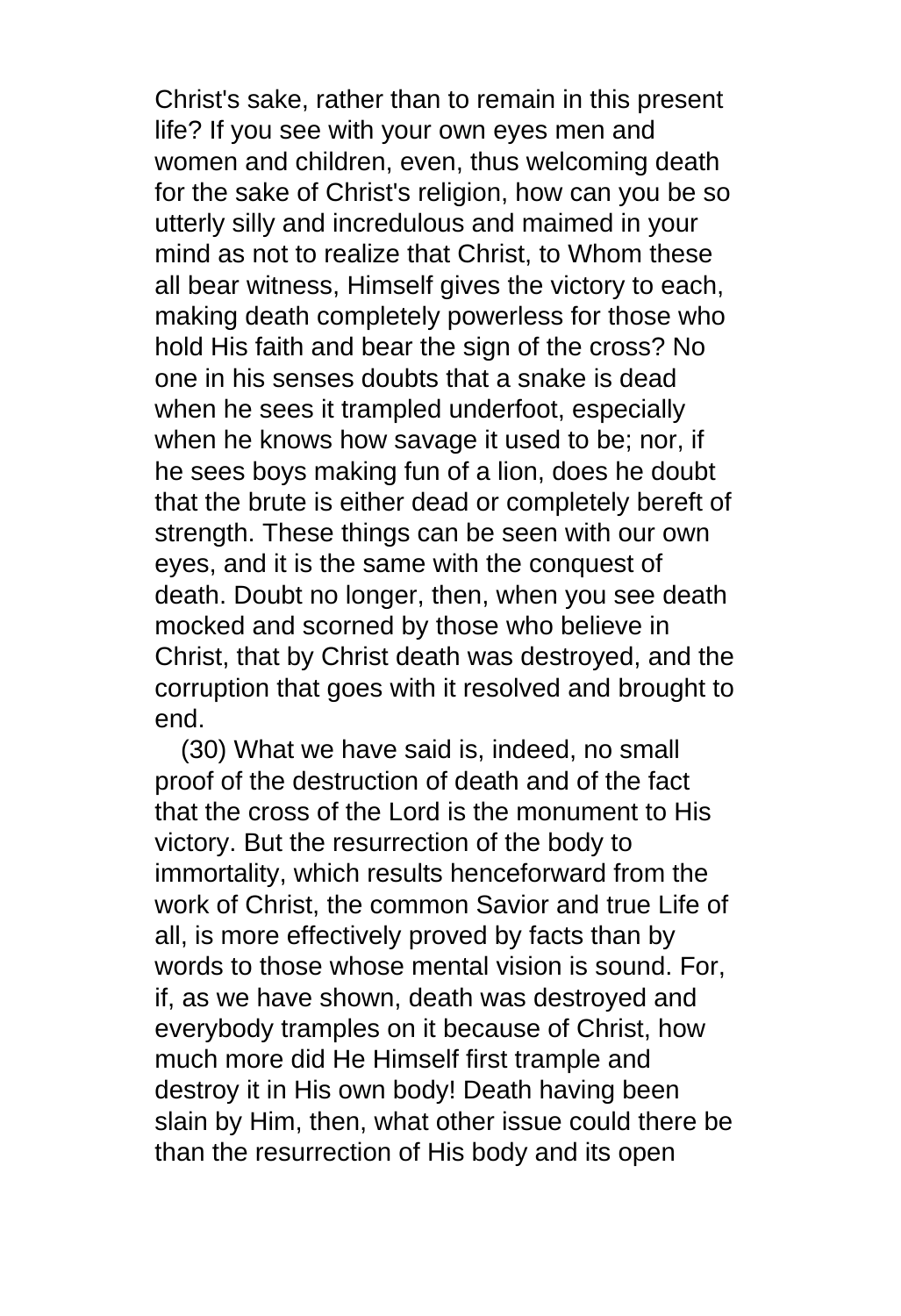Christ's sake, rather than to remain in this present life? If you see with your own eyes men and women and children, even, thus welcoming death for the sake of Christ's religion, how can you be so utterly silly and incredulous and maimed in your mind as not to realize that Christ, to Whom these all bear witness, Himself gives the victory to each, making death completely powerless for those who hold His faith and bear the sign of the cross? No one in his senses doubts that a snake is dead when he sees it trampled underfoot, especially when he knows how savage it used to be; nor, if he sees boys making fun of a lion, does he doubt that the brute is either dead or completely bereft of strength. These things can be seen with our own eyes, and it is the same with the conquest of death. Doubt no longer, then, when you see death mocked and scorned by those who believe in Christ, that by Christ death was destroyed, and the corruption that goes with it resolved and brought to end.

(30) What we have said is, indeed, no small proof of the destruction of death and of the fact that the cross of the Lord is the monument to His victory. But the resurrection of the body to immortality, which results henceforward from the work of Christ, the common Savior and true Life of all, is more effectively proved by facts than by words to those whose mental vision is sound. For, if, as we have shown, death was destroyed and everybody tramples on it because of Christ, how much more did He Himself first trample and destroy it in His own body! Death having been slain by Him, then, what other issue could there be than the resurrection of His body and its open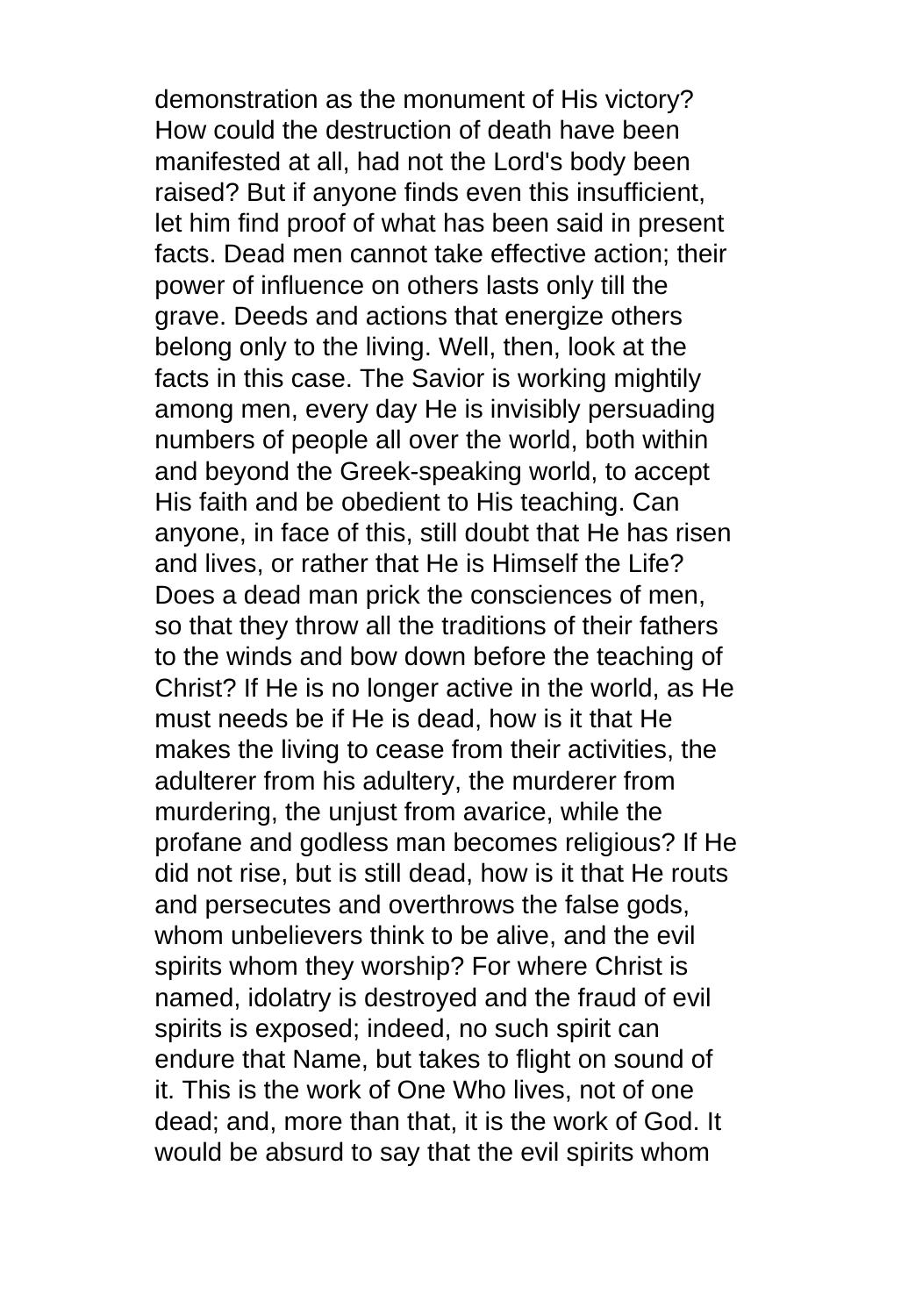demonstration as the monument of His victory? How could the destruction of death have been manifested at all, had not the Lord's body been raised? But if anyone finds even this insufficient, let him find proof of what has been said in present facts. Dead men cannot take effective action; their power of influence on others lasts only till the grave. Deeds and actions that energize others belong only to the living. Well, then, look at the facts in this case. The Savior is working mightily among men, every day He is invisibly persuading numbers of people all over the world, both within and beyond the Greek-speaking world, to accept His faith and be obedient to His teaching. Can anyone, in face of this, still doubt that He has risen and lives, or rather that He is Himself the Life? Does a dead man prick the consciences of men, so that they throw all the traditions of their fathers to the winds and bow down before the teaching of Christ? If He is no longer active in the world, as He must needs be if He is dead, how is it that He makes the living to cease from their activities, the adulterer from his adultery, the murderer from murdering, the unjust from avarice, while the profane and godless man becomes religious? If He did not rise, but is still dead, how is it that He routs and persecutes and overthrows the false gods, whom unbelievers think to be alive, and the evil spirits whom they worship? For where Christ is named, idolatry is destroyed and the fraud of evil spirits is exposed; indeed, no such spirit can endure that Name, but takes to flight on sound of it. This is the work of One Who lives, not of one dead; and, more than that, it is the work of God. It would be absurd to say that the evil spirits whom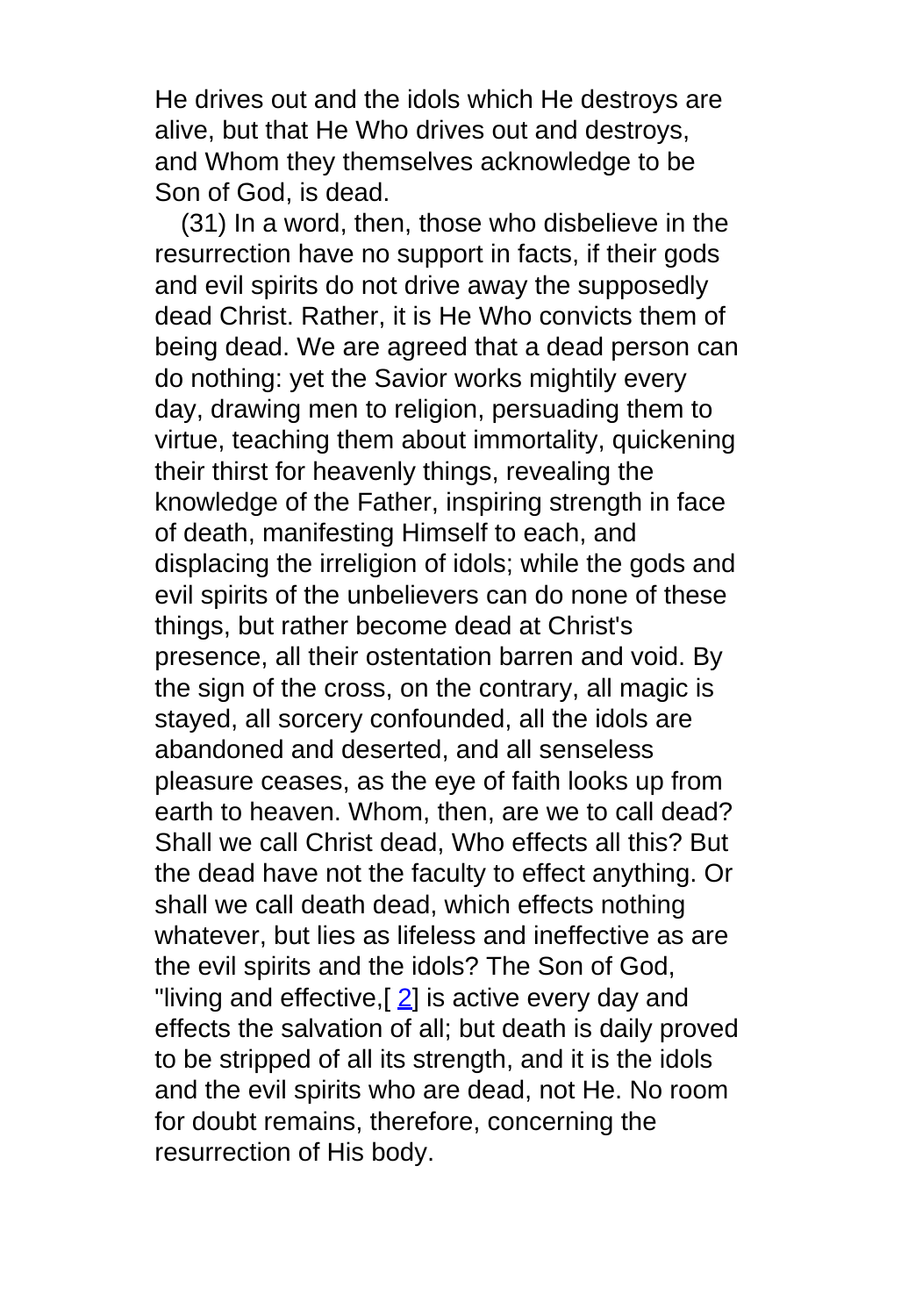He drives out and the idols which He destroys are alive, but that He Who drives out and destroys, and Whom they themselves acknowledge to be Son of God, is dead.

(31) In a word, then, those who disbelieve in the resurrection have no support in facts, if their gods and evil spirits do not drive away the supposedly dead Christ. Rather, it is He Who convicts them of being dead. We are agreed that a dead person can do nothing: yet the Savior works mightily every day, drawing men to religion, persuading them to virtue, teaching them about immortality, quickening their thirst for heavenly things, revealing the knowledge of the Father, inspiring strength in face of death, manifesting Himself to each, and displacing the irreligion of idols; while the gods and evil spirits of the unbelievers can do none of these things, but rather become dead at Christ's presence, all their ostentation barren and void. By the sign of the cross, on the contrary, all magic is stayed, all sorcery confounded, all the idols are abandoned and deserted, and all senseless pleasure ceases, as the eye of faith looks up from earth to heaven. Whom, then, are we to call dead? Shall we call Christ dead, Who effects all this? But the dead have not the faculty to effect anything. Or shall we call death dead, which effects nothing whatever, but lies as lifeless and ineffective as are the evil spirits and the idols? The Son of God, "living and effective,[2] is active every day and effects the salvation of all; but death is daily proved to be stripped of all its strength, and it is the idols and the evil spirits who are dead, not He. No room for doubt remains, therefore, concerning the resurrection of His body.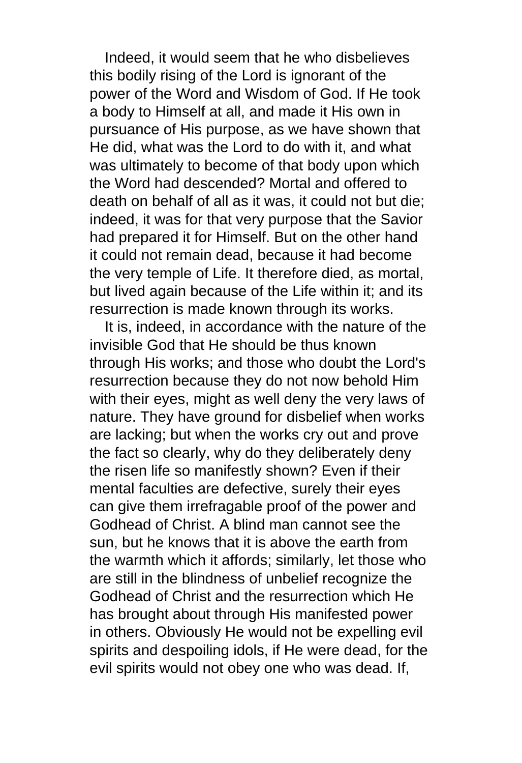Indeed, it would seem that he who disbelieves this bodily rising of the Lord is ignorant of the power of the Word and Wisdom of God. If He took a body to Himself at all, and made it His own in pursuance of His purpose, as we have shown that He did, what was the Lord to do with it, and what was ultimately to become of that body upon which the Word had descended? Mortal and offered to death on behalf of all as it was, it could not but die; indeed, it was for that very purpose that the Savior had prepared it for Himself. But on the other hand it could not remain dead, because it had become the very temple of Life. It therefore died, as mortal, but lived again because of the Life within it; and its resurrection is made known through its works.

It is, indeed, in accordance with the nature of the invisible God that He should be thus known through His works; and those who doubt the Lord's resurrection because they do not now behold Him with their eyes, might as well deny the very laws of nature. They have ground for disbelief when works are lacking; but when the works cry out and prove the fact so clearly, why do they deliberately deny the risen life so manifestly shown? Even if their mental faculties are defective, surely their eyes can give them irrefragable proof of the power and Godhead of Christ. A blind man cannot see the sun, but he knows that it is above the earth from the warmth which it affords; similarly, let those who are still in the blindness of unbelief recognize the Godhead of Christ and the resurrection which He has brought about through His manifested power in others. Obviously He would not be expelling evil spirits and despoiling idols, if He were dead, for the evil spirits would not obey one who was dead. If,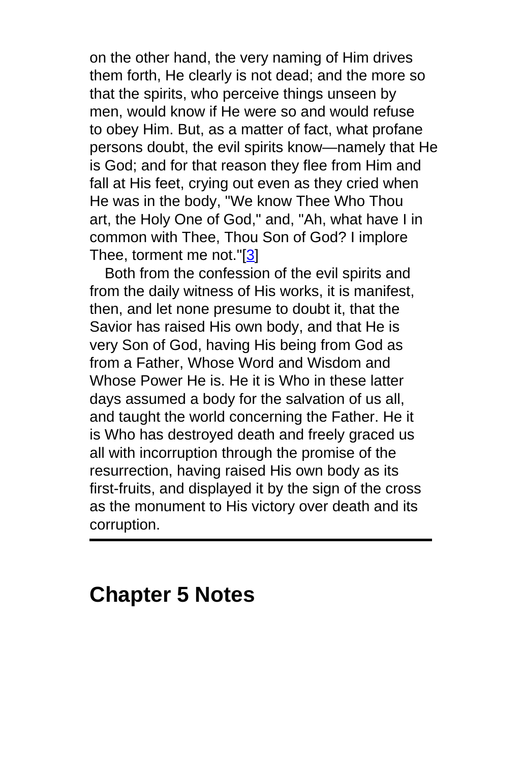on the other hand, the very naming of Him drives them forth, He clearly is not dead; and the more so that the spirits, who perceive things unseen by men, would know if He were so and would refuse to obey Him. But, as a matter of fact, what profane persons doubt, the evil spirits know—namely that He is God; and for that reason they flee from Him and fall at His feet, crying out even as they cried when He was in the body, "We know Thee Who Thou art, the Holy One of God," and, "Ah, what have I in common with Thee, Thou Son of God? I implore Thee, torment me not."[3]

Both from the confession of the evil spirits and from the daily witness of His works, it is manifest, then, and let none presume to doubt it, that the Savior has raised His own body, and that He is very Son of God, having His being from God as from a Father, Whose Word and Wisdom and Whose Power He is. He it is Who in these latter days assumed a body for the salvation of us all, and taught the world concerning the Father. He it is Who has destroyed death and freely graced us all with incorruption through the promise of the resurrection, having raised His own body as its first-fruits, and displayed it by the sign of the cross as the monument to His victory over death and its corruption.

---

## Chapter 5 Notes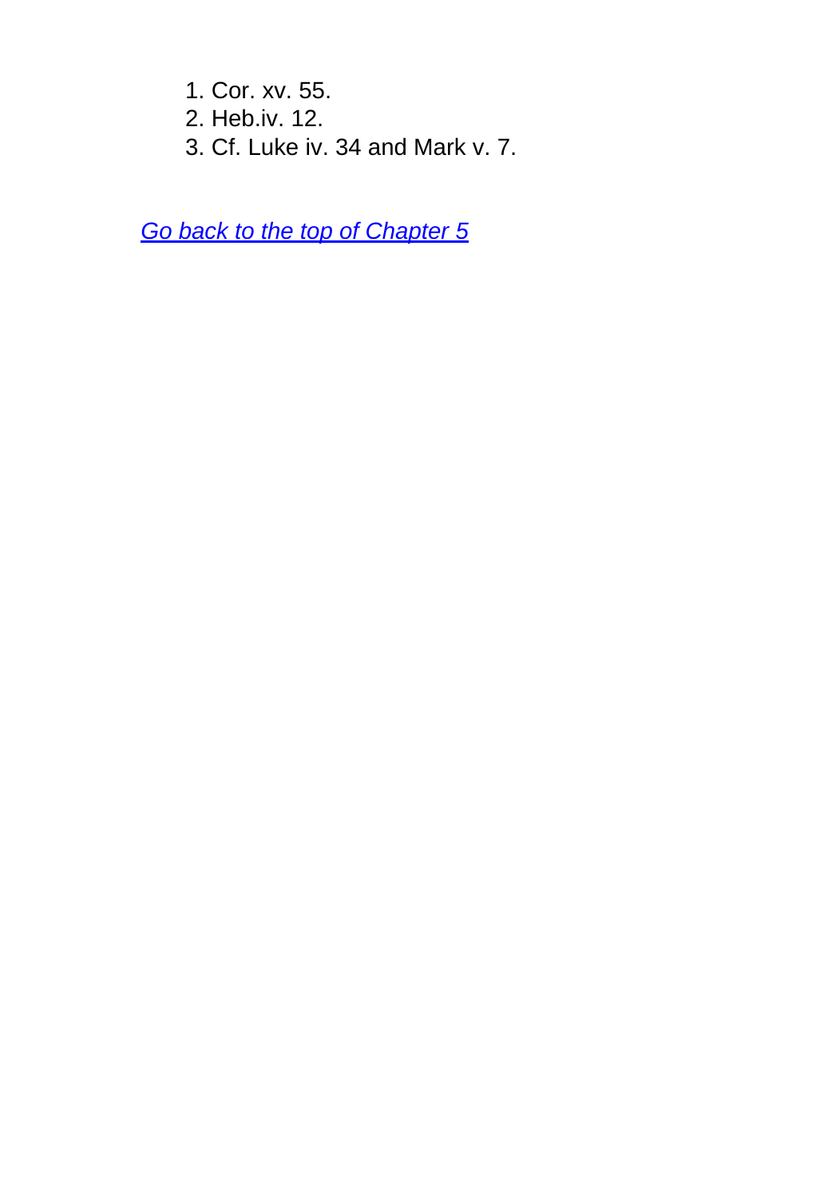1. Cor. xv. 55.
2. Heb.iv. 12.
3. Cf. Luke iv. 34 and Mark v. 7.

*Go back to the top of Chapter 5*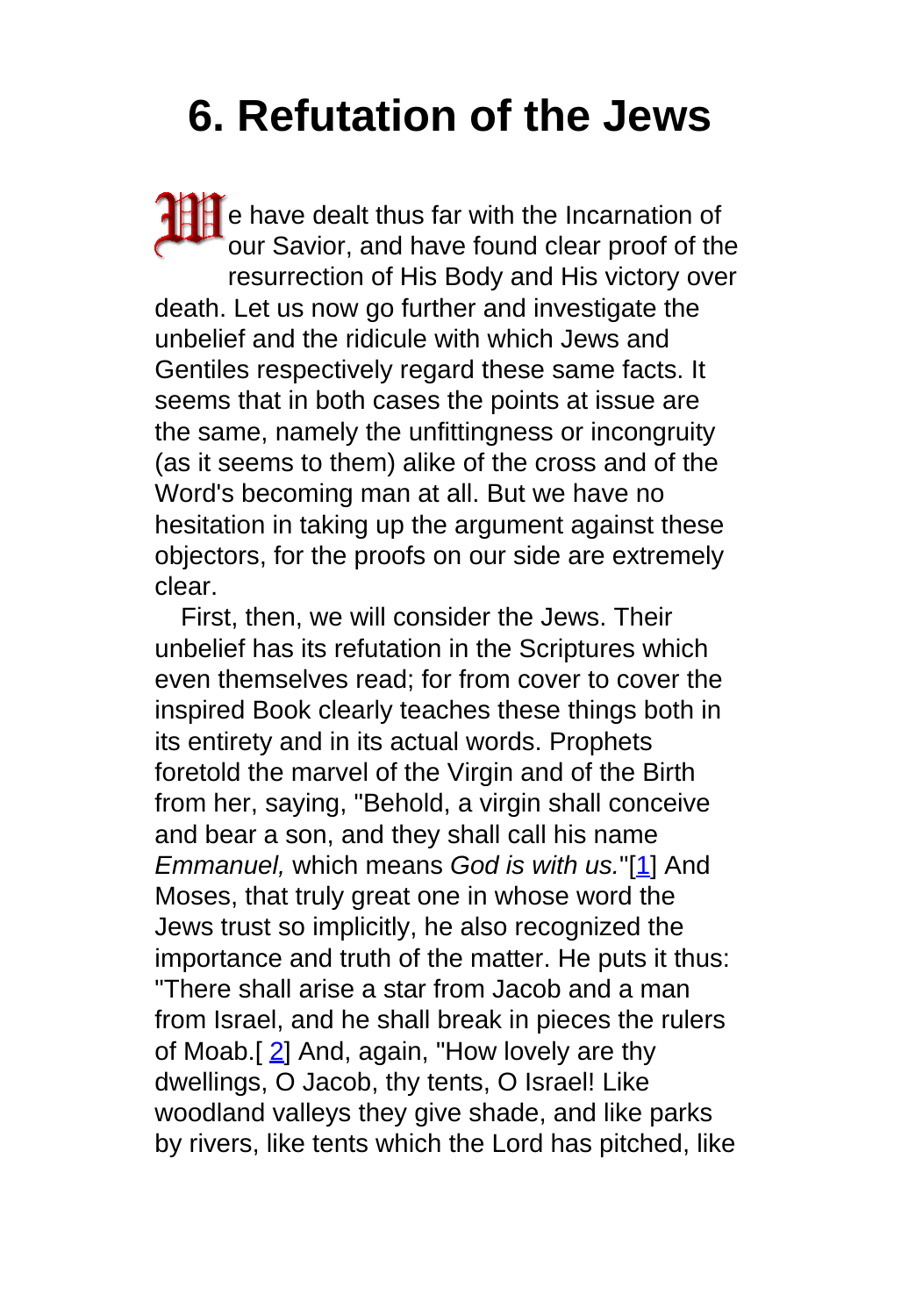# 6. Refutation of the Jews

We have dealt thus far with the Incarnation of our Savior, and have found clear proof of the resurrection of His Body and His victory over death. Let us now go further and investigate the unbelief and the ridicule with which Jews and Gentiles respectively regard these same facts. It seems that in both cases the points at issue are the same, namely the unfittingness or incongruity (as it seems to them) alike of the cross and of the Word's becoming man at all. But we have no hesitation in taking up the argument against these objectors, for the proofs on our side are extremely clear.

First, then, we will consider the Jews. Their unbelief has its refutation in the Scriptures which even themselves read; for from cover to cover the inspired Book clearly teaches these things both in its entirety and in its actual words. Prophets foretold the marvel of the Virgin and of the Birth from her, saying, "Behold, a virgin shall conceive and bear a son, and they shall call his name *Emmanuel,* which means *God is with us.*"[1] And Moses, that truly great one in whose word the Jews trust so implicitly, he also recognized the importance and truth of the matter. He puts it thus: "There shall arise a star from Jacob and a man from Israel, and he shall break in pieces the rulers of Moab.[2] And, again, "How lovely are thy dwellings, O Jacob, thy tents, O Israel! Like woodland valleys they give shade, and like parks by rivers, like tents which the Lord has pitched, like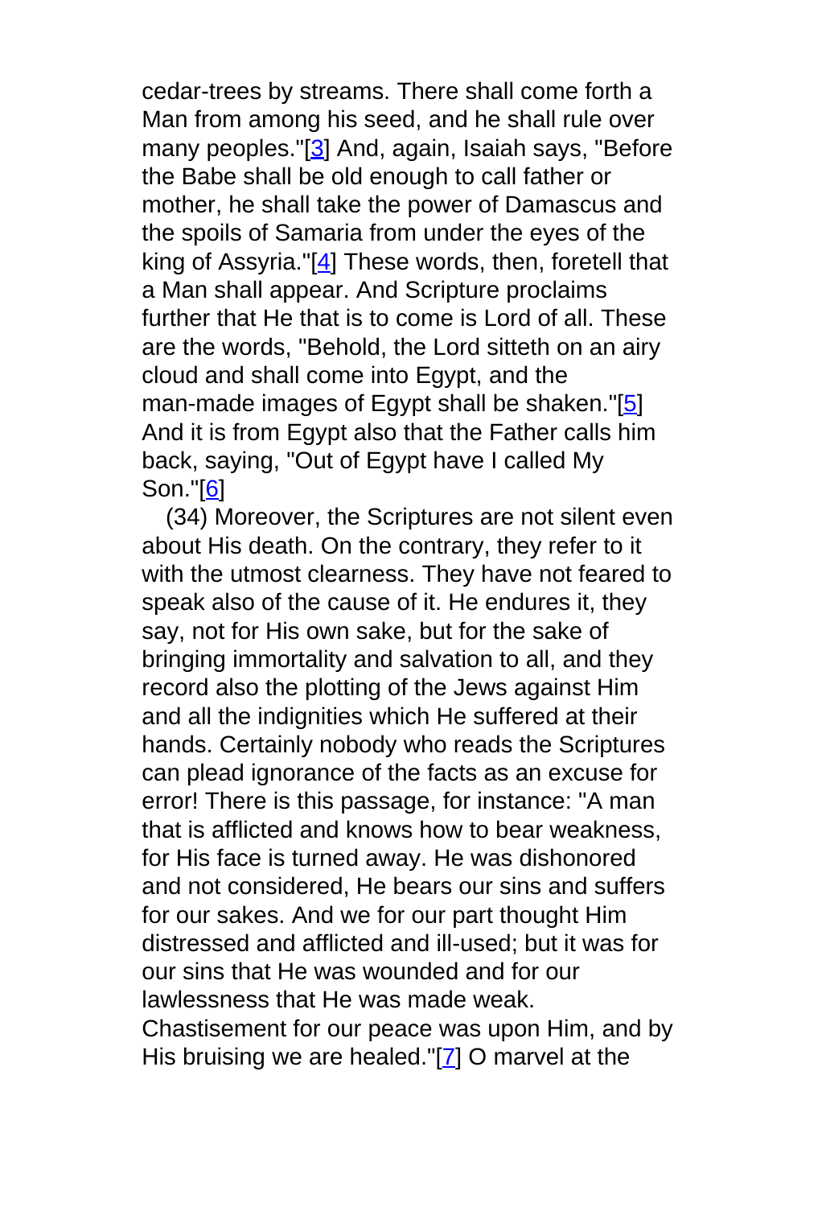cedar-trees by streams. There shall come forth a Man from among his seed, and he shall rule over many peoples."[3] And, again, Isaiah says, "Before the Babe shall be old enough to call father or mother, he shall take the power of Damascus and the spoils of Samaria from under the eyes of the king of Assyria."[4] These words, then, foretell that a Man shall appear. And Scripture proclaims further that He that is to come is Lord of all. These are the words, "Behold, the Lord sitteth on an airy cloud and shall come into Egypt, and the man-made images of Egypt shall be shaken."[5] And it is from Egypt also that the Father calls him back, saying, "Out of Egypt have I called My Son."[6]

(34) Moreover, the Scriptures are not silent even about His death. On the contrary, they refer to it with the utmost clearness. They have not feared to speak also of the cause of it. He endures it, they say, not for His own sake, but for the sake of bringing immortality and salvation to all, and they record also the plotting of the Jews against Him and all the indignities which He suffered at their hands. Certainly nobody who reads the Scriptures can plead ignorance of the facts as an excuse for error! There is this passage, for instance: "A man that is afflicted and knows how to bear weakness, for His face is turned away. He was dishonored and not considered, He bears our sins and suffers for our sakes. And we for our part thought Him distressed and afflicted and ill-used; but it was for our sins that He was wounded and for our lawlessness that He was made weak. Chastisement for our peace was upon Him, and by His bruising we are healed."[7] O marvel at the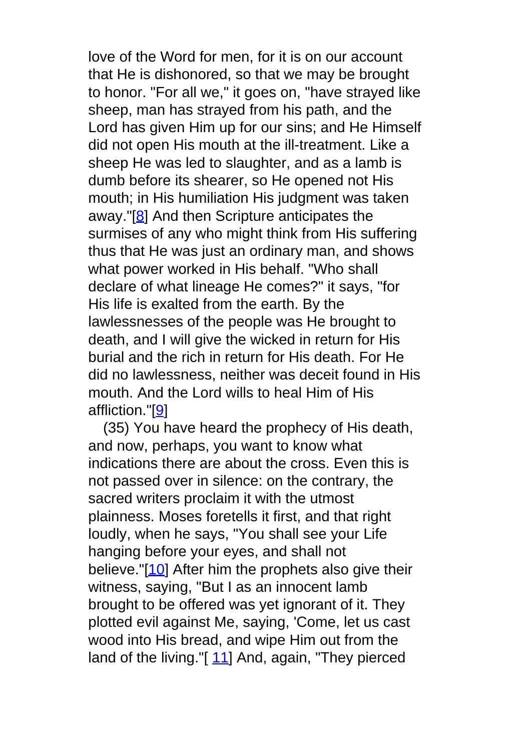love of the Word for men, for it is on our account that He is dishonored, so that we may be brought to honor. "For all we," it goes on, "have strayed like sheep, man has strayed from his path, and the Lord has given Him up for our sins; and He Himself did not open His mouth at the ill-treatment. Like a sheep He was led to slaughter, and as a lamb is dumb before its shearer, so He opened not His mouth; in His humiliation His judgment was taken away."[8] And then Scripture anticipates the surmises of any who might think from His suffering thus that He was just an ordinary man, and shows what power worked in His behalf. "Who shall declare of what lineage He comes?" it says, "for His life is exalted from the earth. By the lawlessnesses of the people was He brought to death, and I will give the wicked in return for His burial and the rich in return for His death. For He did no lawlessness, neither was deceit found in His mouth. And the Lord wills to heal Him of His affliction."[9]

(35) You have heard the prophecy of His death, and now, perhaps, you want to know what indications there are about the cross. Even this is not passed over in silence: on the contrary, the sacred writers proclaim it with the utmost plainness. Moses foretells it first, and that right loudly, when he says, "You shall see your Life hanging before your eyes, and shall not believe."[10] After him the prophets also give their witness, saying, "But I as an innocent lamb brought to be offered was yet ignorant of it. They plotted evil against Me, saying, 'Come, let us cast wood into His bread, and wipe Him out from the land of the living."[11] And, again, "They pierced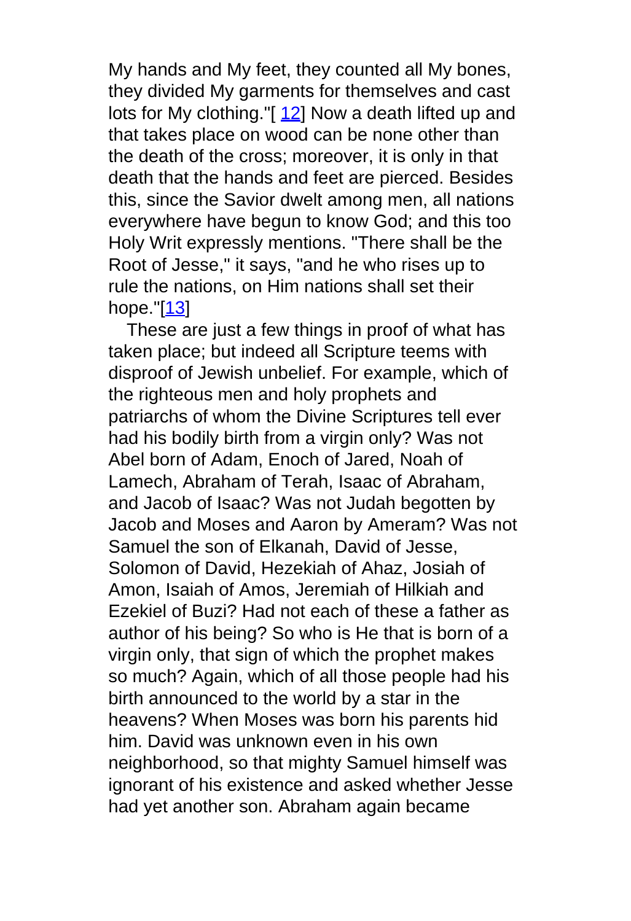My hands and My feet, they counted all My bones, they divided My garments for themselves and cast lots for My clothing."[12] Now a death lifted up and that takes place on wood can be none other than the death of the cross; moreover, it is only in that death that the hands and feet are pierced. Besides this, since the Savior dwelt among men, all nations everywhere have begun to know God; and this too Holy Writ expressly mentions. "There shall be the Root of Jesse," it says, "and he who rises up to rule the nations, on Him nations shall set their hope."[13]

These are just a few things in proof of what has taken place; but indeed all Scripture teems with disproof of Jewish unbelief. For example, which of the righteous men and holy prophets and patriarchs of whom the Divine Scriptures tell ever had his bodily birth from a virgin only? Was not Abel born of Adam, Enoch of Jared, Noah of Lamech, Abraham of Terah, Isaac of Abraham, and Jacob of Isaac? Was not Judah begotten by Jacob and Moses and Aaron by Ameram? Was not Samuel the son of Elkanah, David of Jesse, Solomon of David, Hezekiah of Ahaz, Josiah of Amon, Isaiah of Amos, Jeremiah of Hilkiah and Ezekiel of Buzi? Had not each of these a father as author of his being? So who is He that is born of a virgin only, that sign of which the prophet makes so much? Again, which of all those people had his birth announced to the world by a star in the heavens? When Moses was born his parents hid him. David was unknown even in his own neighborhood, so that mighty Samuel himself was ignorant of his existence and asked whether Jesse had yet another son. Abraham again became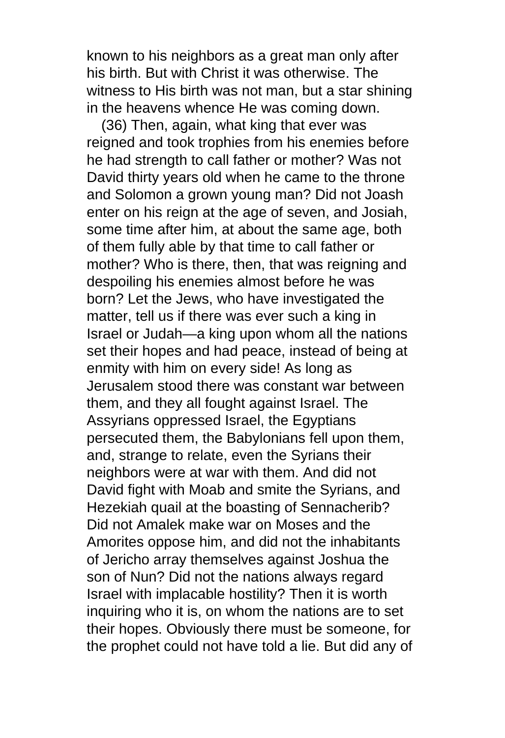known to his neighbors as a great man only after his birth. But with Christ it was otherwise. The witness to His birth was not man, but a star shining in the heavens whence He was coming down.

(36) Then, again, what king that ever was reigned and took trophies from his enemies before he had strength to call father or mother? Was not David thirty years old when he came to the throne and Solomon a grown young man? Did not Joash enter on his reign at the age of seven, and Josiah, some time after him, at about the same age, both of them fully able by that time to call father or mother? Who is there, then, that was reigning and despoiling his enemies almost before he was born? Let the Jews, who have investigated the matter, tell us if there was ever such a king in Israel or Judah—a king upon whom all the nations set their hopes and had peace, instead of being at enmity with him on every side! As long as Jerusalem stood there was constant war between them, and they all fought against Israel. The Assyrians oppressed Israel, the Egyptians persecuted them, the Babylonians fell upon them, and, strange to relate, even the Syrians their neighbors were at war with them. And did not David fight with Moab and smite the Syrians, and Hezekiah quail at the boasting of Sennacherib? Did not Amalek make war on Moses and the Amorites oppose him, and did not the inhabitants of Jericho array themselves against Joshua the son of Nun? Did not the nations always regard Israel with implacable hostility? Then it is worth inquiring who it is, on whom the nations are to set their hopes. Obviously there must be someone, for the prophet could not have told a lie. But did any of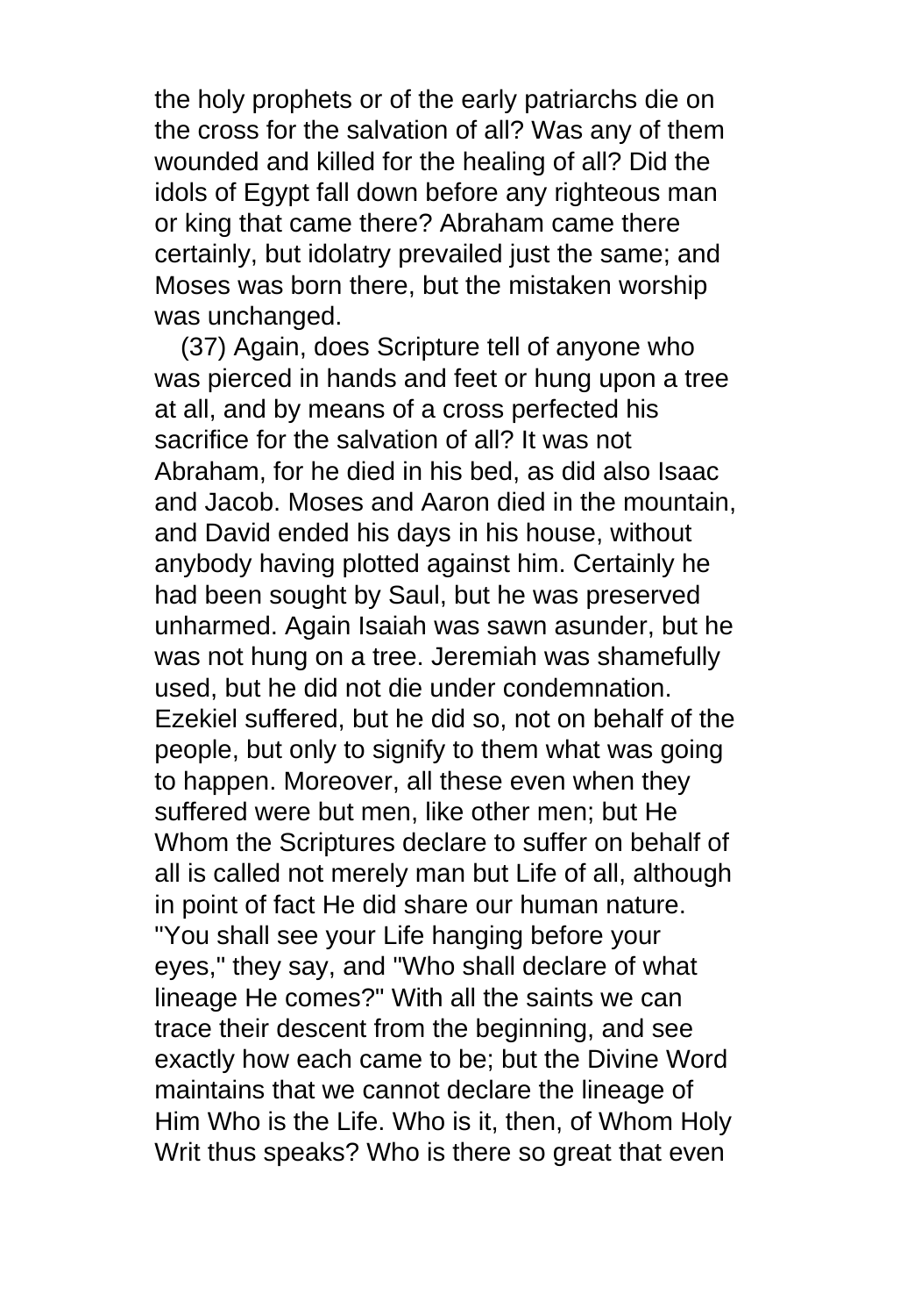the holy prophets or of the early patriarchs die on the cross for the salvation of all? Was any of them wounded and killed for the healing of all? Did the idols of Egypt fall down before any righteous man or king that came there? Abraham came there certainly, but idolatry prevailed just the same; and Moses was born there, but the mistaken worship was unchanged.

(37) Again, does Scripture tell of anyone who was pierced in hands and feet or hung upon a tree at all, and by means of a cross perfected his sacrifice for the salvation of all? It was not Abraham, for he died in his bed, as did also Isaac and Jacob. Moses and Aaron died in the mountain, and David ended his days in his house, without anybody having plotted against him. Certainly he had been sought by Saul, but he was preserved unharmed. Again Isaiah was sawn asunder, but he was not hung on a tree. Jeremiah was shamefully used, but he did not die under condemnation. Ezekiel suffered, but he did so, not on behalf of the people, but only to signify to them what was going to happen. Moreover, all these even when they suffered were but men, like other men; but He Whom the Scriptures declare to suffer on behalf of all is called not merely man but Life of all, although in point of fact He did share our human nature. "You shall see your Life hanging before your eyes," they say, and "Who shall declare of what lineage He comes?" With all the saints we can trace their descent from the beginning, and see exactly how each came to be; but the Divine Word maintains that we cannot declare the lineage of Him Who is the Life. Who is it, then, of Whom Holy Writ thus speaks? Who is there so great that even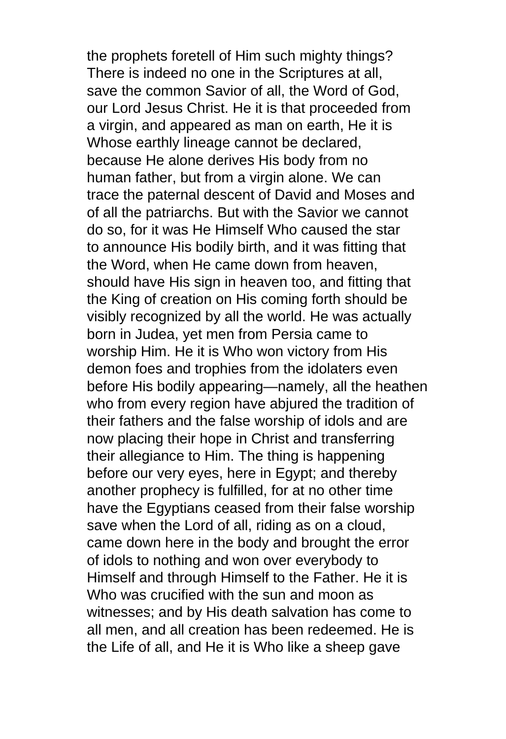the prophets foretell of Him such mighty things? There is indeed no one in the Scriptures at all, save the common Savior of all, the Word of God, our Lord Jesus Christ. He it is that proceeded from a virgin, and appeared as man on earth, He it is Whose earthly lineage cannot be declared, because He alone derives His body from no human father, but from a virgin alone. We can trace the paternal descent of David and Moses and of all the patriarchs. But with the Savior we cannot do so, for it was He Himself Who caused the star to announce His bodily birth, and it was fitting that the Word, when He came down from heaven, should have His sign in heaven too, and fitting that the King of creation on His coming forth should be visibly recognized by all the world. He was actually born in Judea, yet men from Persia came to worship Him. He it is Who won victory from His demon foes and trophies from the idolaters even before His bodily appearing—namely, all the heathen who from every region have abjured the tradition of their fathers and the false worship of idols and are now placing their hope in Christ and transferring their allegiance to Him. The thing is happening before our very eyes, here in Egypt; and thereby another prophecy is fulfilled, for at no other time have the Egyptians ceased from their false worship save when the Lord of all, riding as on a cloud, came down here in the body and brought the error of idols to nothing and won over everybody to Himself and through Himself to the Father. He it is Who was crucified with the sun and moon as witnesses; and by His death salvation has come to all men, and all creation has been redeemed. He is the Life of all, and He it is Who like a sheep gave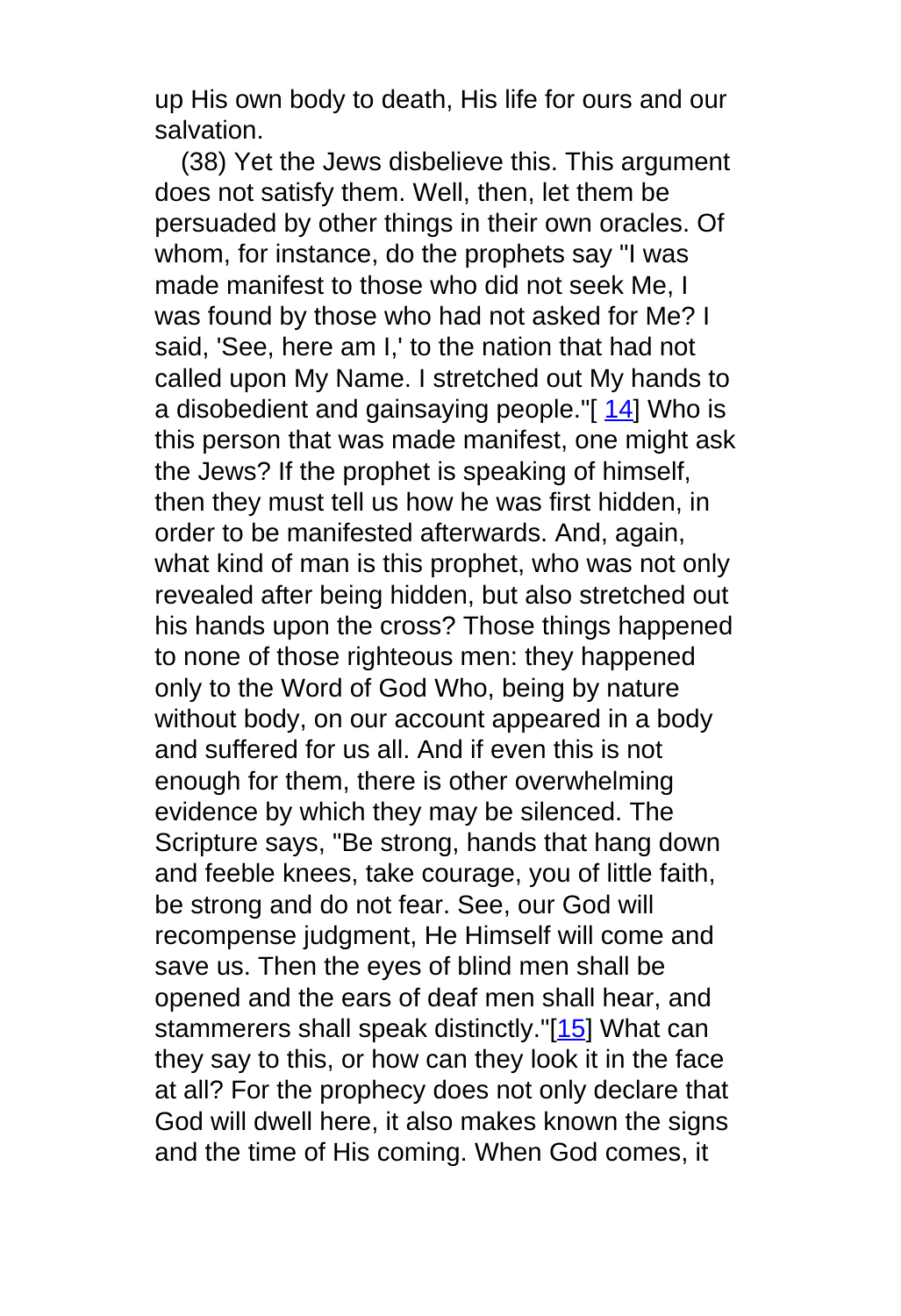up His own body to death, His life for ours and our salvation.

(38) Yet the Jews disbelieve this. This argument does not satisfy them. Well, then, let them be persuaded by other things in their own oracles. Of whom, for instance, do the prophets say "I was made manifest to those who did not seek Me, I was found by those who had not asked for Me? I said, 'See, here am I,' to the nation that had not called upon My Name. I stretched out My hands to a disobedient and gainsaying people."[ 14] Who is this person that was made manifest, one might ask the Jews? If the prophet is speaking of himself, then they must tell us how he was first hidden, in order to be manifested afterwards. And, again, what kind of man is this prophet, who was not only revealed after being hidden, but also stretched out his hands upon the cross? Those things happened to none of those righteous men: they happened only to the Word of God Who, being by nature without body, on our account appeared in a body and suffered for us all. And if even this is not enough for them, there is other overwhelming evidence by which they may be silenced. The Scripture says, "Be strong, hands that hang down and feeble knees, take courage, you of little faith, be strong and do not fear. See, our God will recompense judgment, He Himself will come and save us. Then the eyes of blind men shall be opened and the ears of deaf men shall hear, and stammerers shall speak distinctly."[15] What can they say to this, or how can they look it in the face at all? For the prophecy does not only declare that God will dwell here, it also makes known the signs and the time of His coming. When God comes, it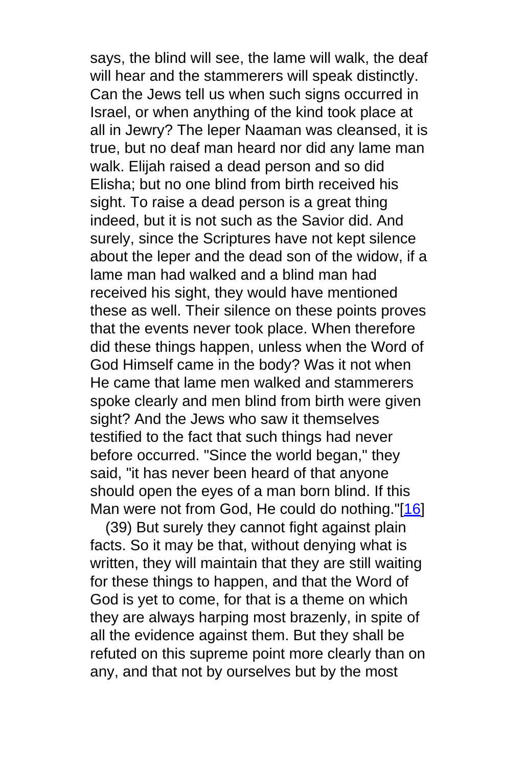says, the blind will see, the lame will walk, the deaf will hear and the stammerers will speak distinctly. Can the Jews tell us when such signs occurred in Israel, or when anything of the kind took place at all in Jewry? The leper Naaman was cleansed, it is true, but no deaf man heard nor did any lame man walk. Elijah raised a dead person and so did Elisha; but no one blind from birth received his sight. To raise a dead person is a great thing indeed, but it is not such as the Savior did. And surely, since the Scriptures have not kept silence about the leper and the dead son of the widow, if a lame man had walked and a blind man had received his sight, they would have mentioned these as well. Their silence on these points proves that the events never took place. When therefore did these things happen, unless when the Word of God Himself came in the body? Was it not when He came that lame men walked and stammerers spoke clearly and men blind from birth were given sight? And the Jews who saw it themselves testified to the fact that such things had never before occurred. "Since the world began," they said, "it has never been heard of that anyone should open the eyes of a man born blind. If this Man were not from God, He could do nothing."[16]

(39) But surely they cannot fight against plain facts. So it may be that, without denying what is written, they will maintain that they are still waiting for these things to happen, and that the Word of God is yet to come, for that is a theme on which they are always harping most brazenly, in spite of all the evidence against them. But they shall be refuted on this supreme point more clearly than on any, and that not by ourselves but by the most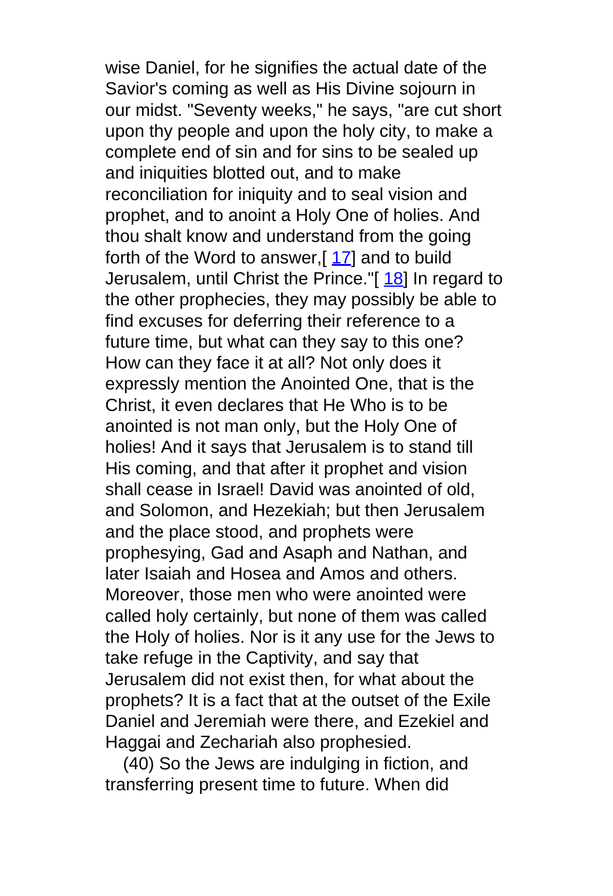wise Daniel, for he signifies the actual date of the Savior's coming as well as His Divine sojourn in our midst. "Seventy weeks," he says, "are cut short upon thy people and upon the holy city, to make a complete end of sin and for sins to be sealed up and iniquities blotted out, and to make reconciliation for iniquity and to seal vision and prophet, and to anoint a Holy One of holies. And thou shalt know and understand from the going forth of the Word to answer,[ 17] and to build Jerusalem, until Christ the Prince."[ 18] In regard to the other prophecies, they may possibly be able to find excuses for deferring their reference to a future time, but what can they say to this one? How can they face it at all? Not only does it expressly mention the Anointed One, that is the Christ, it even declares that He Who is to be anointed is not man only, but the Holy One of holies! And it says that Jerusalem is to stand till His coming, and that after it prophet and vision shall cease in Israel! David was anointed of old, and Solomon, and Hezekiah; but then Jerusalem and the place stood, and prophets were prophesying, Gad and Asaph and Nathan, and later Isaiah and Hosea and Amos and others. Moreover, those men who were anointed were called holy certainly, but none of them was called the Holy of holies. Nor is it any use for the Jews to take refuge in the Captivity, and say that Jerusalem did not exist then, for what about the prophets? It is a fact that at the outset of the Exile Daniel and Jeremiah were there, and Ezekiel and Haggai and Zechariah also prophesied.

(40) So the Jews are indulging in fiction, and transferring present time to future. When did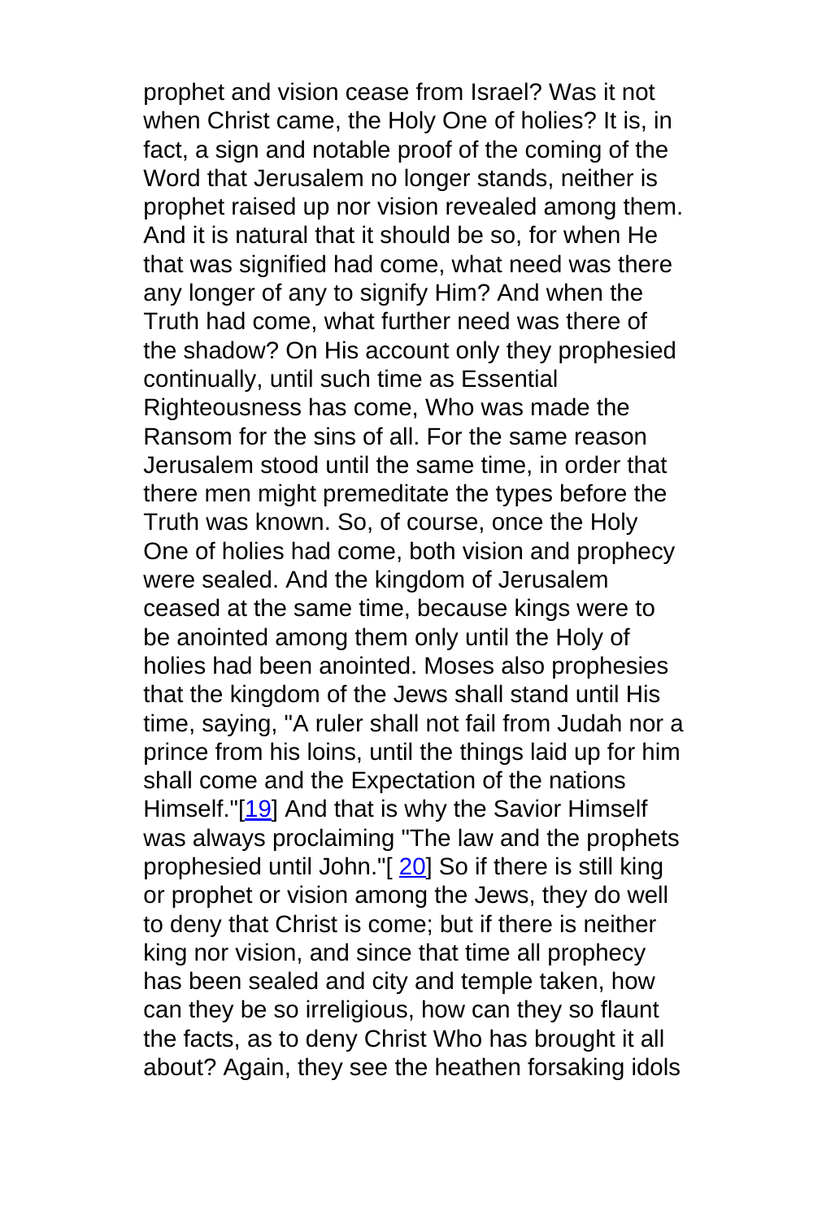prophet and vision cease from Israel? Was it not when Christ came, the Holy One of holies? It is, in fact, a sign and notable proof of the coming of the Word that Jerusalem no longer stands, neither is prophet raised up nor vision revealed among them. And it is natural that it should be so, for when He that was signified had come, what need was there any longer of any to signify Him? And when the Truth had come, what further need was there of the shadow? On His account only they prophesied continually, until such time as Essential Righteousness has come, Who was made the Ransom for the sins of all. For the same reason Jerusalem stood until the same time, in order that there men might premeditate the types before the Truth was known. So, of course, once the Holy One of holies had come, both vision and prophecy were sealed. And the kingdom of Jerusalem ceased at the same time, because kings were to be anointed among them only until the Holy of holies had been anointed. Moses also prophesies that the kingdom of the Jews shall stand until His time, saying, "A ruler shall not fail from Judah nor a prince from his loins, until the things laid up for him shall come and the Expectation of the nations Himself."[19] And that is why the Savior Himself was always proclaiming "The law and the prophets prophesied until John."[20] So if there is still king or prophet or vision among the Jews, they do well to deny that Christ is come; but if there is neither king nor vision, and since that time all prophecy has been sealed and city and temple taken, how can they be so irreligious, how can they so flaunt the facts, as to deny Christ Who has brought it all about? Again, they see the heathen forsaking idols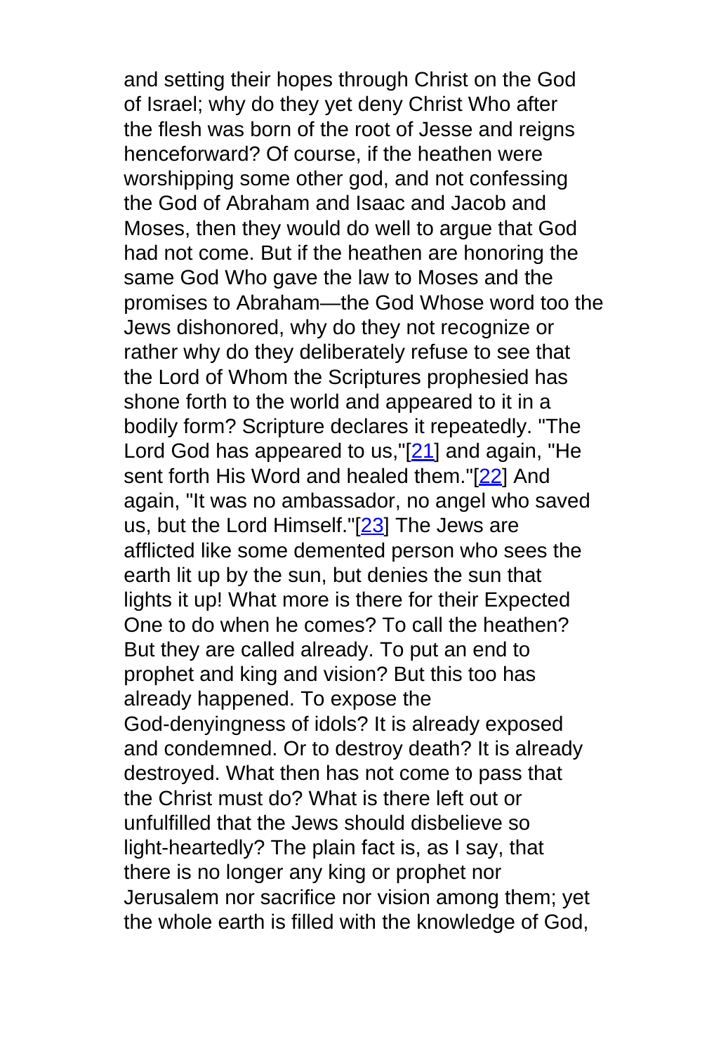and setting their hopes through Christ on the God of Israel; why do they yet deny Christ Who after the flesh was born of the root of Jesse and reigns henceforward? Of course, if the heathen were worshipping some other god, and not confessing the God of Abraham and Isaac and Jacob and Moses, then they would do well to argue that God had not come. But if the heathen are honoring the same God Who gave the law to Moses and the promises to Abraham—the God Whose word too the Jews dishonored, why do they not recognize or rather why do they deliberately refuse to see that the Lord of Whom the Scriptures prophesied has shone forth to the world and appeared to it in a bodily form? Scripture declares it repeatedly. "The Lord God has appeared to us,"[21] and again, "He sent forth His Word and healed them."[22] And again, "It was no ambassador, no angel who saved us, but the Lord Himself."[23] The Jews are afflicted like some demented person who sees the earth lit up by the sun, but denies the sun that lights it up! What more is there for their Expected One to do when he comes? To call the heathen? But they are called already. To put an end to prophet and king and vision? But this too has already happened. To expose the God-denyingness of idols? It is already exposed and condemned. Or to destroy death? It is already destroyed. What then has not come to pass that the Christ must do? What is there left out or unfulfilled that the Jews should disbelieve so light-heartedly? The plain fact is, as I say, that there is no longer any king or prophet nor Jerusalem nor sacrifice nor vision among them; yet the whole earth is filled with the knowledge of God,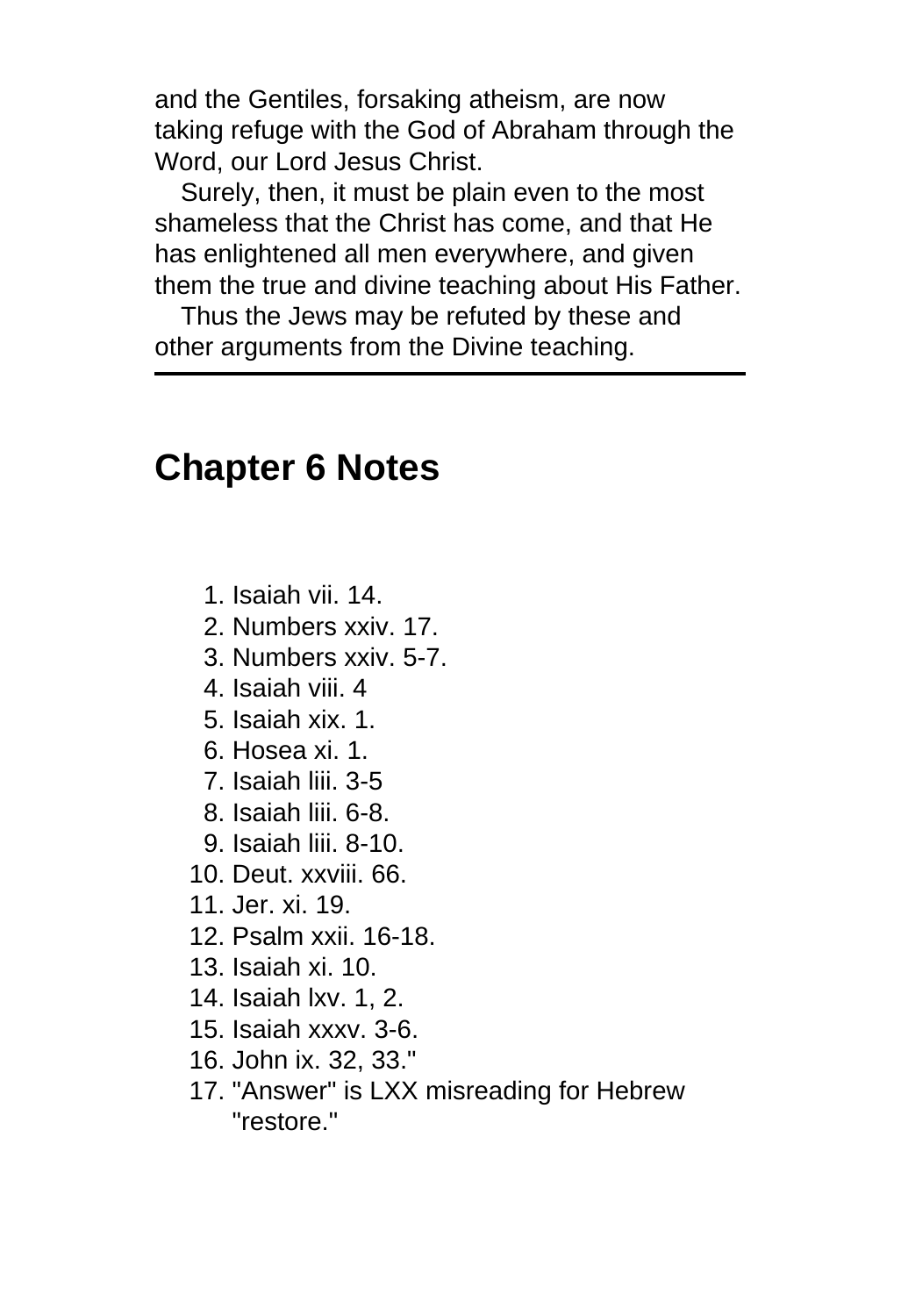and the Gentiles, forsaking atheism, are now taking refuge with the God of Abraham through the Word, our Lord Jesus Christ.

Surely, then, it must be plain even to the most shameless that the Christ has come, and that He has enlightened all men everywhere, and given them the true and divine teaching about His Father.

Thus the Jews may be refuted by these and other arguments from the Divine teaching.

---

## Chapter 6 Notes

1. Isaiah vii. 14.
2. Numbers xxiv. 17.
3. Numbers xxiv. 5-7.
4. Isaiah viii. 4
5. Isaiah xix. 1.
6. Hosea xi. 1.
7. Isaiah liii. 3-5
8. Isaiah liii. 6-8.
9. Isaiah liii. 8-10.
10. Deut. xxviii. 66.
11. Jer. xi. 19.
12. Psalm xxii. 16-18.
13. Isaiah xi. 10.
14. Isaiah lxv. 1, 2.
15. Isaiah xxxv. 3-6.
16. John ix. 32, 33."
17. "Answer" is LXX misreading for Hebrew "restore."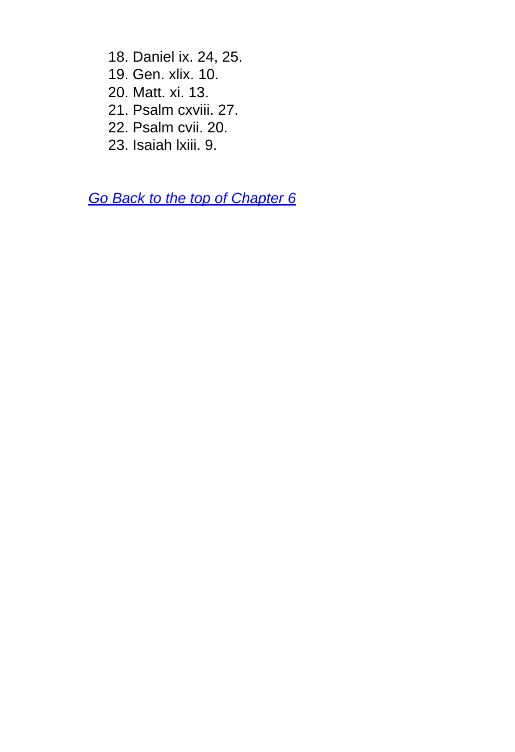18. Daniel ix. 24, 25.
19. Gen. xlix. 10.
20. Matt. xi. 13.
21. Psalm cxviii. 27.
22. Psalm cvii. 20.
23. Isaiah lxiii. 9.

*Go Back to the top of Chapter 6*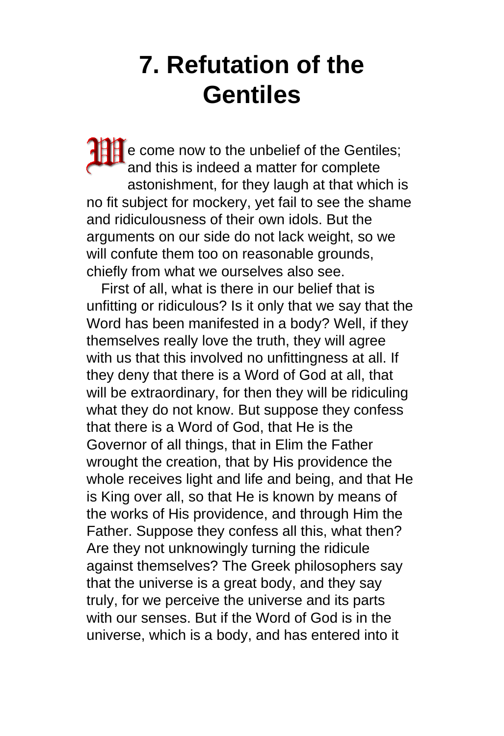# 7. Refutation of the Gentiles

We come now to the unbelief of the Gentiles; and this is indeed a matter for complete astonishment, for they laugh at that which is no fit subject for mockery, yet fail to see the shame and ridiculousness of their own idols. But the arguments on our side do not lack weight, so we will confute them too on reasonable grounds, chiefly from what we ourselves also see.

First of all, what is there in our belief that is unfitting or ridiculous? Is it only that we say that the Word has been manifested in a body? Well, if they themselves really love the truth, they will agree with us that this involved no unfittingness at all. If they deny that there is a Word of God at all, that will be extraordinary, for then they will be ridiculing what they do not know. But suppose they confess that there is a Word of God, that He is the Governor of all things, that in Elim the Father wrought the creation, that by His providence the whole receives light and life and being, and that He is King over all, so that He is known by means of the works of His providence, and through Him the Father. Suppose they confess all this, what then? Are they not unknowingly turning the ridicule against themselves? The Greek philosophers say that the universe is a great body, and they say truly, for we perceive the universe and its parts with our senses. But if the Word of God is in the universe, which is a body, and has entered into it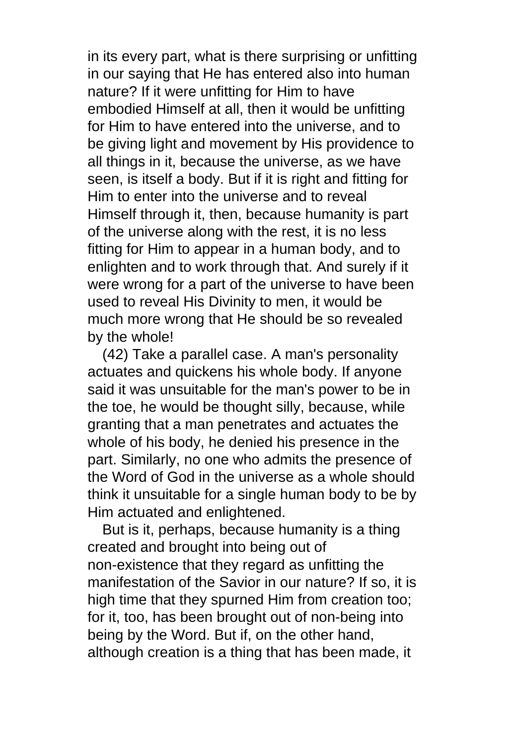in its every part, what is there surprising or unfitting in our saying that He has entered also into human nature? If it were unfitting for Him to have embodied Himself at all, then it would be unfitting for Him to have entered into the universe, and to be giving light and movement by His providence to all things in it, because the universe, as we have seen, is itself a body. But if it is right and fitting for Him to enter into the universe and to reveal Himself through it, then, because humanity is part of the universe along with the rest, it is no less fitting for Him to appear in a human body, and to enlighten and to work through that. And surely if it were wrong for a part of the universe to have been used to reveal His Divinity to men, it would be much more wrong that He should be so revealed by the whole!

(42) Take a parallel case. A man's personality actuates and quickens his whole body. If anyone said it was unsuitable for the man's power to be in the toe, he would be thought silly, because, while granting that a man penetrates and actuates the whole of his body, he denied his presence in the part. Similarly, no one who admits the presence of the Word of God in the universe as a whole should think it unsuitable for a single human body to be by Him actuated and enlightened.

But is it, perhaps, because humanity is a thing created and brought into being out of non-existence that they regard as unfitting the manifestation of the Savior in our nature? If so, it is high time that they spurned Him from creation too; for it, too, has been brought out of non-being into being by the Word. But if, on the other hand, although creation is a thing that has been made, it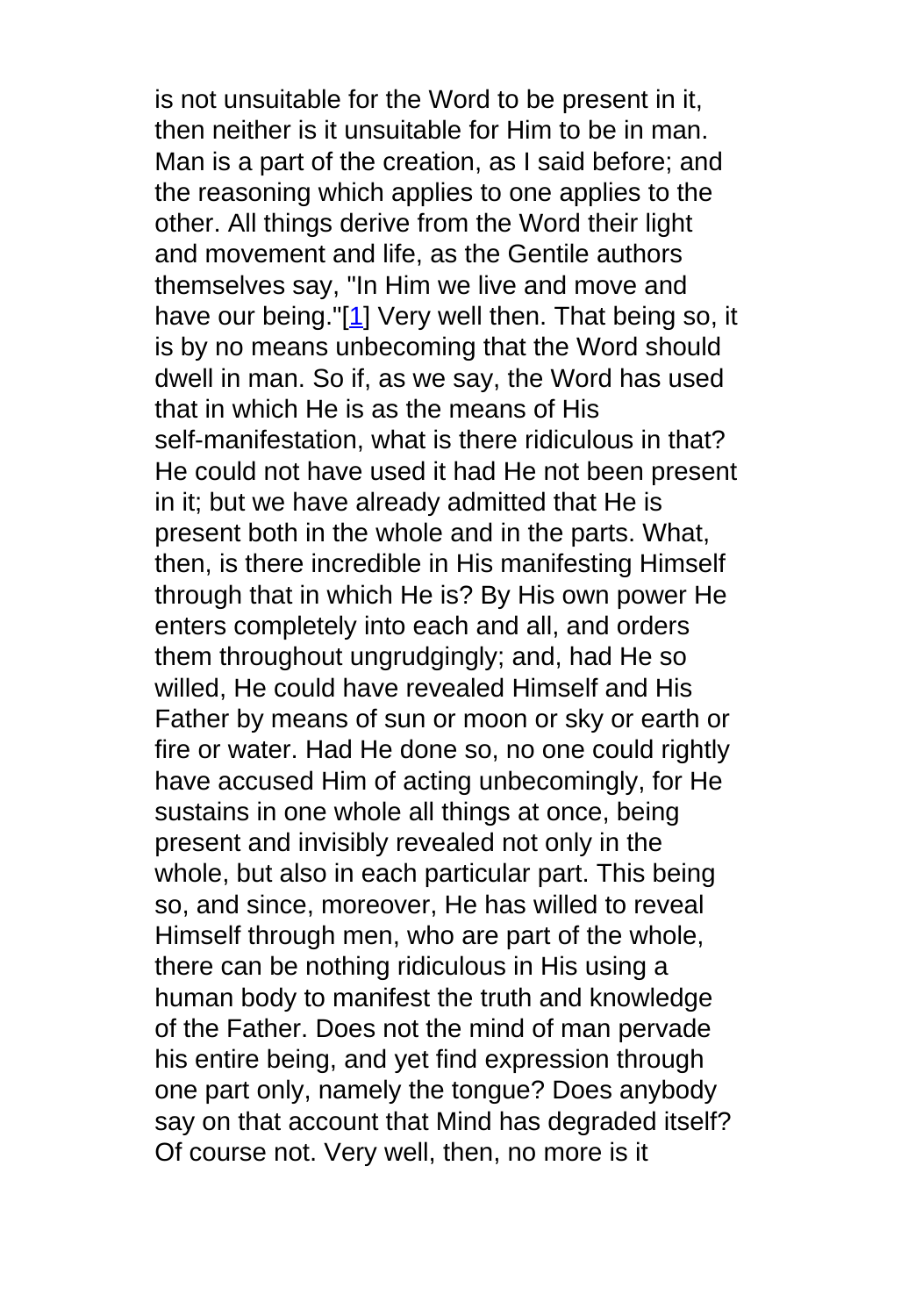is not unsuitable for the Word to be present in it, then neither is it unsuitable for Him to be in man. Man is a part of the creation, as I said before; and the reasoning which applies to one applies to the other. All things derive from the Word their light and movement and life, as the Gentile authors themselves say, "In Him we live and move and have our being."[1] Very well then. That being so, it is by no means unbecoming that the Word should dwell in man. So if, as we say, the Word has used that in which He is as the means of His self-manifestation, what is there ridiculous in that? He could not have used it had He not been present in it; but we have already admitted that He is present both in the whole and in the parts. What, then, is there incredible in His manifesting Himself through that in which He is? By His own power He enters completely into each and all, and orders them throughout ungrudgingly; and, had He so willed, He could have revealed Himself and His Father by means of sun or moon or sky or earth or fire or water. Had He done so, no one could rightly have accused Him of acting unbecomingly, for He sustains in one whole all things at once, being present and invisibly revealed not only in the whole, but also in each particular part. This being so, and since, moreover, He has willed to reveal Himself through men, who are part of the whole, there can be nothing ridiculous in His using a human body to manifest the truth and knowledge of the Father. Does not the mind of man pervade his entire being, and yet find expression through one part only, namely the tongue? Does anybody say on that account that Mind has degraded itself? Of course not. Very well, then, no more is it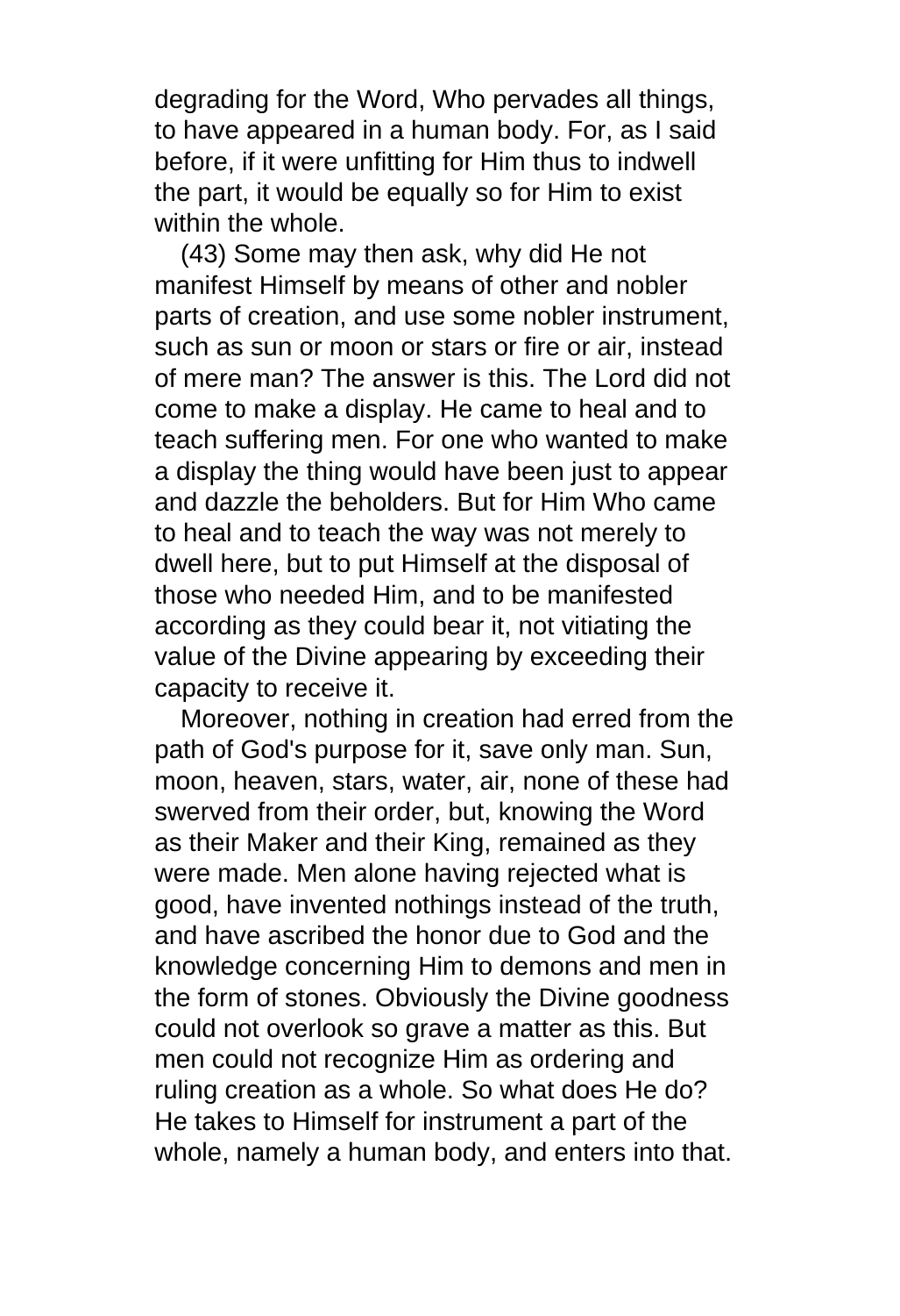degrading for the Word, Who pervades all things, to have appeared in a human body. For, as I said before, if it were unfitting for Him thus to indwell the part, it would be equally so for Him to exist within the whole.

(43) Some may then ask, why did He not manifest Himself by means of other and nobler parts of creation, and use some nobler instrument, such as sun or moon or stars or fire or air, instead of mere man? The answer is this. The Lord did not come to make a display. He came to heal and to teach suffering men. For one who wanted to make a display the thing would have been just to appear and dazzle the beholders. But for Him Who came to heal and to teach the way was not merely to dwell here, but to put Himself at the disposal of those who needed Him, and to be manifested according as they could bear it, not vitiating the value of the Divine appearing by exceeding their capacity to receive it.

Moreover, nothing in creation had erred from the path of God's purpose for it, save only man. Sun, moon, heaven, stars, water, air, none of these had swerved from their order, but, knowing the Word as their Maker and their King, remained as they were made. Men alone having rejected what is good, have invented nothings instead of the truth, and have ascribed the honor due to God and the knowledge concerning Him to demons and men in the form of stones. Obviously the Divine goodness could not overlook so grave a matter as this. But men could not recognize Him as ordering and ruling creation as a whole. So what does He do? He takes to Himself for instrument a part of the whole, namely a human body, and enters into that.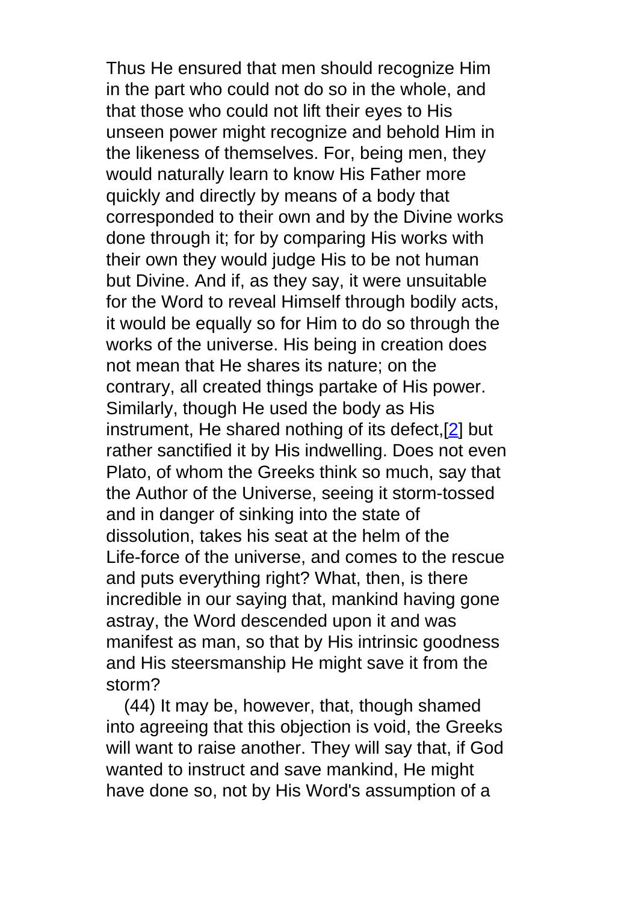Thus He ensured that men should recognize Him in the part who could not do so in the whole, and that those who could not lift their eyes to His unseen power might recognize and behold Him in the likeness of themselves. For, being men, they would naturally learn to know His Father more quickly and directly by means of a body that corresponded to their own and by the Divine works done through it; for by comparing His works with their own they would judge His to be not human but Divine. And if, as they say, it were unsuitable for the Word to reveal Himself through bodily acts, it would be equally so for Him to do so through the works of the universe. His being in creation does not mean that He shares its nature; on the contrary, all created things partake of His power. Similarly, though He used the body as His instrument, He shared nothing of its defect,[2] but rather sanctified it by His indwelling. Does not even Plato, of whom the Greeks think so much, say that the Author of the Universe, seeing it storm-tossed and in danger of sinking into the state of dissolution, takes his seat at the helm of the Life-force of the universe, and comes to the rescue and puts everything right? What, then, is there incredible in our saying that, mankind having gone astray, the Word descended upon it and was manifest as man, so that by His intrinsic goodness and His steersmanship He might save it from the storm?

(44) It may be, however, that, though shamed into agreeing that this objection is void, the Greeks will want to raise another. They will say that, if God wanted to instruct and save mankind, He might have done so, not by His Word's assumption of a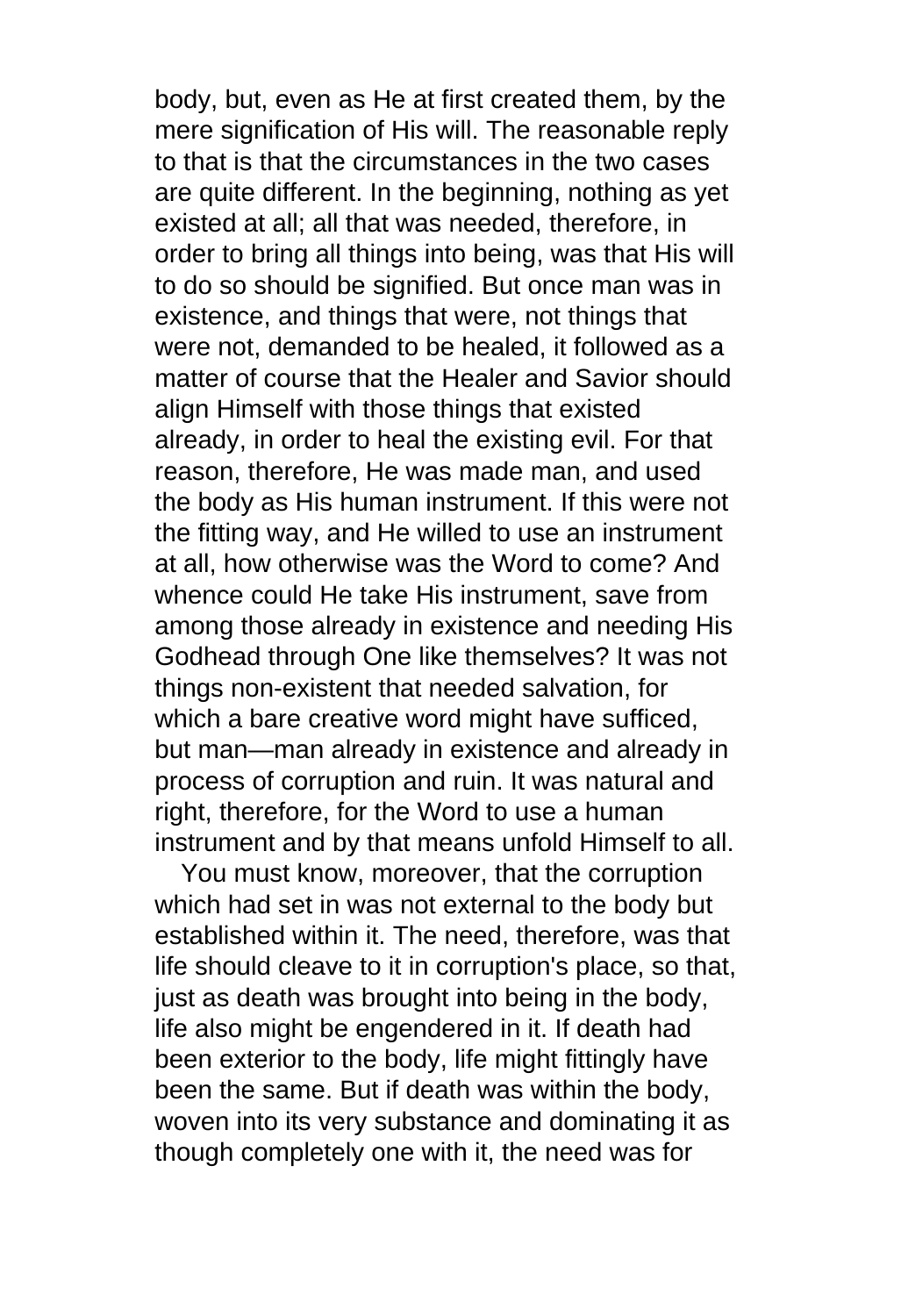body, but, even as He at first created them, by the mere signification of His will. The reasonable reply to that is that the circumstances in the two cases are quite different. In the beginning, nothing as yet existed at all; all that was needed, therefore, in order to bring all things into being, was that His will to do so should be signified. But once man was in existence, and things that were, not things that were not, demanded to be healed, it followed as a matter of course that the Healer and Savior should align Himself with those things that existed already, in order to heal the existing evil. For that reason, therefore, He was made man, and used the body as His human instrument. If this were not the fitting way, and He willed to use an instrument at all, how otherwise was the Word to come? And whence could He take His instrument, save from among those already in existence and needing His Godhead through One like themselves? It was not things non-existent that needed salvation, for which a bare creative word might have sufficed, but man—man already in existence and already in process of corruption and ruin. It was natural and right, therefore, for the Word to use a human instrument and by that means unfold Himself to all.

You must know, moreover, that the corruption which had set in was not external to the body but established within it. The need, therefore, was that life should cleave to it in corruption's place, so that, just as death was brought into being in the body, life also might be engendered in it. If death had been exterior to the body, life might fittingly have been the same. But if death was within the body, woven into its very substance and dominating it as though completely one with it, the need was for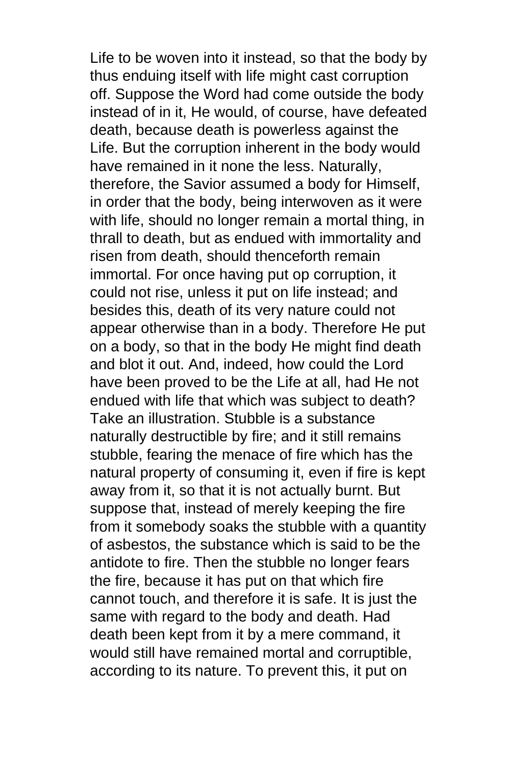Life to be woven into it instead, so that the body by thus enduing itself with life might cast corruption off. Suppose the Word had come outside the body instead of in it, He would, of course, have defeated death, because death is powerless against the Life. But the corruption inherent in the body would have remained in it none the less. Naturally, therefore, the Savior assumed a body for Himself, in order that the body, being interwoven as it were with life, should no longer remain a mortal thing, in thrall to death, but as endued with immortality and risen from death, should thenceforth remain immortal. For once having put op corruption, it could not rise, unless it put on life instead; and besides this, death of its very nature could not appear otherwise than in a body. Therefore He put on a body, so that in the body He might find death and blot it out. And, indeed, how could the Lord have been proved to be the Life at all, had He not endued with life that which was subject to death? Take an illustration. Stubble is a substance naturally destructible by fire; and it still remains stubble, fearing the menace of fire which has the natural property of consuming it, even if fire is kept away from it, so that it is not actually burnt. But suppose that, instead of merely keeping the fire from it somebody soaks the stubble with a quantity of asbestos, the substance which is said to be the antidote to fire. Then the stubble no longer fears the fire, because it has put on that which fire cannot touch, and therefore it is safe. It is just the same with regard to the body and death. Had death been kept from it by a mere command, it would still have remained mortal and corruptible, according to its nature. To prevent this, it put on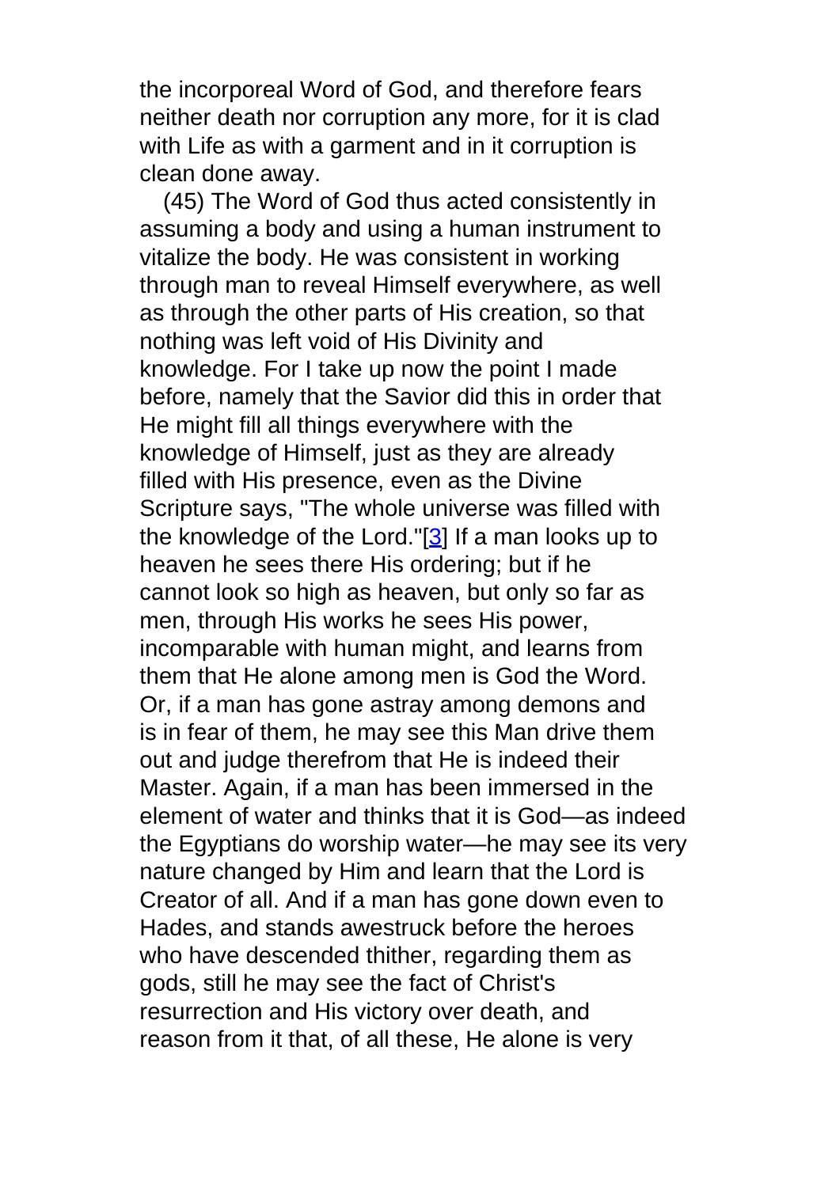the incorporeal Word of God, and therefore fears neither death nor corruption any more, for it is clad with Life as with a garment and in it corruption is clean done away.

(45) The Word of God thus acted consistently in assuming a body and using a human instrument to vitalize the body. He was consistent in working through man to reveal Himself everywhere, as well as through the other parts of His creation, so that nothing was left void of His Divinity and knowledge. For I take up now the point I made before, namely that the Savior did this in order that He might fill all things everywhere with the knowledge of Himself, just as they are already filled with His presence, even as the Divine Scripture says, "The whole universe was filled with the knowledge of the Lord."[3] If a man looks up to heaven he sees there His ordering; but if he cannot look so high as heaven, but only so far as men, through His works he sees His power, incomparable with human might, and learns from them that He alone among men is God the Word. Or, if a man has gone astray among demons and is in fear of them, he may see this Man drive them out and judge therefrom that He is indeed their Master. Again, if a man has been immersed in the element of water and thinks that it is God—as indeed the Egyptians do worship water—he may see its very nature changed by Him and learn that the Lord is Creator of all. And if a man has gone down even to Hades, and stands awestruck before the heroes who have descended thither, regarding them as gods, still he may see the fact of Christ's resurrection and His victory over death, and reason from it that, of all these, He alone is very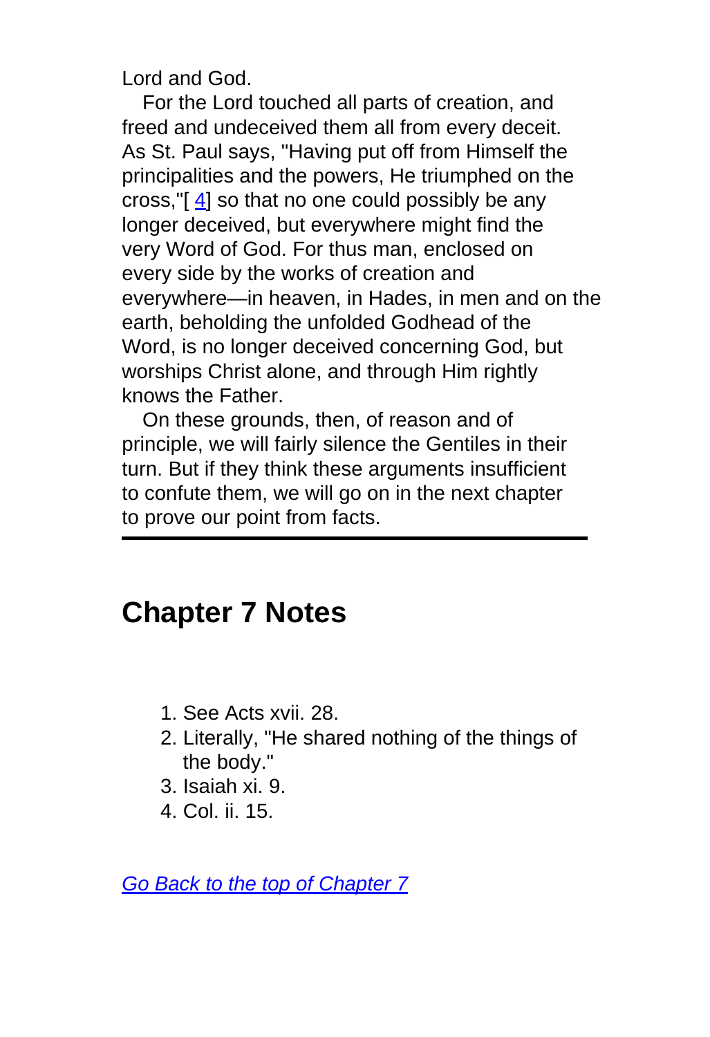Lord and God.

For the Lord touched all parts of creation, and freed and undeceived them all from every deceit. As St. Paul says, "Having put off from Himself the principalities and the powers, He triumphed on the cross,"[4] so that no one could possibly be any longer deceived, but everywhere might find the very Word of God. For thus man, enclosed on every side by the works of creation and everywhere—in heaven, in Hades, in men and on the earth, beholding the unfolded Godhead of the Word, is no longer deceived concerning God, but worships Christ alone, and through Him rightly knows the Father.

On these grounds, then, of reason and of principle, we will fairly silence the Gentiles in their turn. But if they think these arguments insufficient to confute them, we will go on in the next chapter to prove our point from facts.

---

## Chapter 7 Notes

1. See Acts xvii. 28.
2. Literally, "He shared nothing of the things of the body."
3. Isaiah xi. 9.
4. Col. ii. 15.

*Go Back to the top of Chapter 7*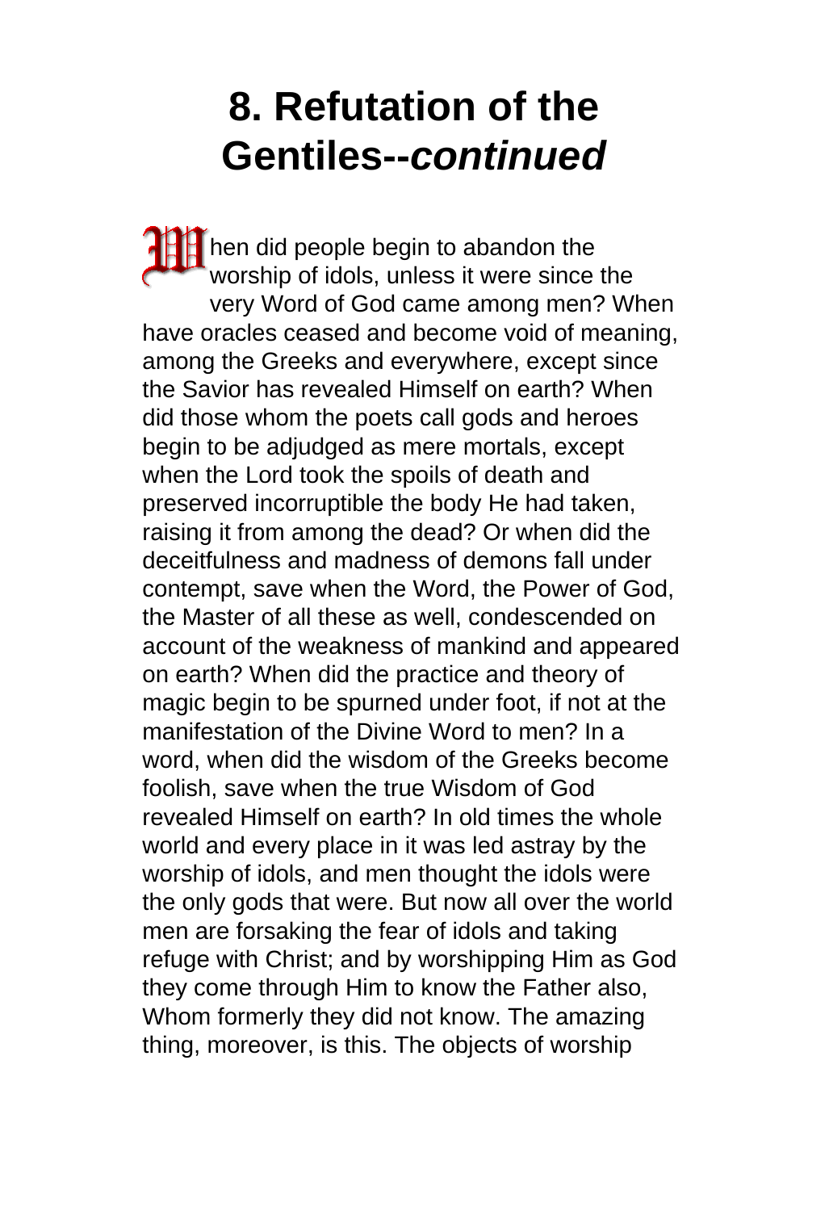# 8. Refutation of the Gentiles--*continued*

When did people begin to abandon the worship of idols, unless it were since the very Word of God came among men? When have oracles ceased and become void of meaning, among the Greeks and everywhere, except since the Savior has revealed Himself on earth? When did those whom the poets call gods and heroes begin to be adjudged as mere mortals, except when the Lord took the spoils of death and preserved incorruptible the body He had taken, raising it from among the dead? Or when did the deceitfulness and madness of demons fall under contempt, save when the Word, the Power of God, the Master of all these as well, condescended on account of the weakness of mankind and appeared on earth? When did the practice and theory of magic begin to be spurned under foot, if not at the manifestation of the Divine Word to men? In a word, when did the wisdom of the Greeks become foolish, save when the true Wisdom of God revealed Himself on earth? In old times the whole world and every place in it was led astray by the worship of idols, and men thought the idols were the only gods that were. But now all over the world men are forsaking the fear of idols and taking refuge with Christ; and by worshipping Him as God they come through Him to know the Father also, Whom formerly they did not know. The amazing thing, moreover, is this. The objects of worship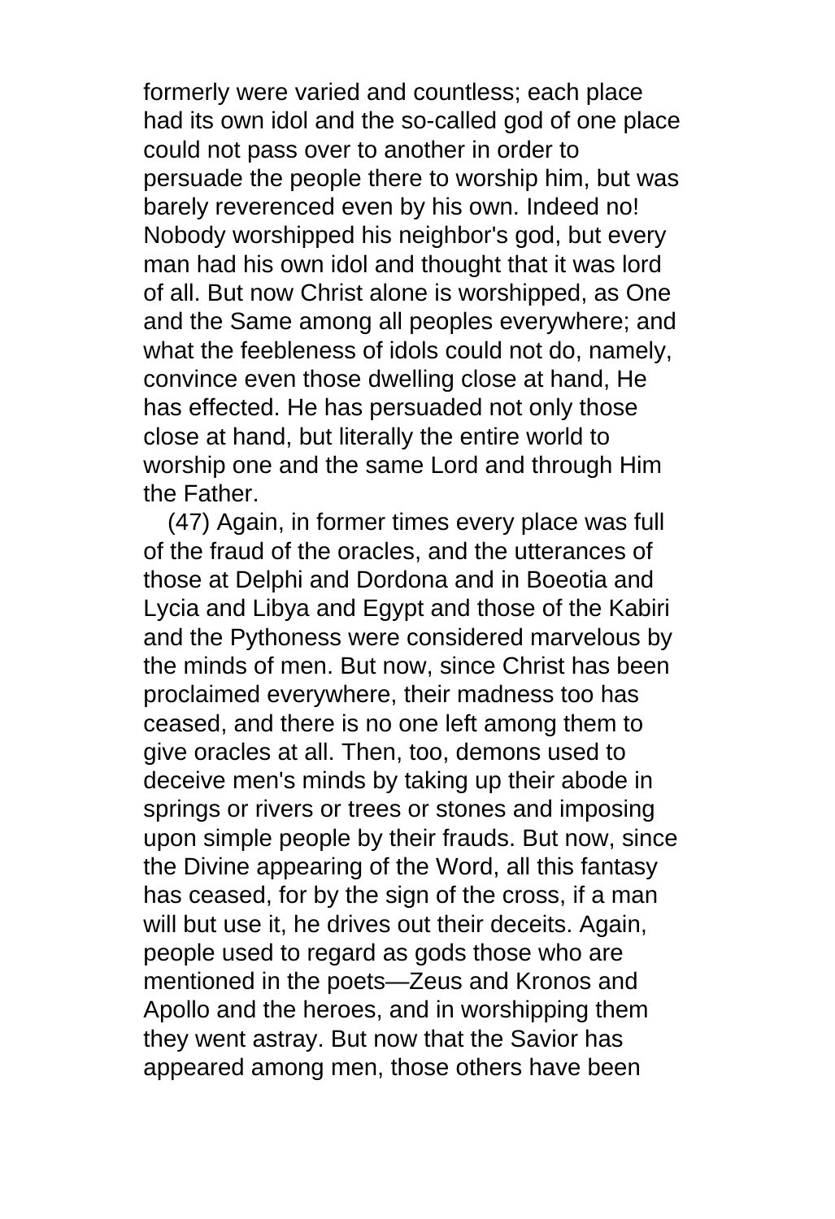formerly were varied and countless; each place had its own idol and the so-called god of one place could not pass over to another in order to persuade the people there to worship him, but was barely reverenced even by his own. Indeed no! Nobody worshipped his neighbor's god, but every man had his own idol and thought that it was lord of all. But now Christ alone is worshipped, as One and the Same among all peoples everywhere; and what the feebleness of idols could not do, namely, convince even those dwelling close at hand, He has effected. He has persuaded not only those close at hand, but literally the entire world to worship one and the same Lord and through Him the Father.

(47) Again, in former times every place was full of the fraud of the oracles, and the utterances of those at Delphi and Dordona and in Boeotia and Lycia and Libya and Egypt and those of the Kabiri and the Pythoness were considered marvelous by the minds of men. But now, since Christ has been proclaimed everywhere, their madness too has ceased, and there is no one left among them to give oracles at all. Then, too, demons used to deceive men's minds by taking up their abode in springs or rivers or trees or stones and imposing upon simple people by their frauds. But now, since the Divine appearing of the Word, all this fantasy has ceased, for by the sign of the cross, if a man will but use it, he drives out their deceits. Again, people used to regard as gods those who are mentioned in the poets—Zeus and Kronos and Apollo and the heroes, and in worshipping them they went astray. But now that the Savior has appeared among men, those others have been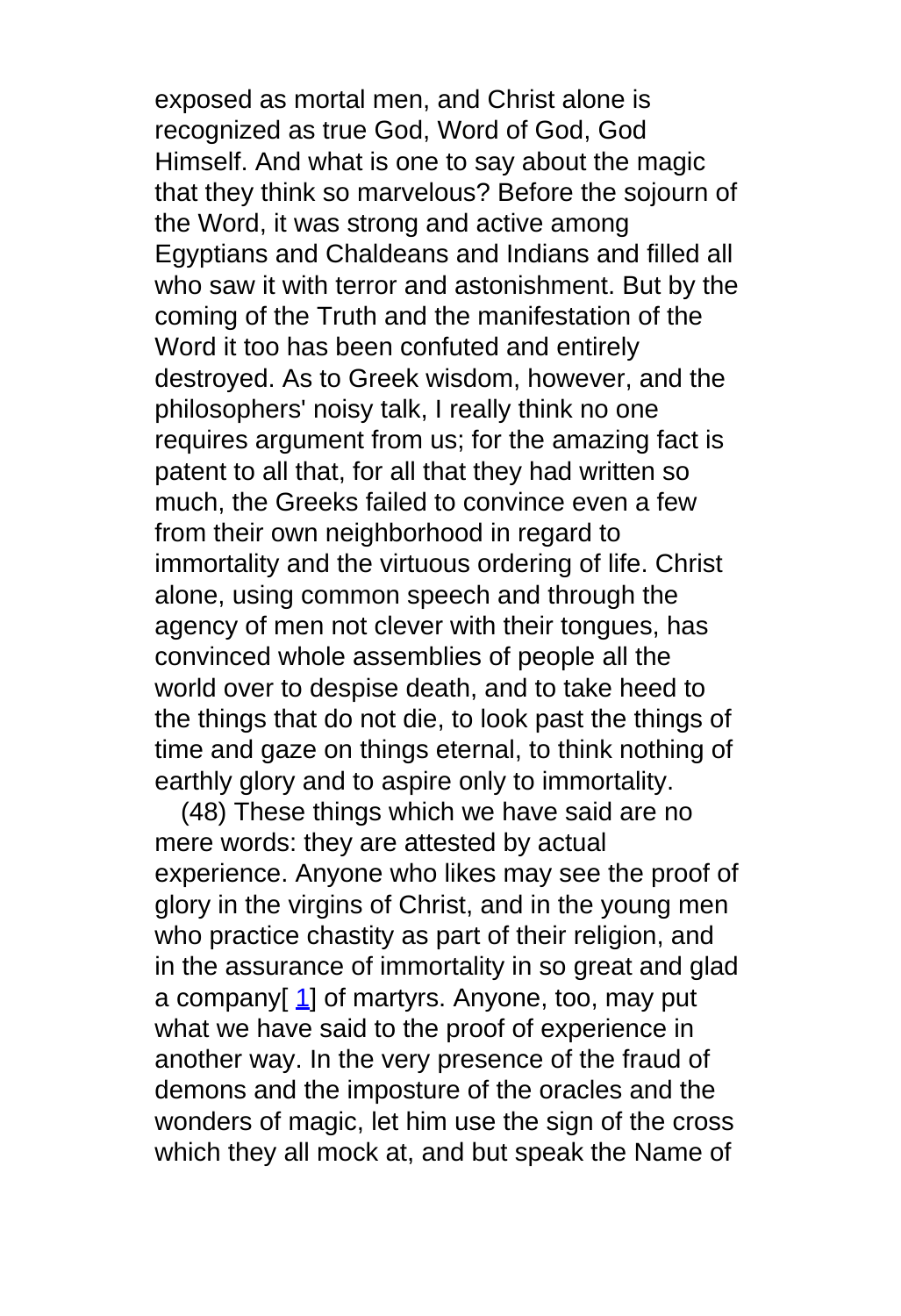exposed as mortal men, and Christ alone is recognized as true God, Word of God, God Himself. And what is one to say about the magic that they think so marvelous? Before the sojourn of the Word, it was strong and active among Egyptians and Chaldeans and Indians and filled all who saw it with terror and astonishment. But by the coming of the Truth and the manifestation of the Word it too has been confuted and entirely destroyed. As to Greek wisdom, however, and the philosophers' noisy talk, I really think no one requires argument from us; for the amazing fact is patent to all that, for all that they had written so much, the Greeks failed to convince even a few from their own neighborhood in regard to immortality and the virtuous ordering of life. Christ alone, using common speech and through the agency of men not clever with their tongues, has convinced whole assemblies of people all the world over to despise death, and to take heed to the things that do not die, to look past the things of time and gaze on things eternal, to think nothing of earthly glory and to aspire only to immortality.

(48) These things which we have said are no mere words: they are attested by actual experience. Anyone who likes may see the proof of glory in the virgins of Christ, and in the young men who practice chastity as part of their religion, and in the assurance of immortality in so great and glad a company[1] of martyrs. Anyone, too, may put what we have said to the proof of experience in another way. In the very presence of the fraud of demons and the imposture of the oracles and the wonders of magic, let him use the sign of the cross which they all mock at, and but speak the Name of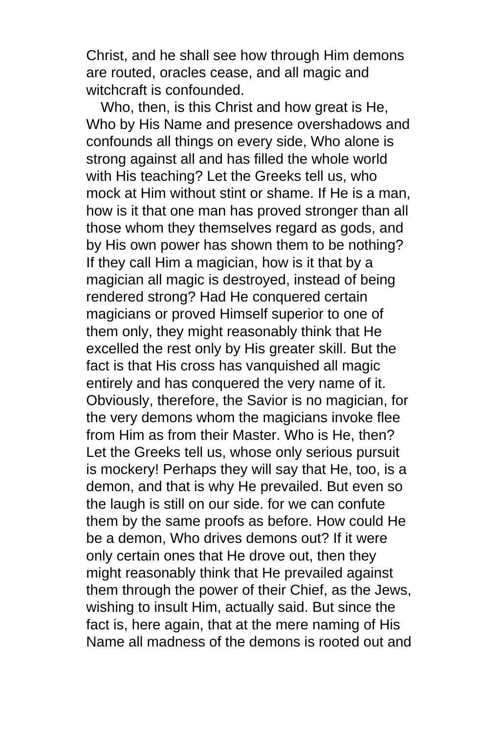Christ, and he shall see how through Him demons are routed, oracles cease, and all magic and witchcraft is confounded.

Who, then, is this Christ and how great is He, Who by His Name and presence overshadows and confounds all things on every side, Who alone is strong against all and has filled the whole world with His teaching? Let the Greeks tell us, who mock at Him without stint or shame. If He is a man, how is it that one man has proved stronger than all those whom they themselves regard as gods, and by His own power has shown them to be nothing? If they call Him a magician, how is it that by a magician all magic is destroyed, instead of being rendered strong? Had He conquered certain magicians or proved Himself superior to one of them only, they might reasonably think that He excelled the rest only by His greater skill. But the fact is that His cross has vanquished all magic entirely and has conquered the very name of it. Obviously, therefore, the Savior is no magician, for the very demons whom the magicians invoke flee from Him as from their Master. Who is He, then? Let the Greeks tell us, whose only serious pursuit is mockery! Perhaps they will say that He, too, is a demon, and that is why He prevailed. But even so the laugh is still on our side. for we can confute them by the same proofs as before. How could He be a demon, Who drives demons out? If it were only certain ones that He drove out, then they might reasonably think that He prevailed against them through the power of their Chief, as the Jews, wishing to insult Him, actually said. But since the fact is, here again, that at the mere naming of His Name all madness of the demons is rooted out and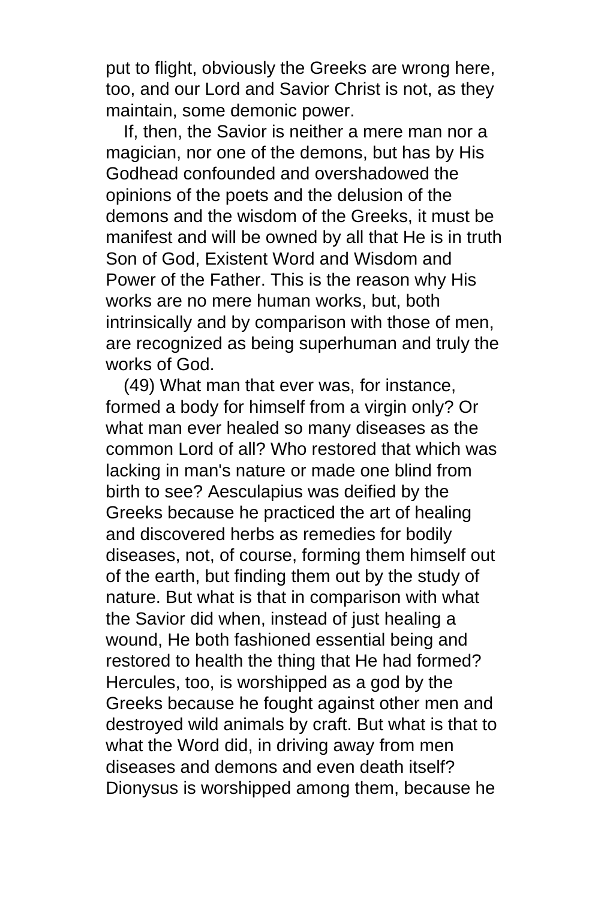put to flight, obviously the Greeks are wrong here, too, and our Lord and Savior Christ is not, as they maintain, some demonic power.

If, then, the Savior is neither a mere man nor a magician, nor one of the demons, but has by His Godhead confounded and overshadowed the opinions of the poets and the delusion of the demons and the wisdom of the Greeks, it must be manifest and will be owned by all that He is in truth Son of God, Existent Word and Wisdom and Power of the Father. This is the reason why His works are no mere human works, but, both intrinsically and by comparison with those of men, are recognized as being superhuman and truly the works of God.

(49) What man that ever was, for instance, formed a body for himself from a virgin only? Or what man ever healed so many diseases as the common Lord of all? Who restored that which was lacking in man's nature or made one blind from birth to see? Aesculapius was deified by the Greeks because he practiced the art of healing and discovered herbs as remedies for bodily diseases, not, of course, forming them himself out of the earth, but finding them out by the study of nature. But what is that in comparison with what the Savior did when, instead of just healing a wound, He both fashioned essential being and restored to health the thing that He had formed? Hercules, too, is worshipped as a god by the Greeks because he fought against other men and destroyed wild animals by craft. But what is that to what the Word did, in driving away from men diseases and demons and even death itself? Dionysus is worshipped among them, because he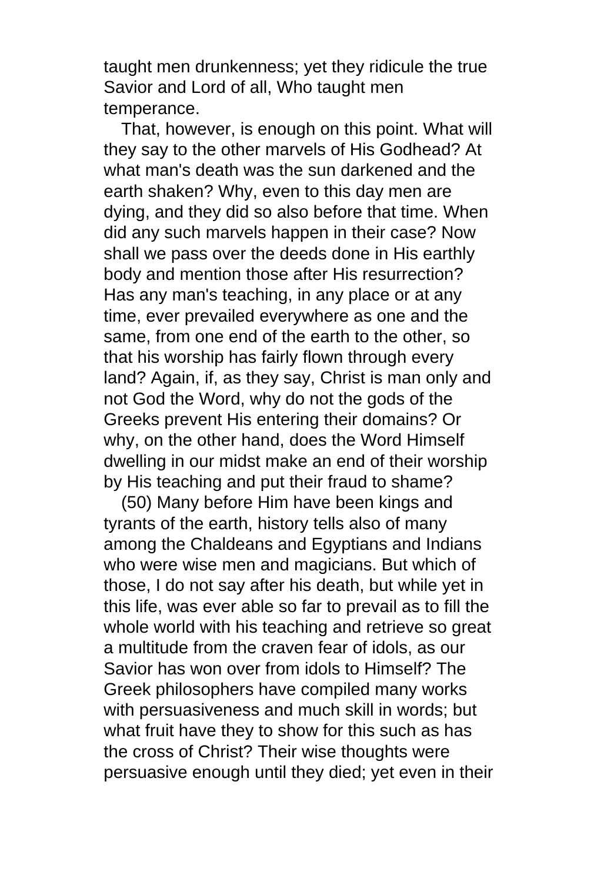taught men drunkenness; yet they ridicule the true Savior and Lord of all, Who taught men temperance.

That, however, is enough on this point. What will they say to the other marvels of His Godhead? At what man's death was the sun darkened and the earth shaken? Why, even to this day men are dying, and they did so also before that time. When did any such marvels happen in their case? Now shall we pass over the deeds done in His earthly body and mention those after His resurrection? Has any man's teaching, in any place or at any time, ever prevailed everywhere as one and the same, from one end of the earth to the other, so that his worship has fairly flown through every land? Again, if, as they say, Christ is man only and not God the Word, why do not the gods of the Greeks prevent His entering their domains? Or why, on the other hand, does the Word Himself dwelling in our midst make an end of their worship by His teaching and put their fraud to shame?

(50) Many before Him have been kings and tyrants of the earth, history tells also of many among the Chaldeans and Egyptians and Indians who were wise men and magicians. But which of those, I do not say after his death, but while yet in this life, was ever able so far to prevail as to fill the whole world with his teaching and retrieve so great a multitude from the craven fear of idols, as our Savior has won over from idols to Himself? The Greek philosophers have compiled many works with persuasiveness and much skill in words; but what fruit have they to show for this such as has the cross of Christ? Their wise thoughts were persuasive enough until they died; yet even in their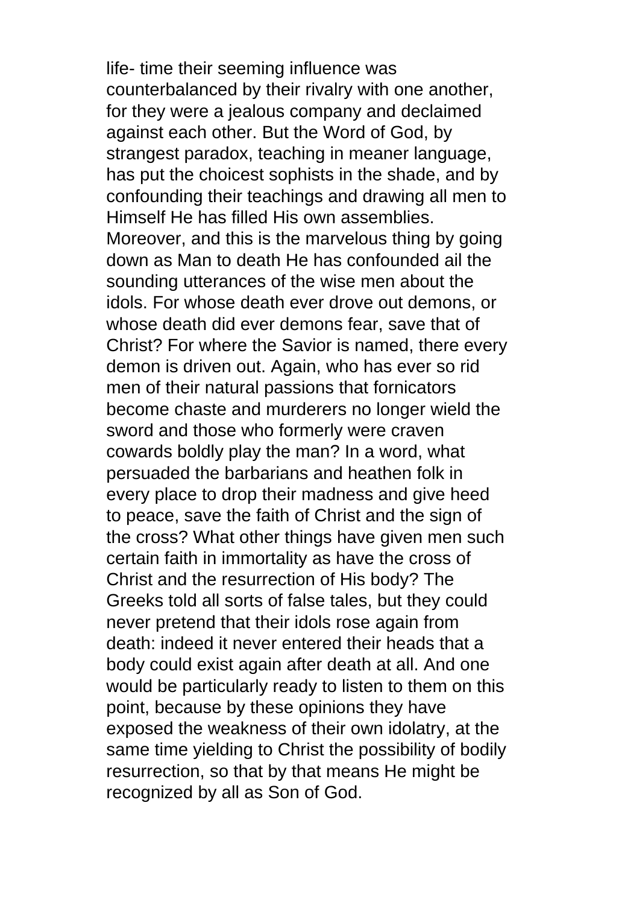life- time their seeming influence was counterbalanced by their rivalry with one another, for they were a jealous company and declaimed against each other. But the Word of God, by strangest paradox, teaching in meaner language, has put the choicest sophists in the shade, and by confounding their teachings and drawing all men to Himself He has filled His own assemblies. Moreover, and this is the marvelous thing by going down as Man to death He has confounded ail the sounding utterances of the wise men about the idols. For whose death ever drove out demons, or whose death did ever demons fear, save that of Christ? For where the Savior is named, there every demon is driven out. Again, who has ever so rid men of their natural passions that fornicators become chaste and murderers no longer wield the sword and those who formerly were craven cowards boldly play the man? In a word, what persuaded the barbarians and heathen folk in every place to drop their madness and give heed to peace, save the faith of Christ and the sign of the cross? What other things have given men such certain faith in immortality as have the cross of Christ and the resurrection of His body? The Greeks told all sorts of false tales, but they could never pretend that their idols rose again from death: indeed it never entered their heads that a body could exist again after death at all. And one would be particularly ready to listen to them on this point, because by these opinions they have exposed the weakness of their own idolatry, at the same time yielding to Christ the possibility of bodily resurrection, so that by that means He might be recognized by all as Son of God.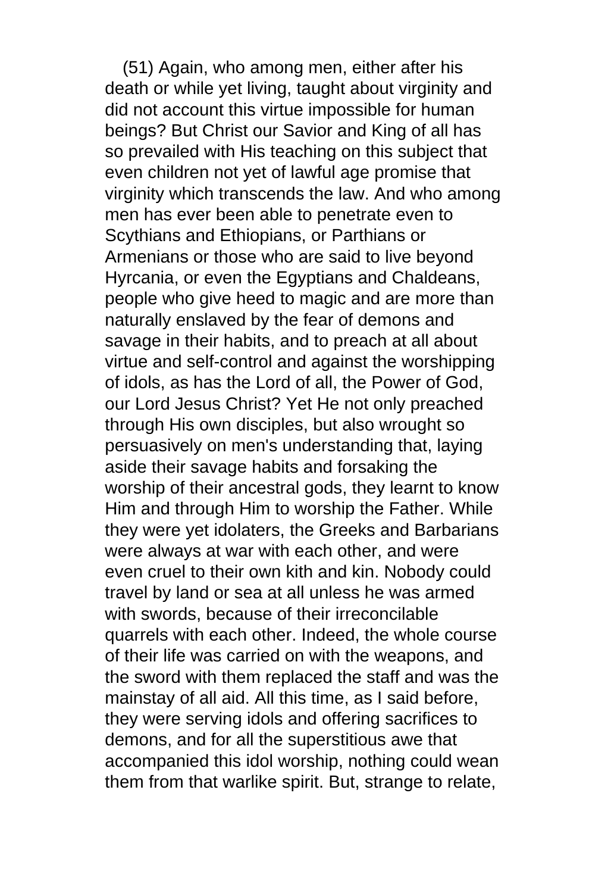(51) Again, who among men, either after his death or while yet living, taught about virginity and did not account this virtue impossible for human beings? But Christ our Savior and King of all has so prevailed with His teaching on this subject that even children not yet of lawful age promise that virginity which transcends the law. And who among men has ever been able to penetrate even to Scythians and Ethiopians, or Parthians or Armenians or those who are said to live beyond Hyrcania, or even the Egyptians and Chaldeans, people who give heed to magic and are more than naturally enslaved by the fear of demons and savage in their habits, and to preach at all about virtue and self-control and against the worshipping of idols, as has the Lord of all, the Power of God, our Lord Jesus Christ? Yet He not only preached through His own disciples, but also wrought so persuasively on men's understanding that, laying aside their savage habits and forsaking the worship of their ancestral gods, they learnt to know Him and through Him to worship the Father. While they were yet idolaters, the Greeks and Barbarians were always at war with each other, and were even cruel to their own kith and kin. Nobody could travel by land or sea at all unless he was armed with swords, because of their irreconcilable quarrels with each other. Indeed, the whole course of their life was carried on with the weapons, and the sword with them replaced the staff and was the mainstay of all aid. All this time, as I said before, they were serving idols and offering sacrifices to demons, and for all the superstitious awe that accompanied this idol worship, nothing could wean them from that warlike spirit. But, strange to relate,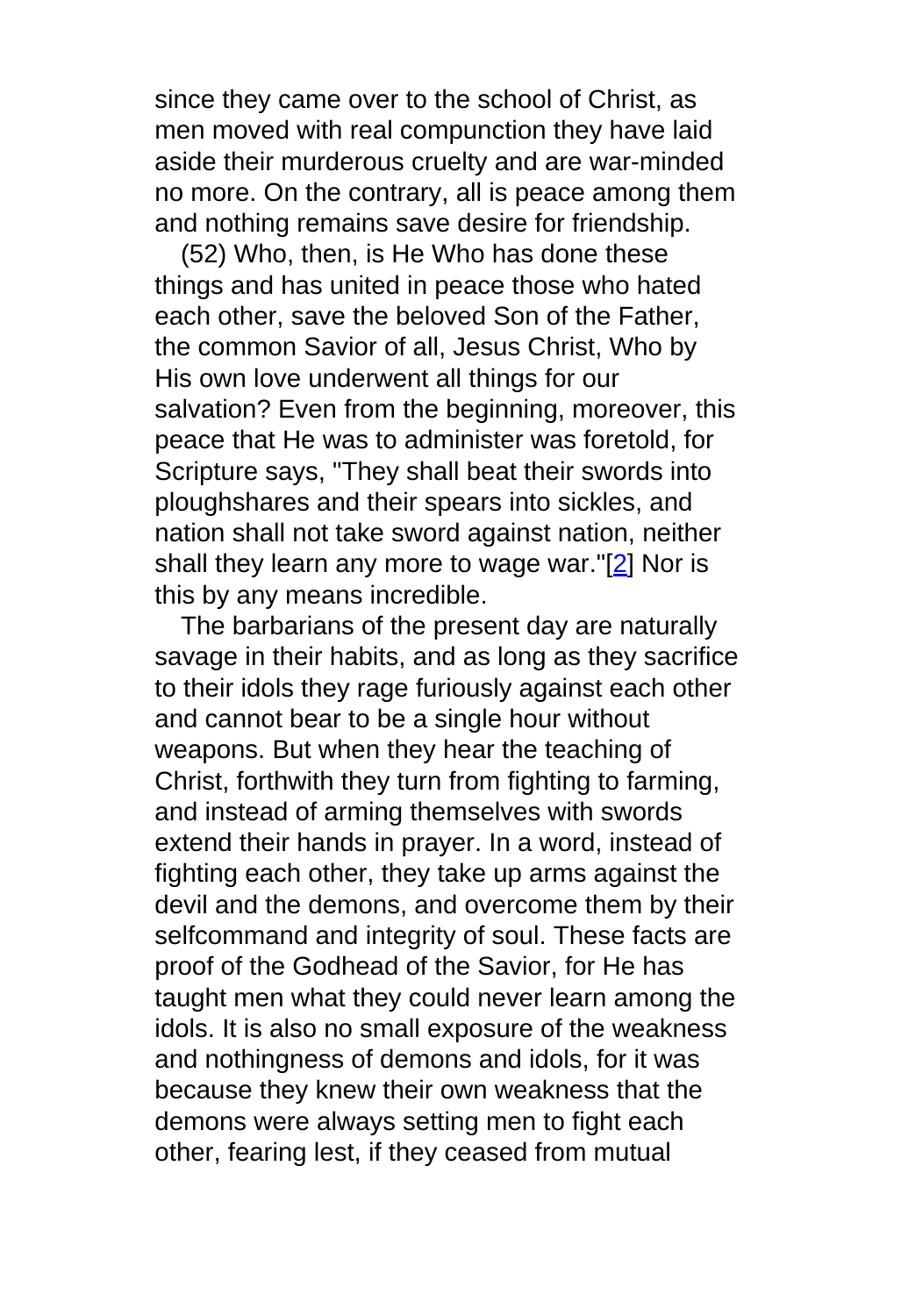since they came over to the school of Christ, as men moved with real compunction they have laid aside their murderous cruelty and are war-minded no more. On the contrary, all is peace among them and nothing remains save desire for friendship.

(52) Who, then, is He Who has done these things and has united in peace those who hated each other, save the beloved Son of the Father, the common Savior of all, Jesus Christ, Who by His own love underwent all things for our salvation? Even from the beginning, moreover, this peace that He was to administer was foretold, for Scripture says, "They shall beat their swords into ploughshares and their spears into sickles, and nation shall not take sword against nation, neither shall they learn any more to wage war."[2] Nor is this by any means incredible.

The barbarians of the present day are naturally savage in their habits, and as long as they sacrifice to their idols they rage furiously against each other and cannot bear to be a single hour without weapons. But when they hear the teaching of Christ, forthwith they turn from fighting to farming, and instead of arming themselves with swords extend their hands in prayer. In a word, instead of fighting each other, they take up arms against the devil and the demons, and overcome them by their selfcommand and integrity of soul. These facts are proof of the Godhead of the Savior, for He has taught men what they could never learn among the idols. It is also no small exposure of the weakness and nothingness of demons and idols, for it was because they knew their own weakness that the demons were always setting men to fight each other, fearing lest, if they ceased from mutual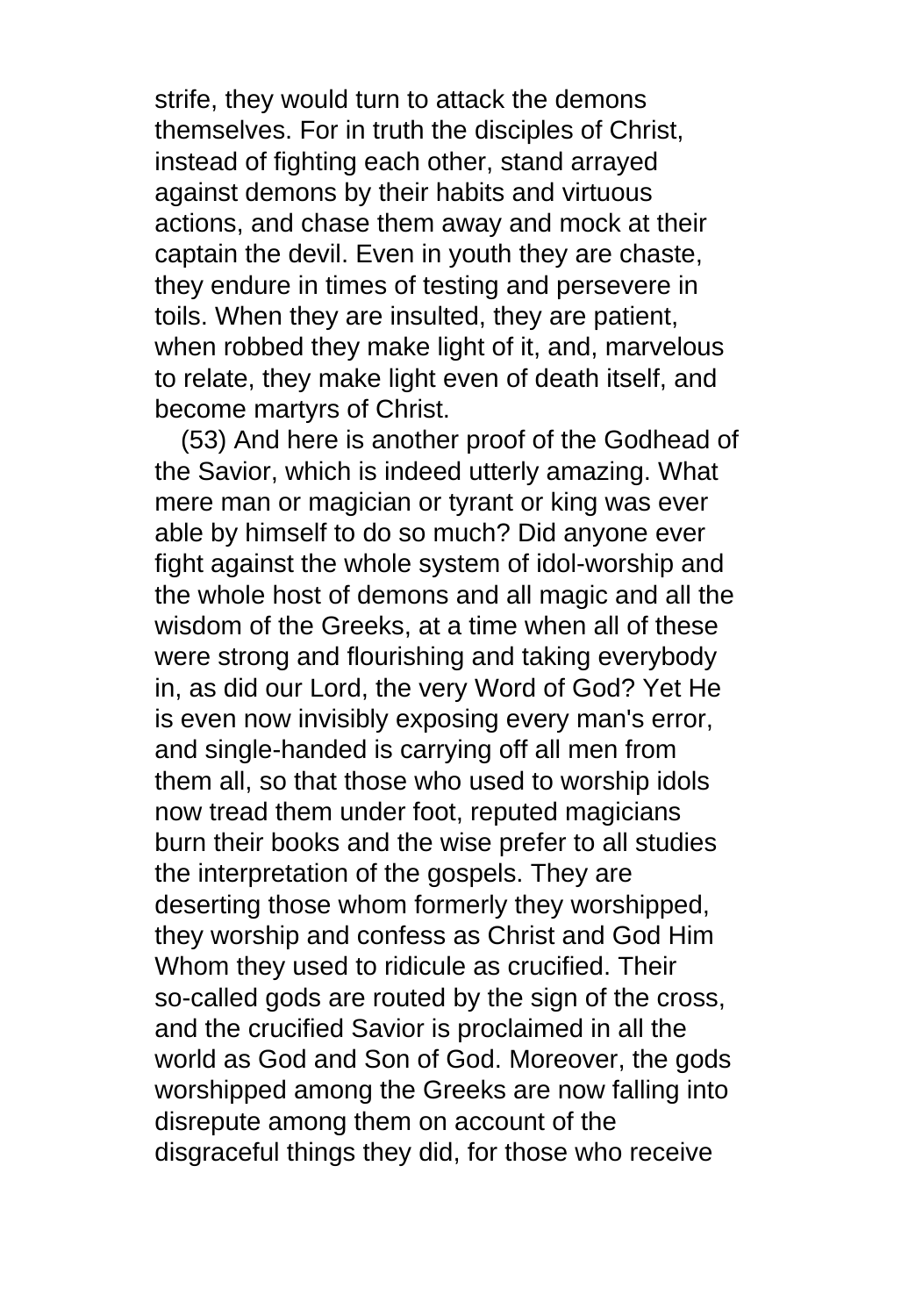strife, they would turn to attack the demons themselves. For in truth the disciples of Christ, instead of fighting each other, stand arrayed against demons by their habits and virtuous actions, and chase them away and mock at their captain the devil. Even in youth they are chaste, they endure in times of testing and persevere in toils. When they are insulted, they are patient, when robbed they make light of it, and, marvelous to relate, they make light even of death itself, and become martyrs of Christ.

(53) And here is another proof of the Godhead of the Savior, which is indeed utterly amazing. What mere man or magician or tyrant or king was ever able by himself to do so much? Did anyone ever fight against the whole system of idol-worship and the whole host of demons and all magic and all the wisdom of the Greeks, at a time when all of these were strong and flourishing and taking everybody in, as did our Lord, the very Word of God? Yet He is even now invisibly exposing every man's error, and single-handed is carrying off all men from them all, so that those who used to worship idols now tread them under foot, reputed magicians burn their books and the wise prefer to all studies the interpretation of the gospels. They are deserting those whom formerly they worshipped, they worship and confess as Christ and God Him Whom they used to ridicule as crucified. Their so-called gods are routed by the sign of the cross, and the crucified Savior is proclaimed in all the world as God and Son of God. Moreover, the gods worshipped among the Greeks are now falling into disrepute among them on account of the disgraceful things they did, for those who receive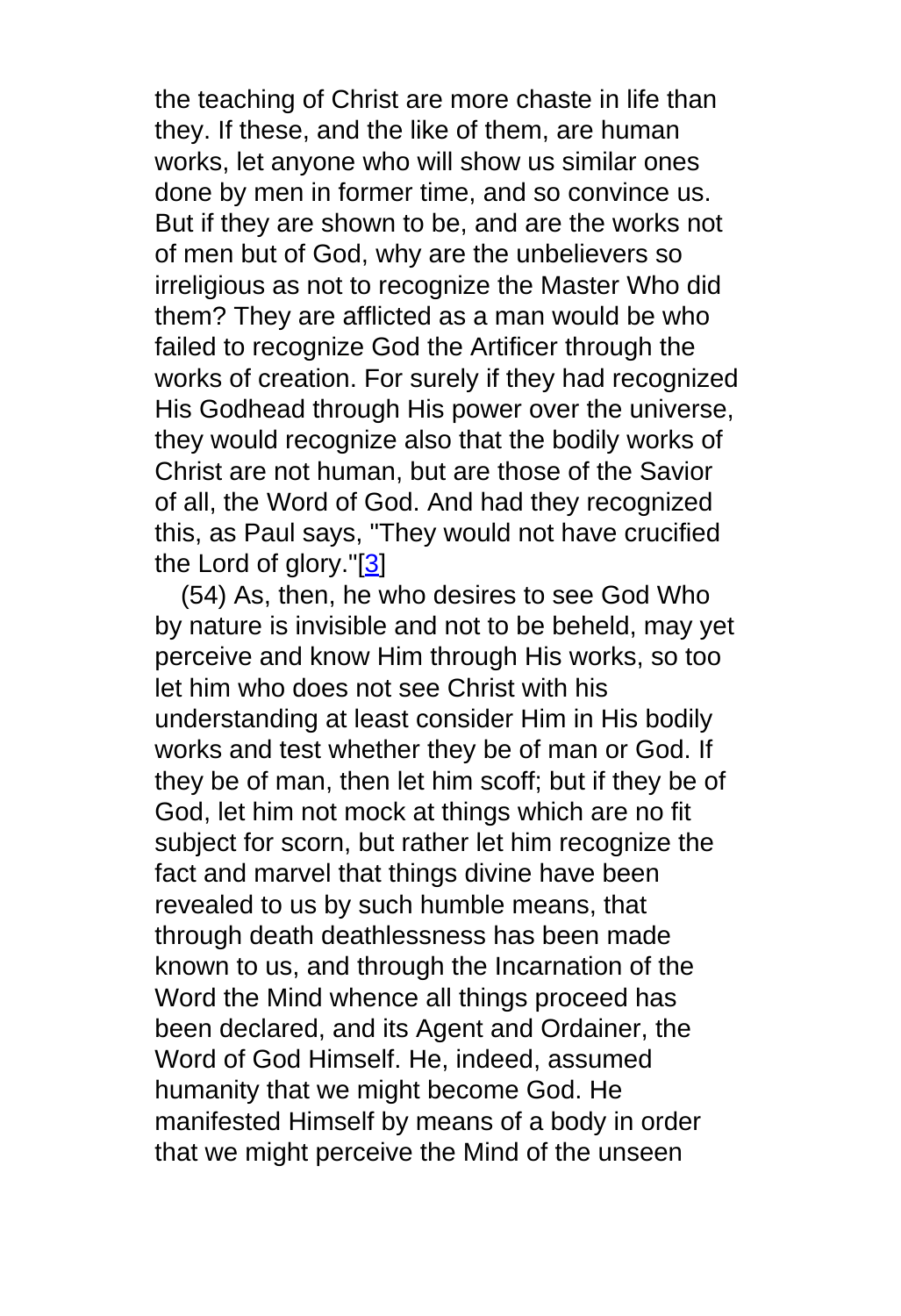the teaching of Christ are more chaste in life than they. If these, and the like of them, are human works, let anyone who will show us similar ones done by men in former time, and so convince us. But if they are shown to be, and are the works not of men but of God, why are the unbelievers so irreligious as not to recognize the Master Who did them? They are afflicted as a man would be who failed to recognize God the Artificer through the works of creation. For surely if they had recognized His Godhead through His power over the universe, they would recognize also that the bodily works of Christ are not human, but are those of the Savior of all, the Word of God. And had they recognized this, as Paul says, "They would not have crucified the Lord of glory."[3]

(54) As, then, he who desires to see God Who by nature is invisible and not to be beheld, may yet perceive and know Him through His works, so too let him who does not see Christ with his understanding at least consider Him in His bodily works and test whether they be of man or God. If they be of man, then let him scoff; but if they be of God, let him not mock at things which are no fit subject for scorn, but rather let him recognize the fact and marvel that things divine have been revealed to us by such humble means, that through death deathlessness has been made known to us, and through the Incarnation of the Word the Mind whence all things proceed has been declared, and its Agent and Ordainer, the Word of God Himself. He, indeed, assumed humanity that we might become God. He manifested Himself by means of a body in order that we might perceive the Mind of the unseen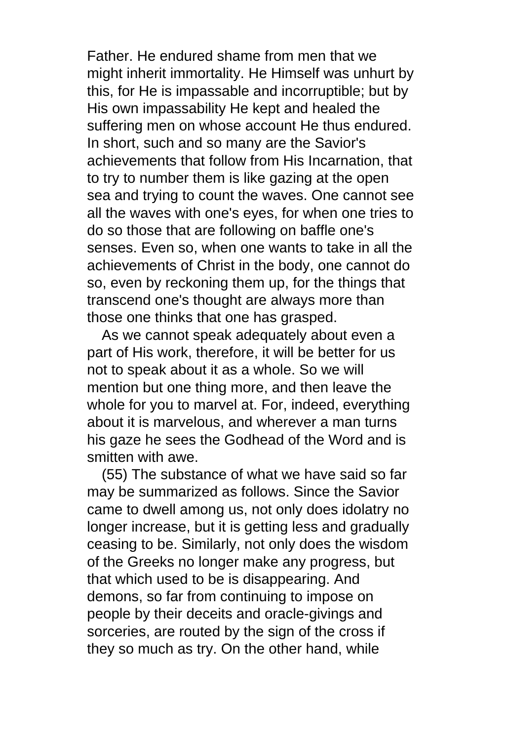Father. He endured shame from men that we might inherit immortality. He Himself was unhurt by this, for He is impassable and incorruptible; but by His own impassability He kept and healed the suffering men on whose account He thus endured. In short, such and so many are the Savior's achievements that follow from His Incarnation, that to try to number them is like gazing at the open sea and trying to count the waves. One cannot see all the waves with one's eyes, for when one tries to do so those that are following on baffle one's senses. Even so, when one wants to take in all the achievements of Christ in the body, one cannot do so, even by reckoning them up, for the things that transcend one's thought are always more than those one thinks that one has grasped.

As we cannot speak adequately about even a part of His work, therefore, it will be better for us not to speak about it as a whole. So we will mention but one thing more, and then leave the whole for you to marvel at. For, indeed, everything about it is marvelous, and wherever a man turns his gaze he sees the Godhead of the Word and is smitten with awe.

(55) The substance of what we have said so far may be summarized as follows. Since the Savior came to dwell among us, not only does idolatry no longer increase, but it is getting less and gradually ceasing to be. Similarly, not only does the wisdom of the Greeks no longer make any progress, but that which used to be is disappearing. And demons, so far from continuing to impose on people by their deceits and oracle-givings and sorceries, are routed by the sign of the cross if they so much as try. On the other hand, while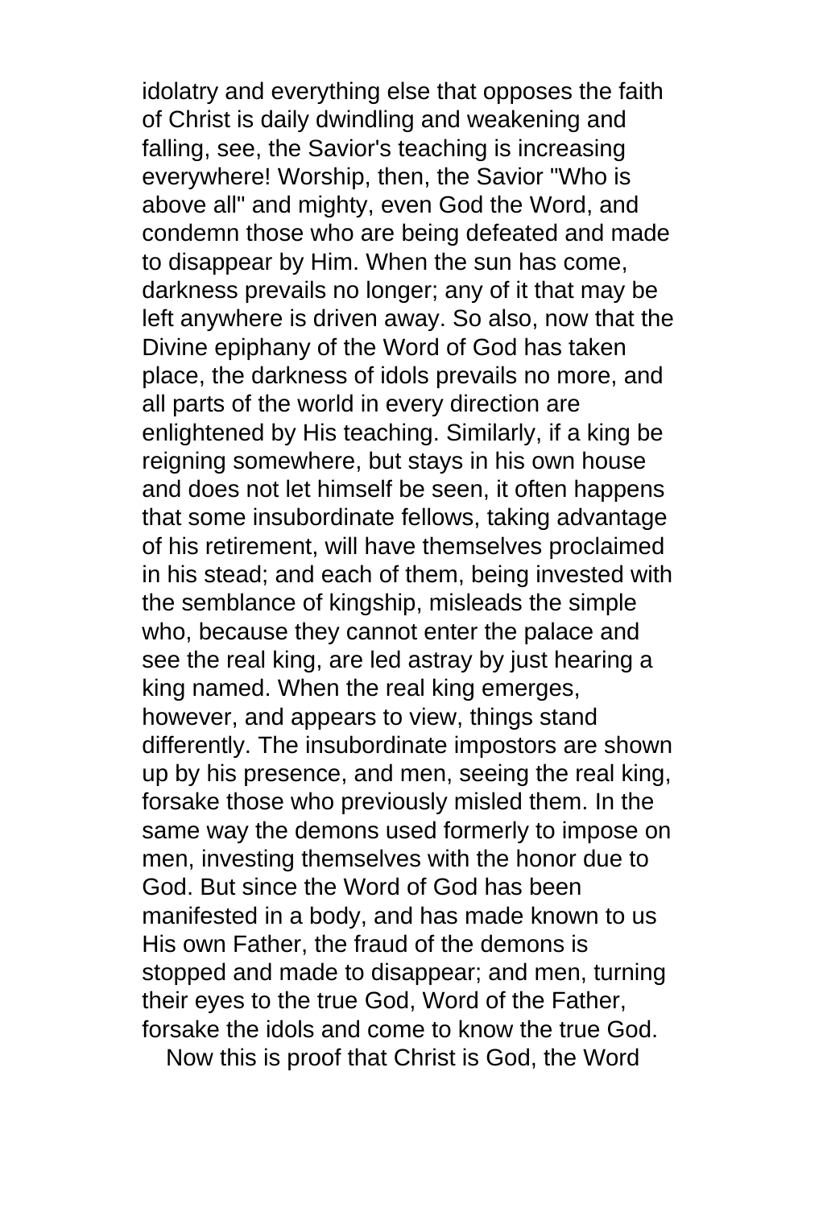idolatry and everything else that opposes the faith of Christ is daily dwindling and weakening and falling, see, the Savior's teaching is increasing everywhere! Worship, then, the Savior "Who is above all" and mighty, even God the Word, and condemn those who are being defeated and made to disappear by Him. When the sun has come, darkness prevails no longer; any of it that may be left anywhere is driven away. So also, now that the Divine epiphany of the Word of God has taken place, the darkness of idols prevails no more, and all parts of the world in every direction are enlightened by His teaching. Similarly, if a king be reigning somewhere, but stays in his own house and does not let himself be seen, it often happens that some insubordinate fellows, taking advantage of his retirement, will have themselves proclaimed in his stead; and each of them, being invested with the semblance of kingship, misleads the simple who, because they cannot enter the palace and see the real king, are led astray by just hearing a king named. When the real king emerges, however, and appears to view, things stand differently. The insubordinate impostors are shown up by his presence, and men, seeing the real king, forsake those who previously misled them. In the same way the demons used formerly to impose on men, investing themselves with the honor due to God. But since the Word of God has been manifested in a body, and has made known to us His own Father, the fraud of the demons is stopped and made to disappear; and men, turning their eyes to the true God, Word of the Father, forsake the idols and come to know the true God.

Now this is proof that Christ is God, the Word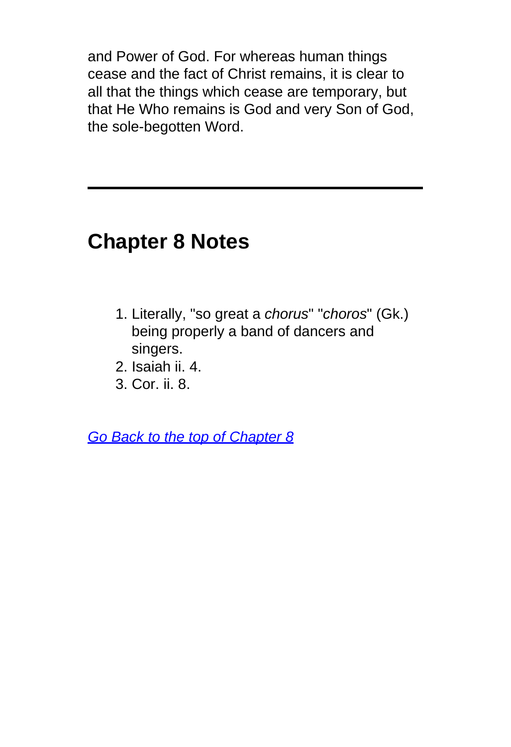and Power of God. For whereas human things cease and the fact of Christ remains, it is clear to all that the things which cease are temporary, but that He Who remains is God and very Son of God, the sole-begotten Word.

---

## Chapter 8 Notes

1. Literally, "so great a *chorus*" "*choros*" (Gk.) being properly a band of dancers and singers.
2. Isaiah ii. 4.
3. Cor. ii. 8.

*Go Back to the top of Chapter 8*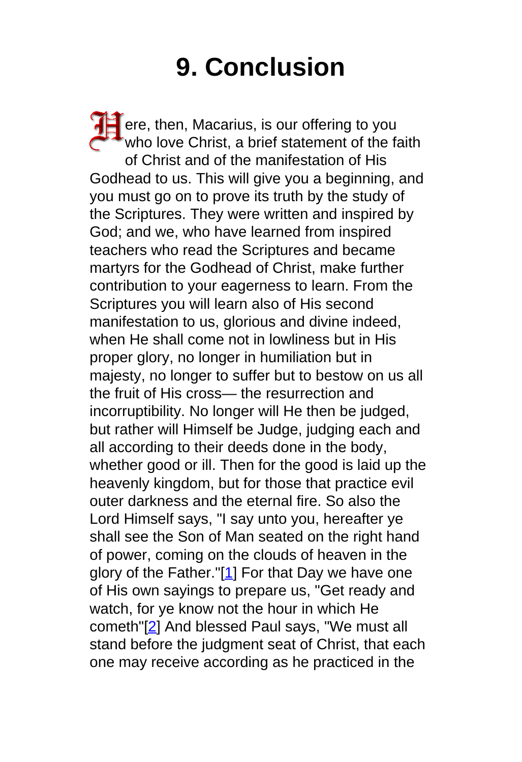# 9. Conclusion

Here, then, Macarius, is our offering to you who love Christ, a brief statement of the faith of Christ and of the manifestation of His Godhead to us. This will give you a beginning, and you must go on to prove its truth by the study of the Scriptures. They were written and inspired by God; and we, who have learned from inspired teachers who read the Scriptures and became martyrs for the Godhead of Christ, make further contribution to your eagerness to learn. From the Scriptures you will learn also of His second manifestation to us, glorious and divine indeed, when He shall come not in lowliness but in His proper glory, no longer in humiliation but in majesty, no longer to suffer but to bestow on us all the fruit of His cross— the resurrection and incorruptibility. No longer will He then be judged, but rather will Himself be Judge, judging each and all according to their deeds done in the body, whether good or ill. Then for the good is laid up the heavenly kingdom, but for those that practice evil outer darkness and the eternal fire. So also the Lord Himself says, "I say unto you, hereafter ye shall see the Son of Man seated on the right hand of power, coming on the clouds of heaven in the glory of the Father."[1] For that Day we have one of His own sayings to prepare us, "Get ready and watch, for ye know not the hour in which He cometh"[2] And blessed Paul says, "We must all stand before the judgment seat of Christ, that each one may receive according as he practiced in the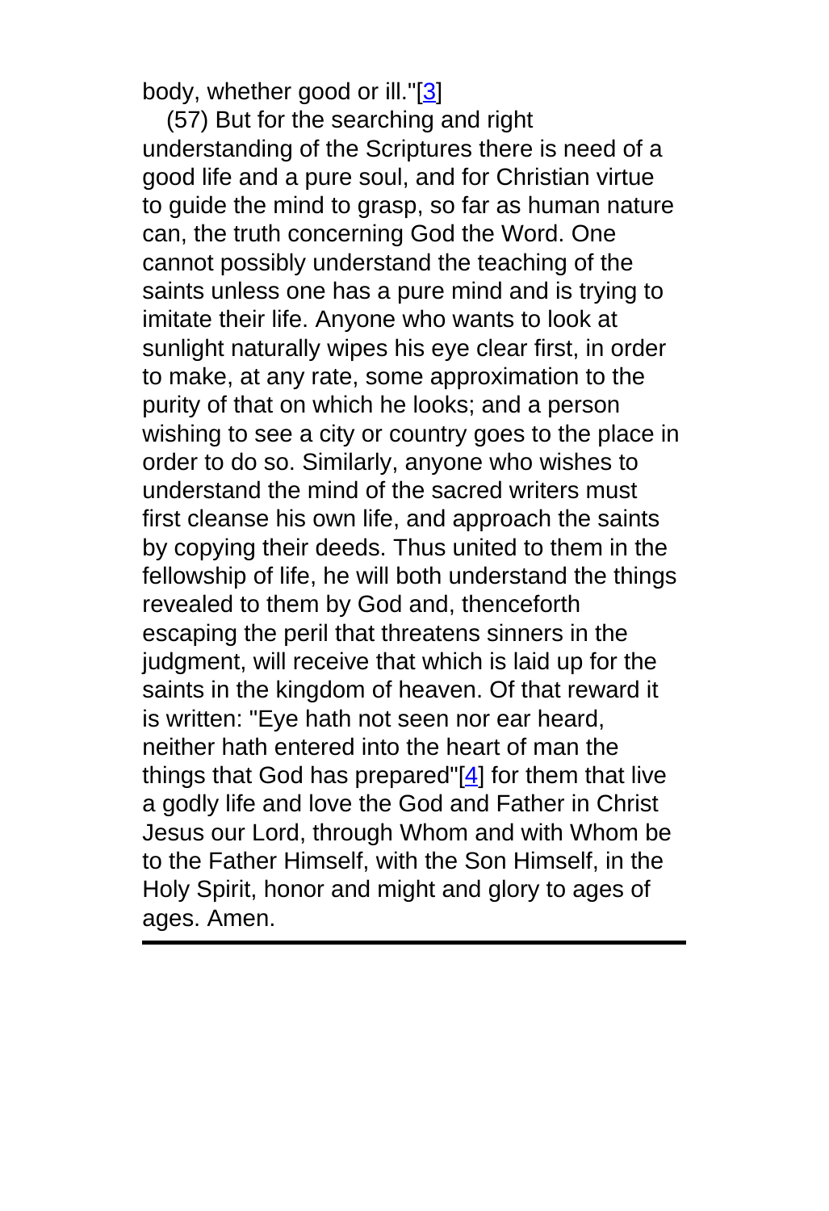body, whether good or ill."[3]

(57) But for the searching and right understanding of the Scriptures there is need of a good life and a pure soul, and for Christian virtue to guide the mind to grasp, so far as human nature can, the truth concerning God the Word. One cannot possibly understand the teaching of the saints unless one has a pure mind and is trying to imitate their life. Anyone who wants to look at sunlight naturally wipes his eye clear first, in order to make, at any rate, some approximation to the purity of that on which he looks; and a person wishing to see a city or country goes to the place in order to do so. Similarly, anyone who wishes to understand the mind of the sacred writers must first cleanse his own life, and approach the saints by copying their deeds. Thus united to them in the fellowship of life, he will both understand the things revealed to them by God and, thenceforth escaping the peril that threatens sinners in the judgment, will receive that which is laid up for the saints in the kingdom of heaven. Of that reward it is written: "Eye hath not seen nor ear heard, neither hath entered into the heart of man the things that God has prepared"[4] for them that live a godly life and love the God and Father in Christ Jesus our Lord, through Whom and with Whom be to the Father Himself, with the Son Himself, in the Holy Spirit, honor and might and glory to ages of ages. Amen.

---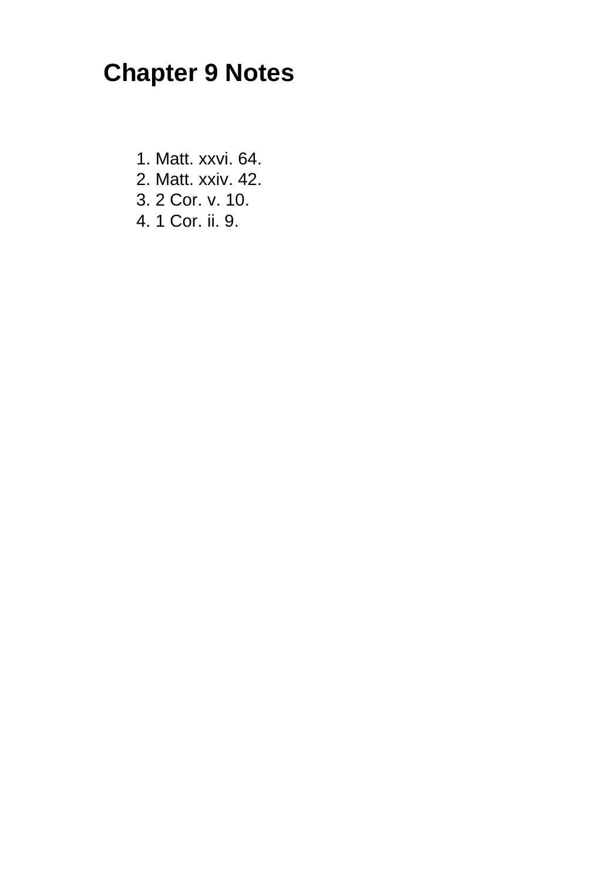# Chapter 9 Notes

1. Matt. xxvi. 64.
2. Matt. xxiv. 42.
3. 2 Cor. v. 10.
4. 1 Cor. ii. 9.